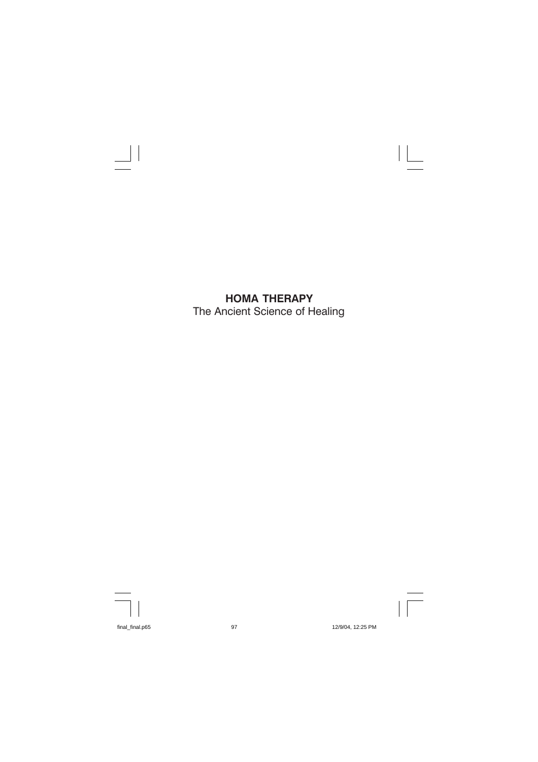# HOMA THERAPY

The Ancient Science of Healing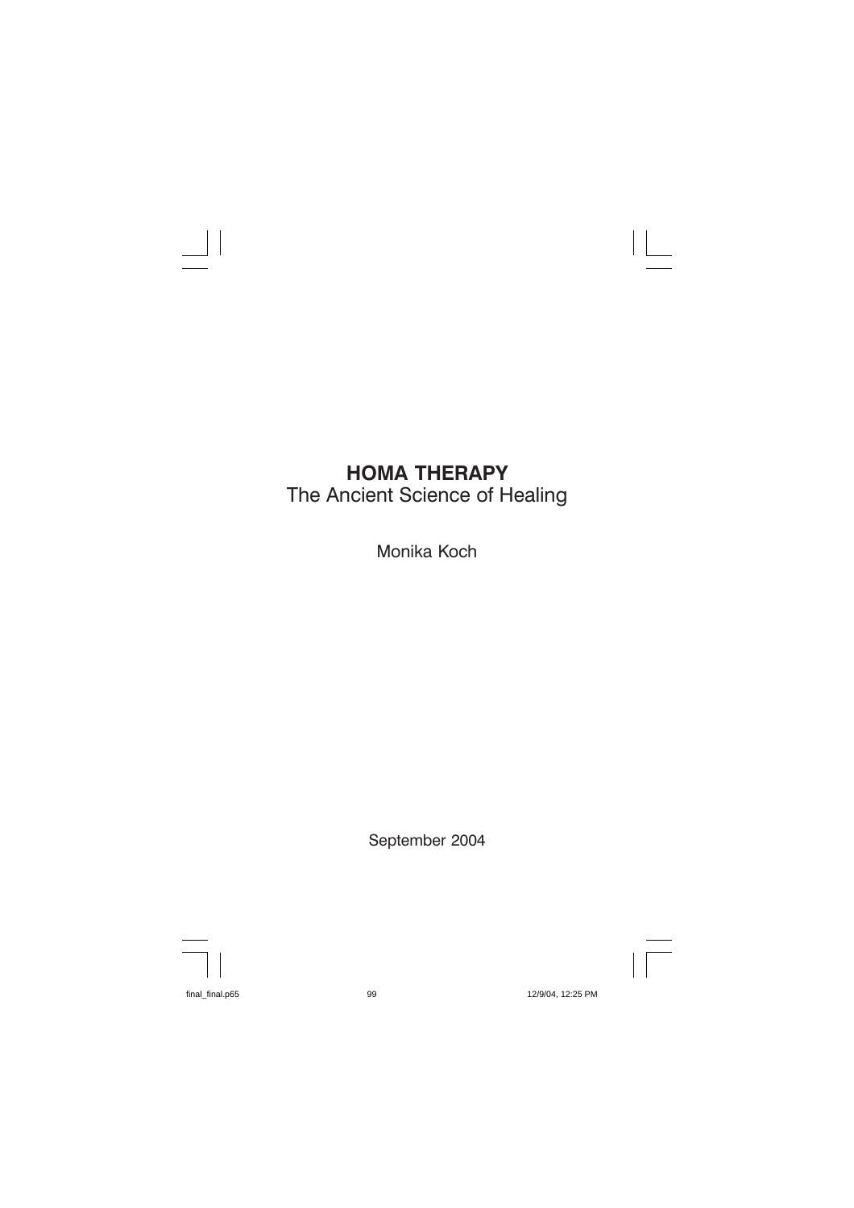# HOMA THERAPY

The Ancient Science of Healing

Monika Koch

September 2004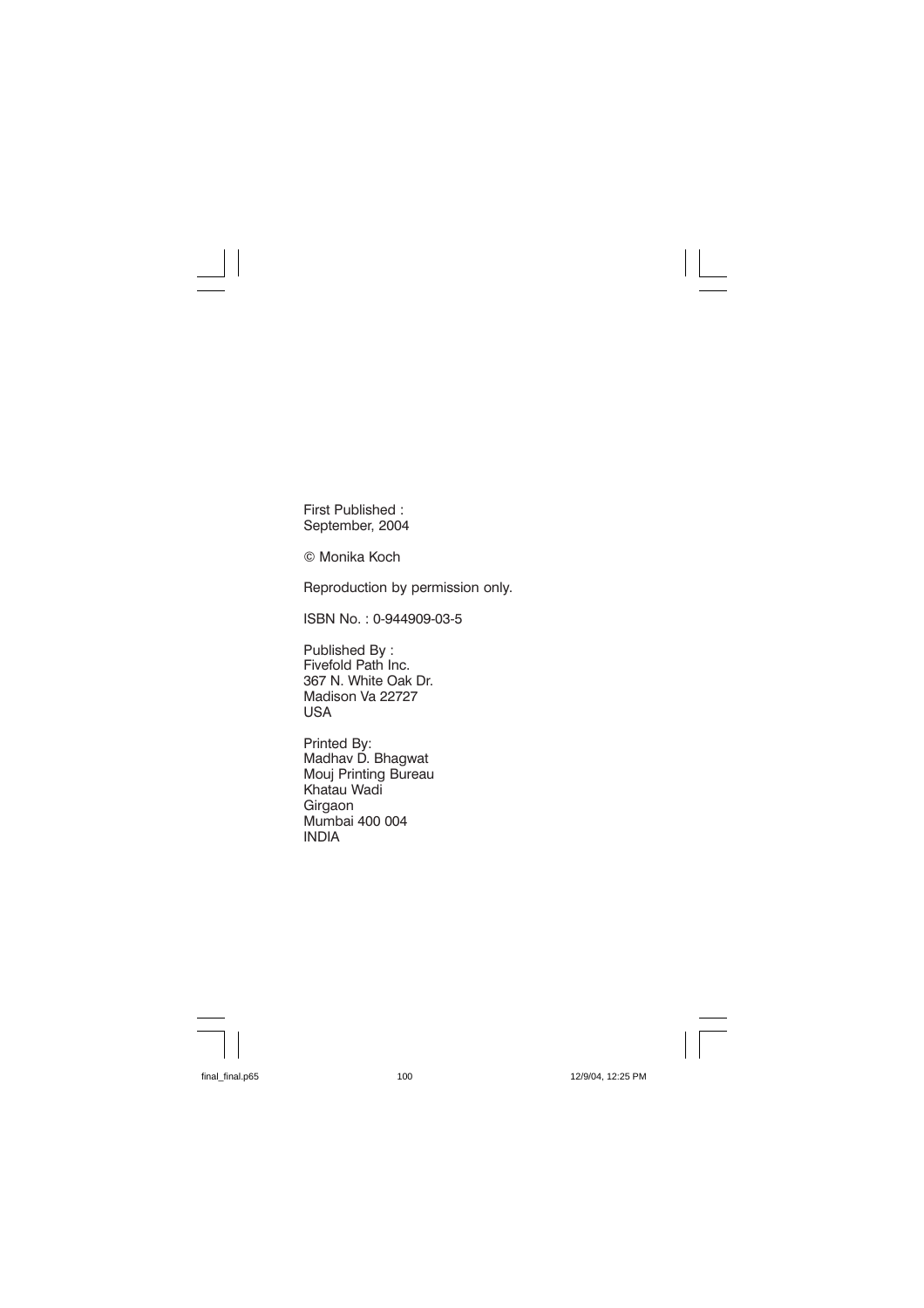First Published :
September, 2004

© Monika Koch

Reproduction by permission only.

ISBN No. : 0-944909-03-5

Published By :
Fivefold Path Inc.
367 N. White Oak Dr.
Madison Va 22727
USA

Printed By:
Madhav D. Bhagwat
Mouj Printing Bureau
Khatau Wadi
Girgaon
Mumbai 400 004
INDIA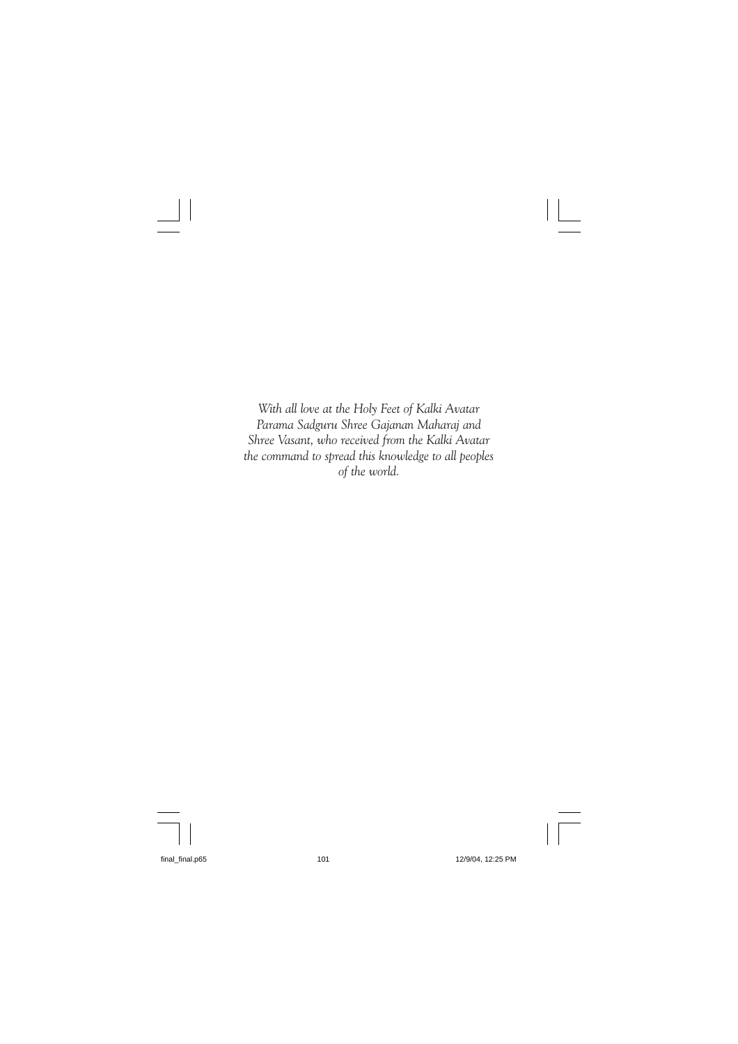*With all love at the Holy Feet of Kalki Avatar Parama Sadguru Shree Gajanan Maharaj and Shree Vasant, who received from the Kalki Avatar the command to spread this knowledge to all peoples of the world.*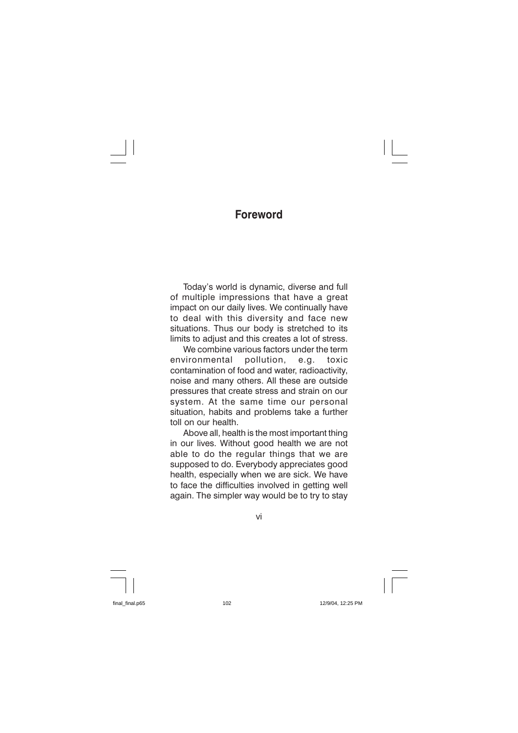## Foreword

Today's world is dynamic, diverse and full of multiple impressions that have a great impact on our daily lives. We continually have to deal with this diversity and face new situations. Thus our body is stretched to its limits to adjust and this creates a lot of stress.

We combine various factors under the term environmental pollution, e.g. toxic contamination of food and water, radioactivity, noise and many others. All these are outside pressures that create stress and strain on our system. At the same time our personal situation, habits and problems take a further toll on our health.

Above all, health is the most important thing in our lives. Without good health we are not able to do the regular things that we are supposed to do. Everybody appreciates good health, especially when we are sick. We have to face the difficulties involved in getting well again. The simpler way would be to try to stay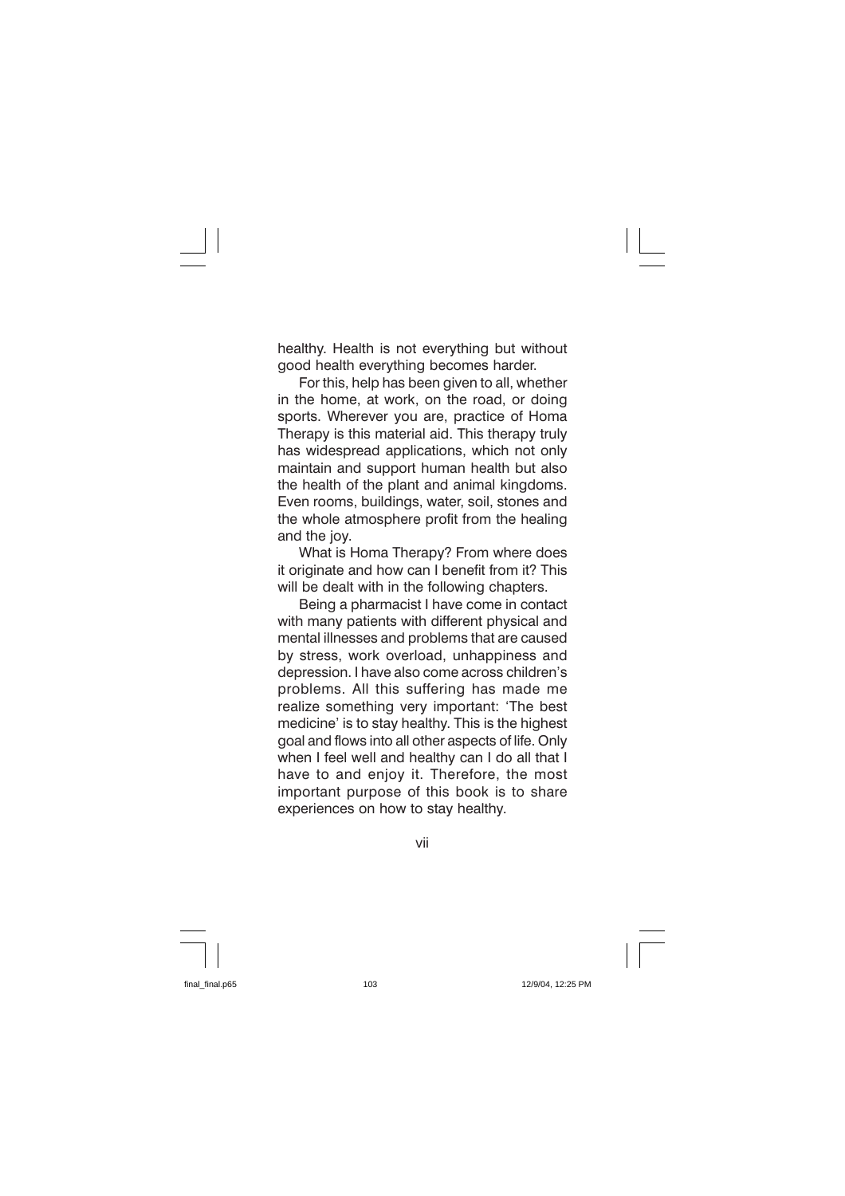healthy. Health is not everything but without good health everything becomes harder.

For this, help has been given to all, whether in the home, at work, on the road, or doing sports. Wherever you are, practice of Homa Therapy is this material aid. This therapy truly has widespread applications, which not only maintain and support human health but also the health of the plant and animal kingdoms. Even rooms, buildings, water, soil, stones and the whole atmosphere profit from the healing and the joy.

What is Homa Therapy? From where does it originate and how can I benefit from it? This will be dealt with in the following chapters.

Being a pharmacist I have come in contact with many patients with different physical and mental illnesses and problems that are caused by stress, work overload, unhappiness and depression. I have also come across children's problems. All this suffering has made me realize something very important: 'The best medicine' is to stay healthy. This is the highest goal and flows into all other aspects of life. Only when I feel well and healthy can I do all that I have to and enjoy it. Therefore, the most important purpose of this book is to share experiences on how to stay healthy.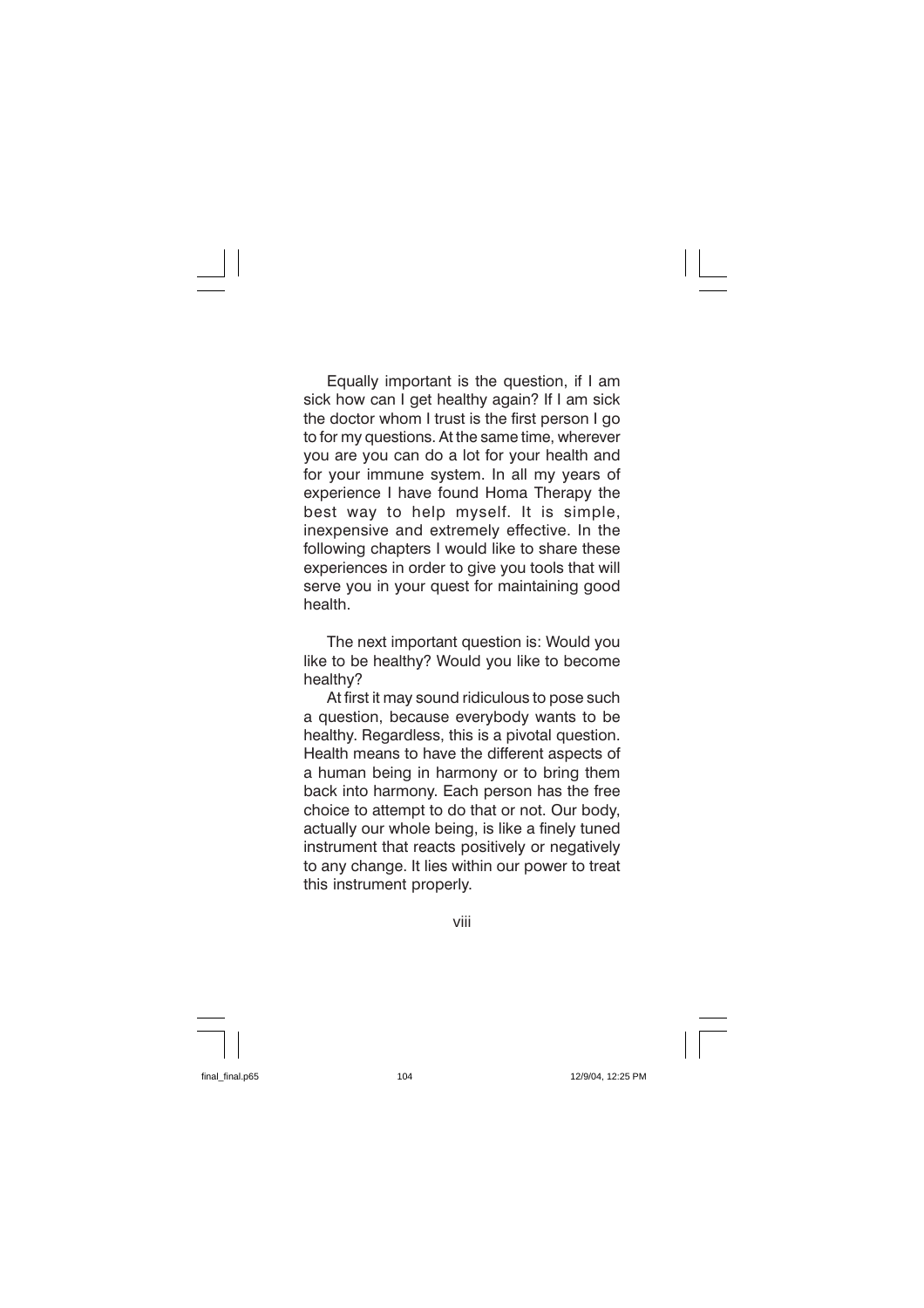Equally important is the question, if I am sick how can I get healthy again? If I am sick the doctor whom I trust is the first person I go to for my questions. At the same time, wherever you are you can do a lot for your health and for your immune system. In all my years of experience I have found Homa Therapy the best way to help myself. It is simple, inexpensive and extremely effective. In the following chapters I would like to share these experiences in order to give you tools that will serve you in your quest for maintaining good health.

The next important question is: Would you like to be healthy? Would you like to become healthy?

At first it may sound ridiculous to pose such a question, because everybody wants to be healthy. Regardless, this is a pivotal question. Health means to have the different aspects of a human being in harmony or to bring them back into harmony. Each person has the free choice to attempt to do that or not. Our body, actually our whole being, is like a finely tuned instrument that reacts positively or negatively to any change. It lies within our power to treat this instrument properly.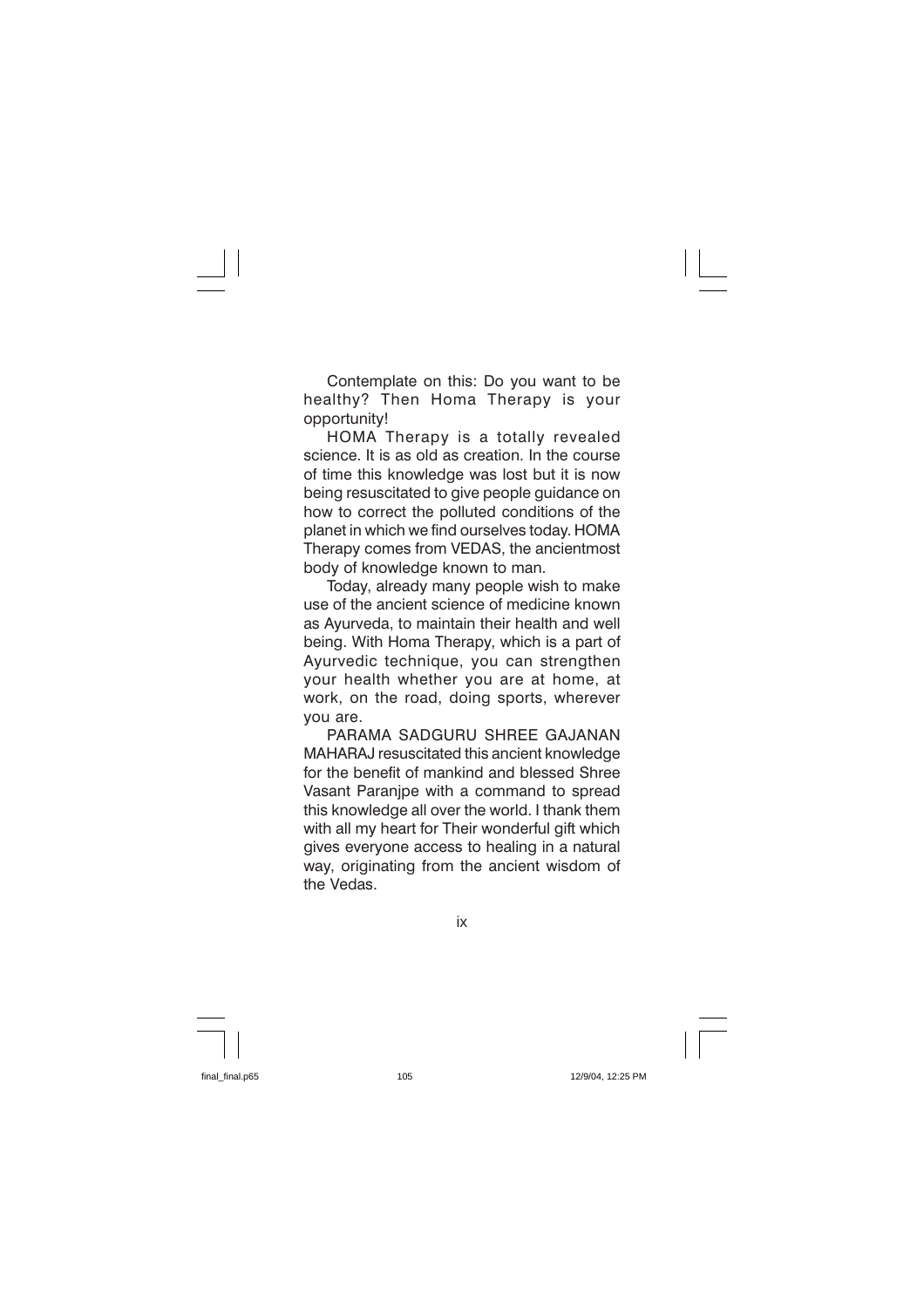Contemplate on this: Do you want to be healthy? Then Homa Therapy is your opportunity!

HOMA Therapy is a totally revealed science. It is as old as creation. In the course of time this knowledge was lost but it is now being resuscitated to give people guidance on how to correct the polluted conditions of the planet in which we find ourselves today. HOMA Therapy comes from VEDAS, the ancientmost body of knowledge known to man.

Today, already many people wish to make use of the ancient science of medicine known as Ayurveda, to maintain their health and well being. With Homa Therapy, which is a part of Ayurvedic technique, you can strengthen your health whether you are at home, at work, on the road, doing sports, wherever you are.

PARAMA SADGURU SHREE GAJANAN MAHARAJ resuscitated this ancient knowledge for the benefit of mankind and blessed Shree Vasant Paranjpe with a command to spread this knowledge all over the world. I thank them with all my heart for Their wonderful gift which gives everyone access to healing in a natural way, originating from the ancient wisdom of the Vedas.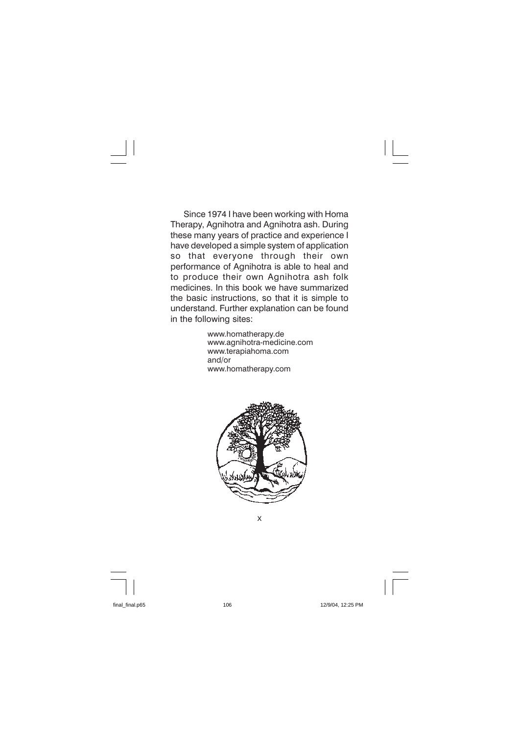Since 1974 I have been working with Homa Therapy, Agnihotra and Agnihotra ash. During these many years of practice and experience I have developed a simple system of application so that everyone through their own performance of Agnihotra is able to heal and to produce their own Agnihotra ash folk medicines. In this book we have summarized the basic instructions, so that it is simple to understand. Further explanation can be found in the following sites:

www.homatherapy.de
www.agnihotra-medicine.com
www.terapiahoma.com
and/or
www.homatherapy.com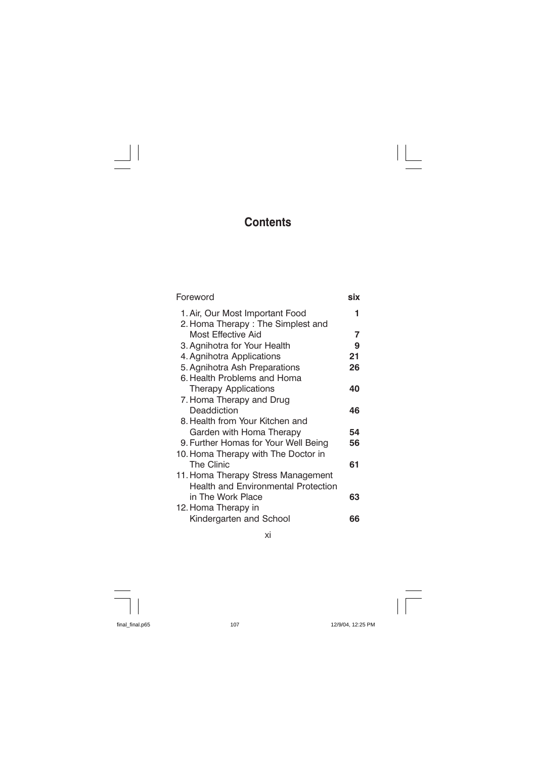# Contents

| | |
|---|---|
| Foreword | **six** |
| 1. Air, Our Most Important Food | **1** |
| 2. Homa Therapy : The Simplest and Most Effective Aid | **7** |
| 3. Agnihotra for Your Health | **9** |
| 4. Agnihotra Applications | **21** |
| 5. Agnihotra Ash Preparations | **26** |
| 6. Health Problems and Homa Therapy Applications | **40** |
| 7. Homa Therapy and Drug Deaddiction | **46** |
| 8. Health from Your Kitchen and Garden with Homa Therapy | **54** |
| 9. Further Homas for Your Well Being | **56** |
| 10. Homa Therapy with The Doctor in The Clinic | **61** |
| 11. Homa Therapy Stress Management Health and Environmental Protection in The Work Place | **63** |
| 12. Homa Therapy in Kindergarten and School | **66** |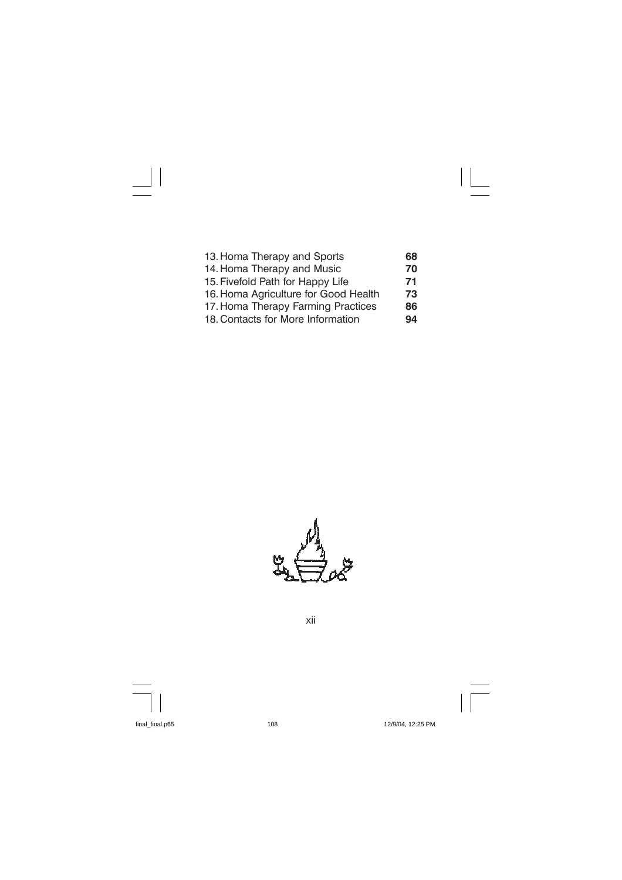| | |
|---|---|
| 13. Homa Therapy and Sports | **68** |
| 14. Homa Therapy and Music | **70** |
| 15. Fivefold Path for Happy Life | **71** |
| 16. Homa Agriculture for Good Health | **73** |
| 17. Homa Therapy Farming Practices | **86** |
| 18. Contacts for More Information | **94** |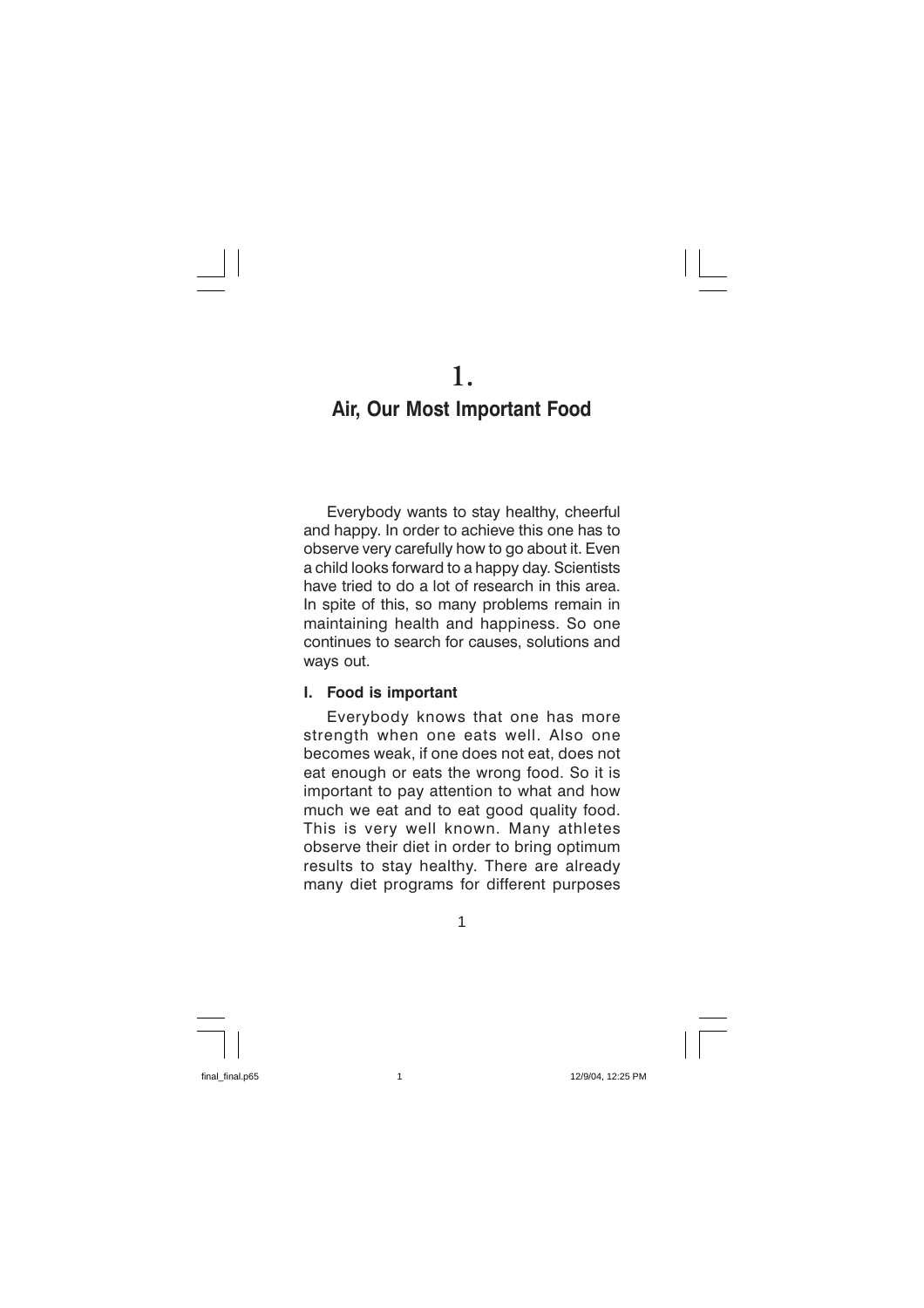# 1.

# Air, Our Most Important Food

Everybody wants to stay healthy, cheerful and happy. In order to achieve this one has to observe very carefully how to go about it. Even a child looks forward to a happy day. Scientists have tried to do a lot of research in this area. In spite of this, so many problems remain in maintaining health and happiness. So one continues to search for causes, solutions and ways out.

## I. Food is important

Everybody knows that one has more strength when one eats well. Also one becomes weak, if one does not eat, does not eat enough or eats the wrong food. So it is important to pay attention to what and how much we eat and to eat good quality food. This is very well known. Many athletes observe their diet in order to bring optimum results to stay healthy. There are already many diet programs for different purposes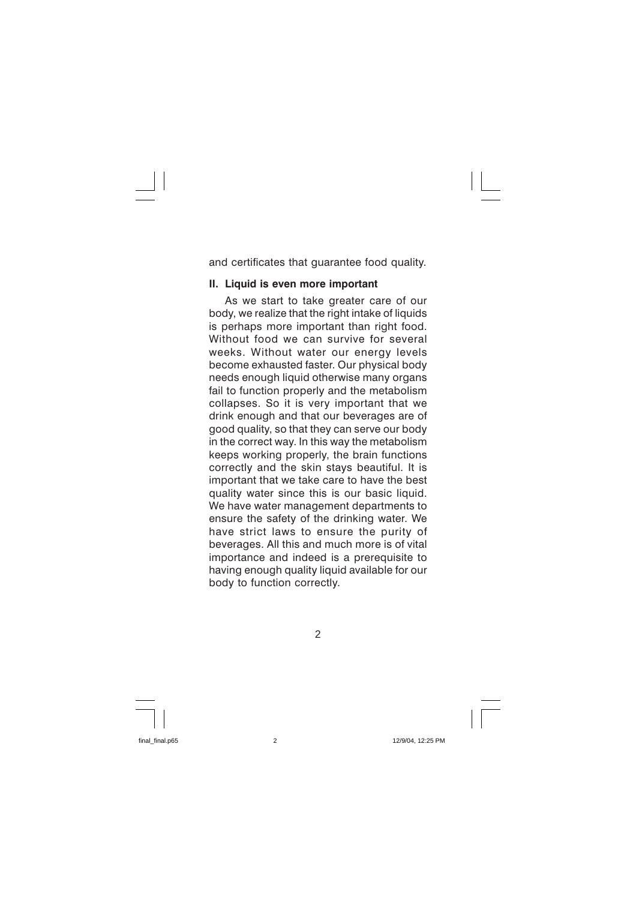and certificates that guarantee food quality.

### II. Liquid is even more important

As we start to take greater care of our body, we realize that the right intake of liquids is perhaps more important than right food. Without food we can survive for several weeks. Without water our energy levels become exhausted faster. Our physical body needs enough liquid otherwise many organs fail to function properly and the metabolism collapses. So it is very important that we drink enough and that our beverages are of good quality, so that they can serve our body in the correct way. In this way the metabolism keeps working properly, the brain functions correctly and the skin stays beautiful. It is important that we take care to have the best quality water since this is our basic liquid. We have water management departments to ensure the safety of the drinking water. We have strict laws to ensure the purity of beverages. All this and much more is of vital importance and indeed is a prerequisite to having enough quality liquid available for our body to function correctly.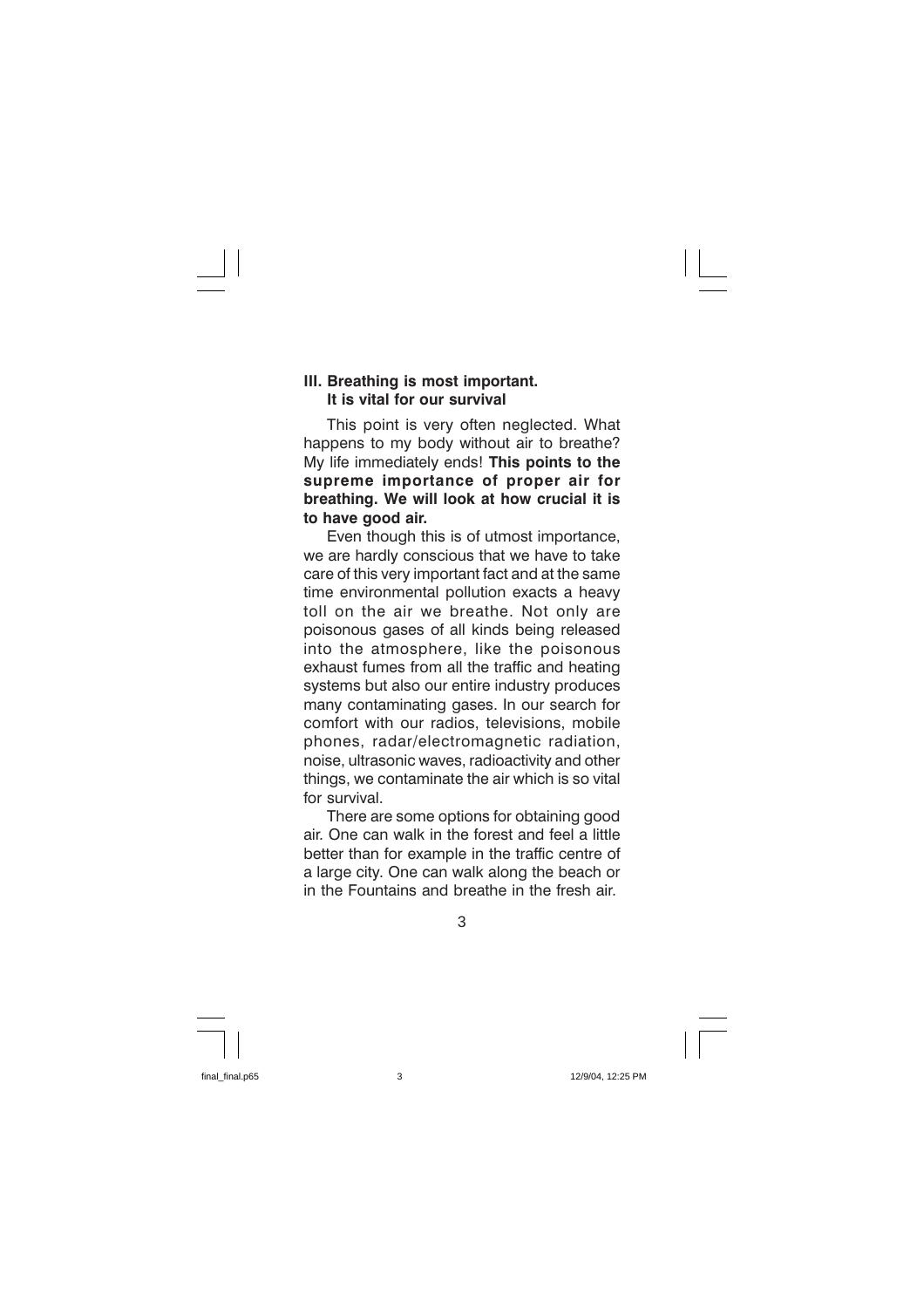## III. Breathing is most important. It is vital for our survival

This point is very often neglected. What happens to my body without air to breathe? My life immediately ends! **This points to the supreme importance of proper air for breathing. We will look at how crucial it is to have good air.**

Even though this is of utmost importance, we are hardly conscious that we have to take care of this very important fact and at the same time environmental pollution exacts a heavy toll on the air we breathe. Not only are poisonous gases of all kinds being released into the atmosphere, like the poisonous exhaust fumes from all the traffic and heating systems but also our entire industry produces many contaminating gases. In our search for comfort with our radios, televisions, mobile phones, radar/electromagnetic radiation, noise, ultrasonic waves, radioactivity and other things, we contaminate the air which is so vital for survival.

There are some options for obtaining good air. One can walk in the forest and feel a little better than for example in the traffic centre of a large city. One can walk along the beach or in the Fountains and breathe in the fresh air.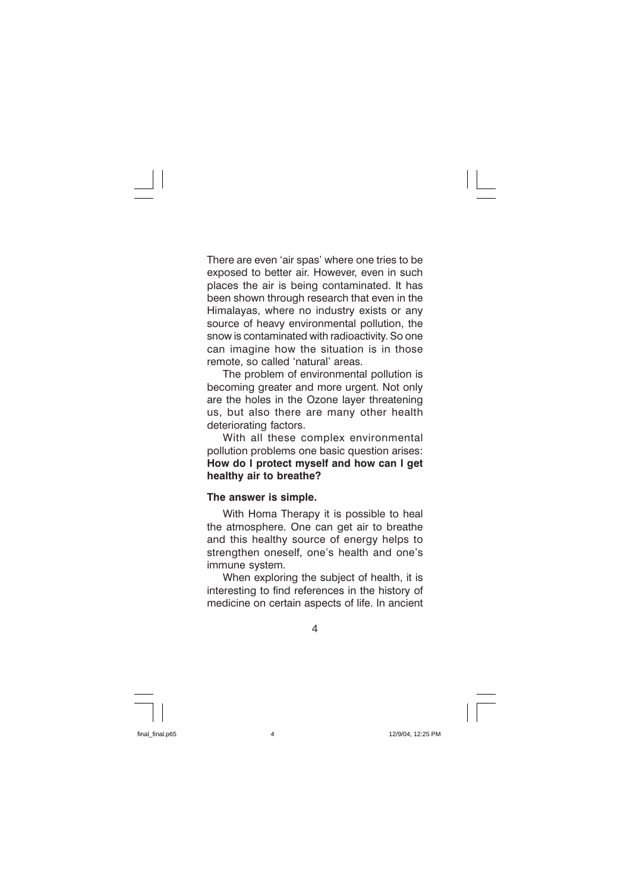There are even 'air spas' where one tries to be exposed to better air. However, even in such places the air is being contaminated. It has been shown through research that even in the Himalayas, where no industry exists or any source of heavy environmental pollution, the snow is contaminated with radioactivity. So one can imagine how the situation is in those remote, so called 'natural' areas.

The problem of environmental pollution is becoming greater and more urgent. Not only are the holes in the Ozone layer threatening us, but also there are many other health deteriorating factors.

With all these complex environmental pollution problems one basic question arises: **How do I protect myself and how can I get healthy air to breathe?**

**The answer is simple.**

With Homa Therapy it is possible to heal the atmosphere. One can get air to breathe and this healthy source of energy helps to strengthen oneself, one's health and one's immune system.

When exploring the subject of health, it is interesting to find references in the history of medicine on certain aspects of life. In ancient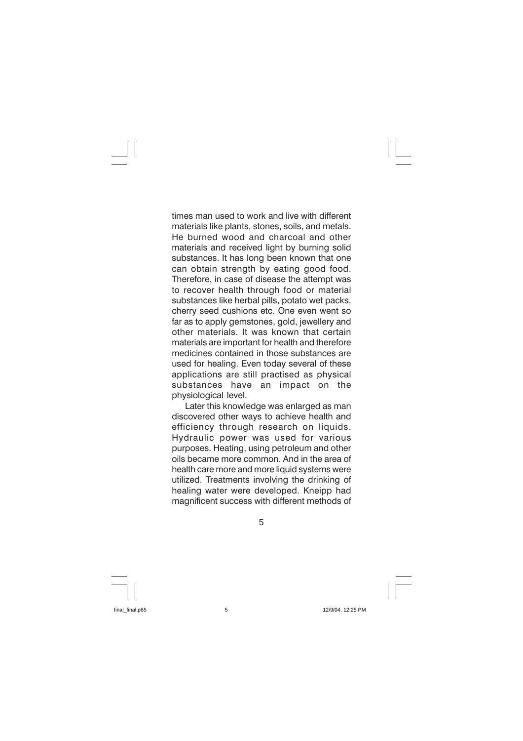times man used to work and live with different materials like plants, stones, soils, and metals. He burned wood and charcoal and other materials and received light by burning solid substances. It has long been known that one can obtain strength by eating good food. Therefore, in case of disease the attempt was to recover health through food or material substances like herbal pills, potato wet packs, cherry seed cushions etc. One even went so far as to apply gemstones, gold, jewellery and other materials. It was known that certain materials are important for health and therefore medicines contained in those substances are used for healing. Even today several of these applications are still practised as physical substances have an impact on the physiological level.

Later this knowledge was enlarged as man discovered other ways to achieve health and efficiency through research on liquids. Hydraulic power was used for various purposes. Heating, using petroleum and other oils became more common. And in the area of health care more and more liquid systems were utilized. Treatments involving the drinking of healing water were developed. Kneipp had magnificent success with different methods of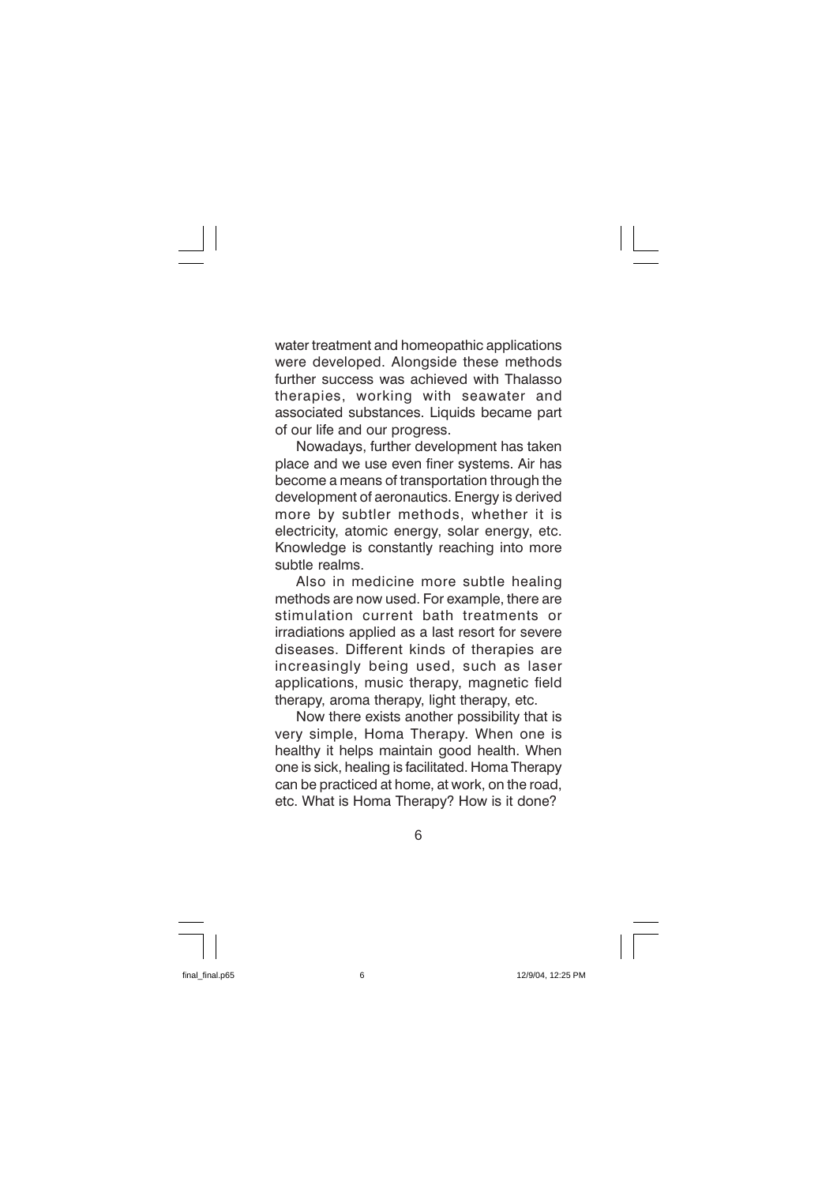water treatment and homeopathic applications were developed. Alongside these methods further success was achieved with Thalasso therapies, working with seawater and associated substances. Liquids became part of our life and our progress.

Nowadays, further development has taken place and we use even finer systems. Air has become a means of transportation through the development of aeronautics. Energy is derived more by subtler methods, whether it is electricity, atomic energy, solar energy, etc. Knowledge is constantly reaching into more subtle realms.

Also in medicine more subtle healing methods are now used. For example, there are stimulation current bath treatments or irradiations applied as a last resort for severe diseases. Different kinds of therapies are increasingly being used, such as laser applications, music therapy, magnetic field therapy, aroma therapy, light therapy, etc.

Now there exists another possibility that is very simple, Homa Therapy. When one is healthy it helps maintain good health. When one is sick, healing is facilitated. Homa Therapy can be practiced at home, at work, on the road, etc. What is Homa Therapy? How is it done?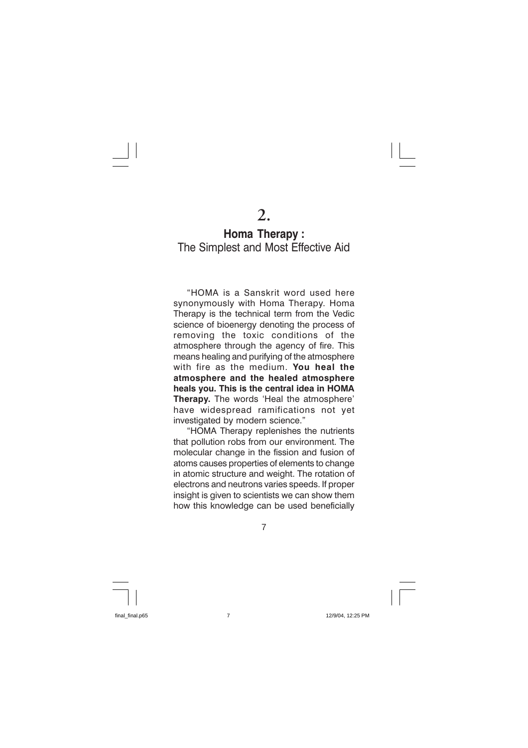# 2.

## **Homa Therapy :** The Simplest and Most Effective Aid

"HOMA is a Sanskrit word used here synonymously with Homa Therapy. Homa Therapy is the technical term from the Vedic science of bioenergy denoting the process of removing the toxic conditions of the atmosphere through the agency of fire. This means healing and purifying of the atmosphere with fire as the medium. **You heal the atmosphere and the healed atmosphere heals you. This is the central idea in HOMA Therapy.** The words 'Heal the atmosphere' have widespread ramifications not yet investigated by modern science."

"HOMA Therapy replenishes the nutrients that pollution robs from our environment. The molecular change in the fission and fusion of atoms causes properties of elements to change in atomic structure and weight. The rotation of electrons and neutrons varies speeds. If proper insight is given to scientists we can show them how this knowledge can be used beneficially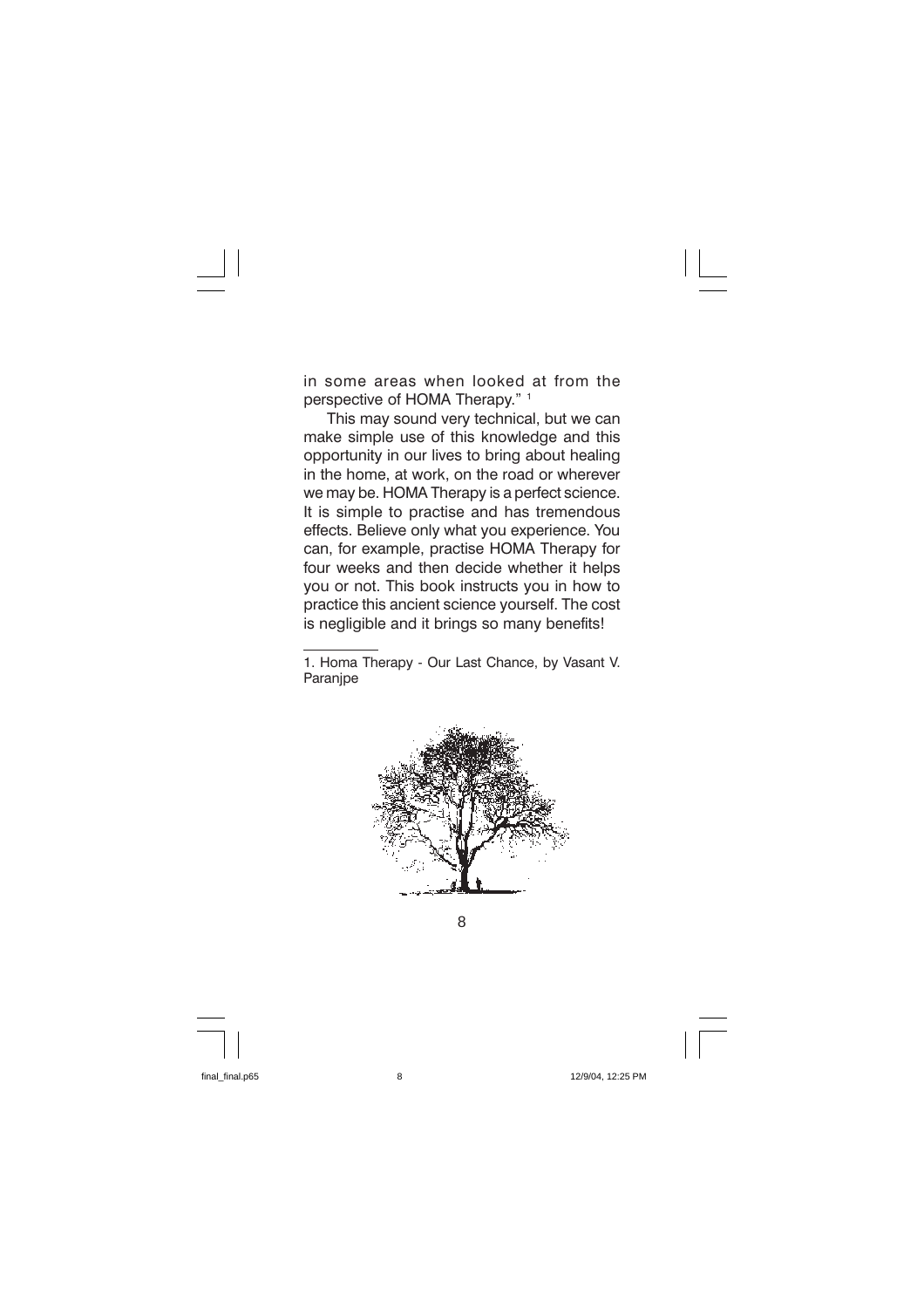in some areas when looked at from the perspective of HOMA Therapy." [1]

This may sound very technical, but we can make simple use of this knowledge and this opportunity in our lives to bring about healing in the home, at work, on the road or wherever we may be. HOMA Therapy is a perfect science. It is simple to practise and has tremendous effects. Believe only what you experience. You can, for example, practise HOMA Therapy for four weeks and then decide whether it helps you or not. This book instructs you in how to practice this ancient science yourself. The cost is negligible and it brings so many benefits!

---

1. Homa Therapy - Our Last Chance, by Vasant V. Paranjpe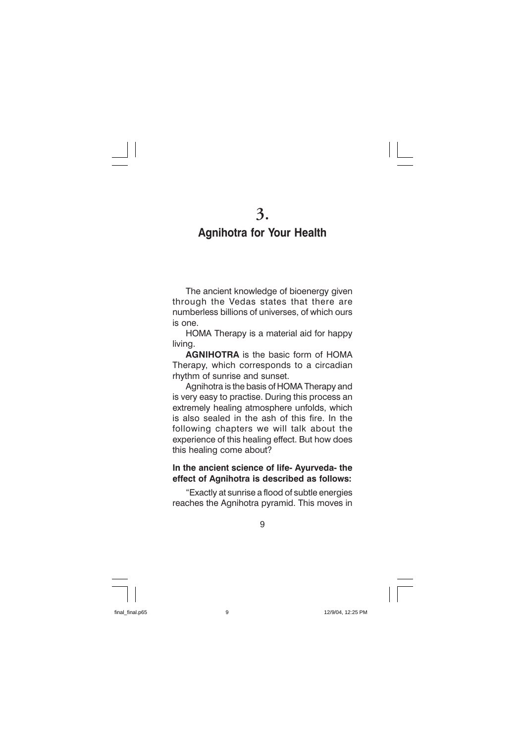# 3.
## Agnihotra for Your Health

The ancient knowledge of bioenergy given through the Vedas states that there are numberless billions of universes, of which ours is one.

HOMA Therapy is a material aid for happy living.

**AGNIHOTRA** is the basic form of HOMA Therapy, which corresponds to a circadian rhythm of sunrise and sunset.

Agnihotra is the basis of HOMA Therapy and is very easy to practise. During this process an extremely healing atmosphere unfolds, which is also sealed in the ash of this fire. In the following chapters we will talk about the experience of this healing effect. But how does this healing come about?

**In the ancient science of life- Ayurveda- the effect of Agnihotra is described as follows:**

"Exactly at sunrise a flood of subtle energies reaches the Agnihotra pyramid. This moves in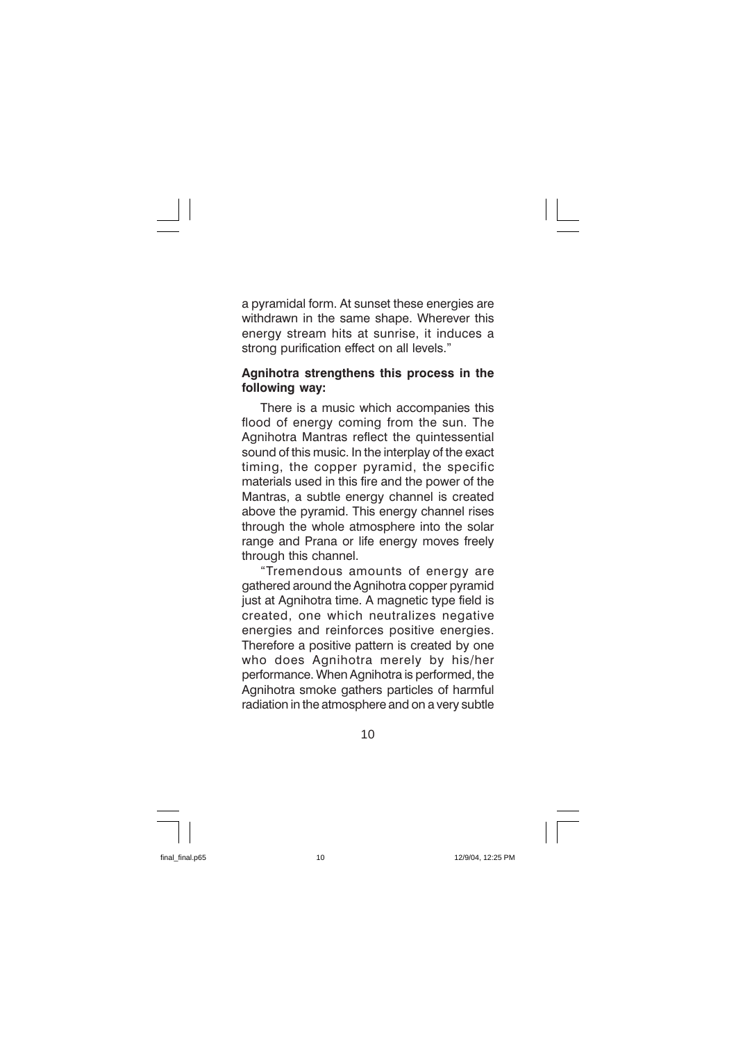a pyramidal form. At sunset these energies are withdrawn in the same shape. Wherever this energy stream hits at sunrise, it induces a strong purification effect on all levels."

**Agnihotra strengthens this process in the following way:**

There is a music which accompanies this flood of energy coming from the sun. The Agnihotra Mantras reflect the quintessential sound of this music. In the interplay of the exact timing, the copper pyramid, the specific materials used in this fire and the power of the Mantras, a subtle energy channel is created above the pyramid. This energy channel rises through the whole atmosphere into the solar range and Prana or life energy moves freely through this channel.

"Tremendous amounts of energy are gathered around the Agnihotra copper pyramid just at Agnihotra time. A magnetic type field is created, one which neutralizes negative energies and reinforces positive energies. Therefore a positive pattern is created by one who does Agnihotra merely by his/her performance. When Agnihotra is performed, the Agnihotra smoke gathers particles of harmful radiation in the atmosphere and on a very subtle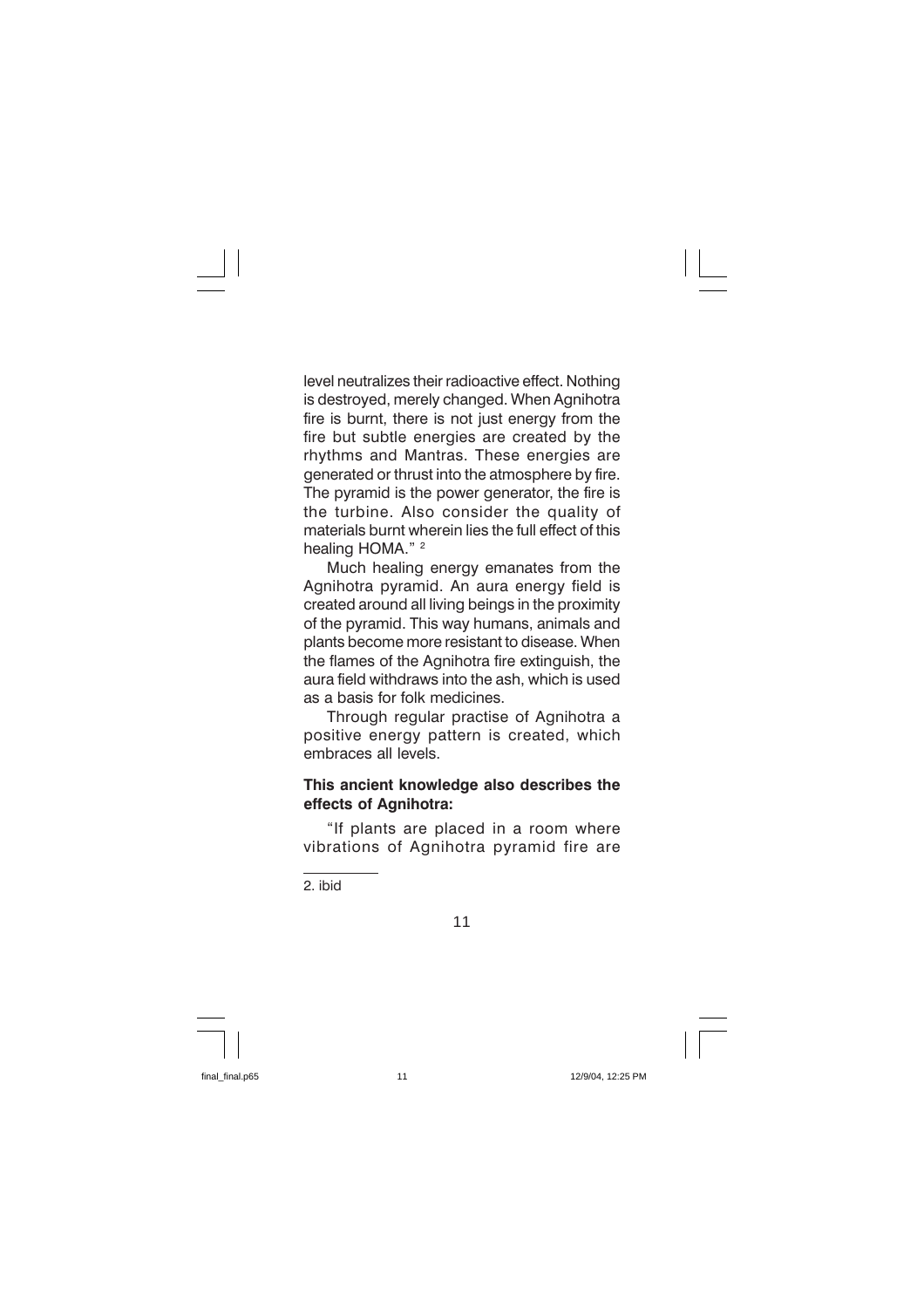level neutralizes their radioactive effect. Nothing is destroyed, merely changed. When Agnihotra fire is burnt, there is not just energy from the fire but subtle energies are created by the rhythms and Mantras. These energies are generated or thrust into the atmosphere by fire. The pyramid is the power generator, the fire is the turbine. Also consider the quality of materials burnt wherein lies the full effect of this healing HOMA." [2]

Much healing energy emanates from the Agnihotra pyramid. An aura energy field is created around all living beings in the proximity of the pyramid. This way humans, animals and plants become more resistant to disease. When the flames of the Agnihotra fire extinguish, the aura field withdraws into the ash, which is used as a basis for folk medicines.

Through regular practise of Agnihotra a positive energy pattern is created, which embraces all levels.

**This ancient knowledge also describes the effects of Agnihotra:**

"If plants are placed in a room where vibrations of Agnihotra pyramid fire are

---

2. ibid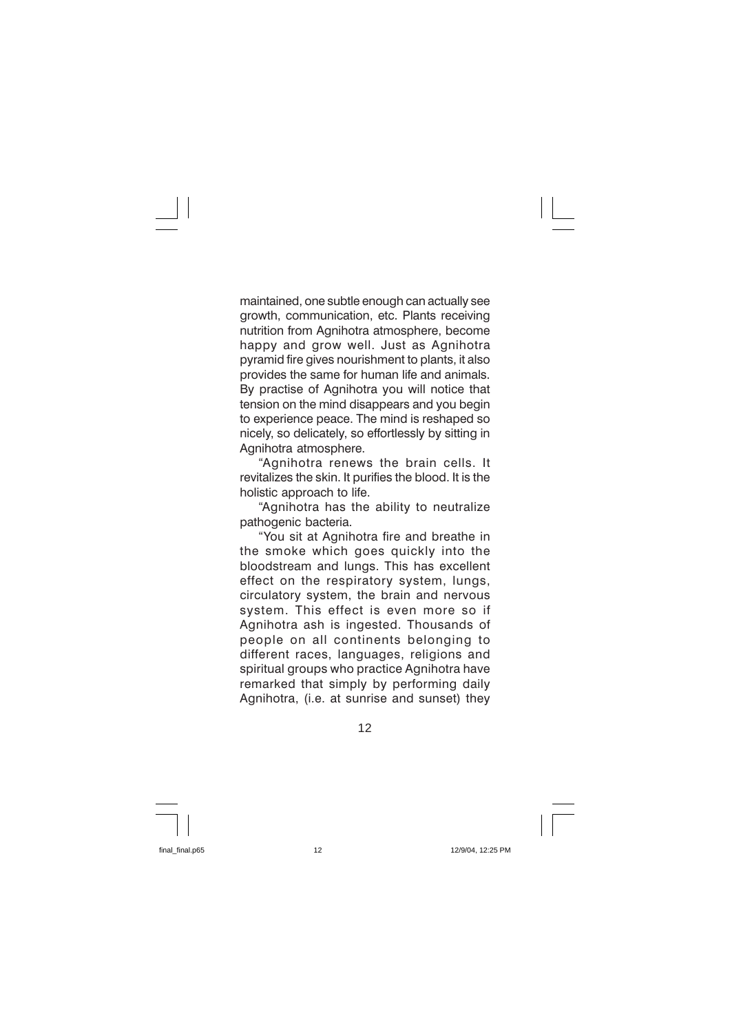maintained, one subtle enough can actually see growth, communication, etc. Plants receiving nutrition from Agnihotra atmosphere, become happy and grow well. Just as Agnihotra pyramid fire gives nourishment to plants, it also provides the same for human life and animals. By practise of Agnihotra you will notice that tension on the mind disappears and you begin to experience peace. The mind is reshaped so nicely, so delicately, so effortlessly by sitting in Agnihotra atmosphere.

"Agnihotra renews the brain cells. It revitalizes the skin. It purifies the blood. It is the holistic approach to life.

"Agnihotra has the ability to neutralize pathogenic bacteria.

"You sit at Agnihotra fire and breathe in the smoke which goes quickly into the bloodstream and lungs. This has excellent effect on the respiratory system, lungs, circulatory system, the brain and nervous system. This effect is even more so if Agnihotra ash is ingested. Thousands of people on all continents belonging to different races, languages, religions and spiritual groups who practice Agnihotra have remarked that simply by performing daily Agnihotra, (i.e. at sunrise and sunset) they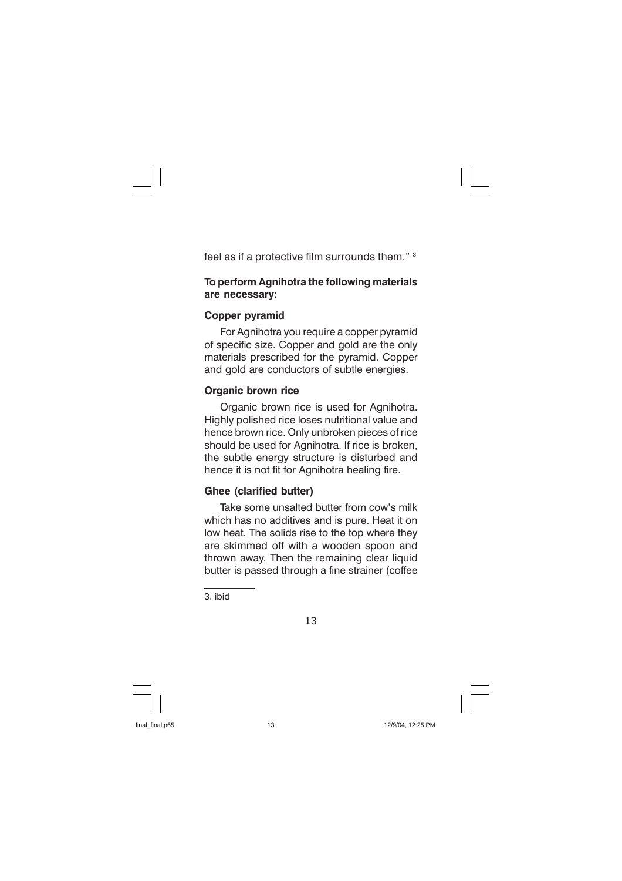feel as if a protective film surrounds them." [3]

**To perform Agnihotra the following materials are necessary:**

**Copper pyramid**

For Agnihotra you require a copper pyramid of specific size. Copper and gold are the only materials prescribed for the pyramid. Copper and gold are conductors of subtle energies.

**Organic brown rice**

Organic brown rice is used for Agnihotra. Highly polished rice loses nutritional value and hence brown rice. Only unbroken pieces of rice should be used for Agnihotra. If rice is broken, the subtle energy structure is disturbed and hence it is not fit for Agnihotra healing fire.

**Ghee (clarified butter)**

Take some unsalted butter from cow's milk which has no additives and is pure. Heat it on low heat. The solids rise to the top where they are skimmed off with a wooden spoon and thrown away. Then the remaining clear liquid butter is passed through a fine strainer (coffee

---

3. ibid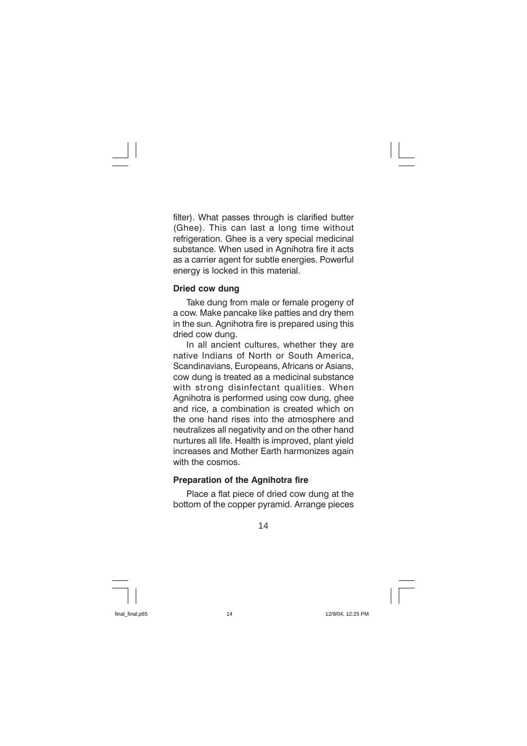filter). What passes through is clarified butter (Ghee). This can last a long time without refrigeration. Ghee is a very special medicinal substance. When used in Agnihotra fire it acts as a carrier agent for subtle energies. Powerful energy is locked in this material.

**Dried cow dung**

Take dung from male or female progeny of a cow. Make pancake like patties and dry them in the sun. Agnihotra fire is prepared using this dried cow dung.

In all ancient cultures, whether they are native Indians of North or South America, Scandinavians, Europeans, Africans or Asians, cow dung is treated as a medicinal substance with strong disinfectant qualities. When Agnihotra is performed using cow dung, ghee and rice, a combination is created which on the one hand rises into the atmosphere and neutralizes all negativity and on the other hand nurtures all life. Health is improved, plant yield increases and Mother Earth harmonizes again with the cosmos.

**Preparation of the Agnihotra fire**

Place a flat piece of dried cow dung at the bottom of the copper pyramid. Arrange pieces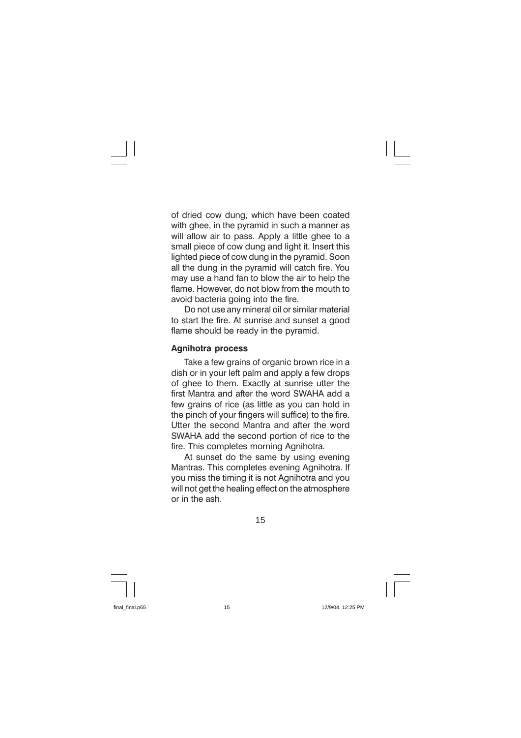of dried cow dung, which have been coated with ghee, in the pyramid in such a manner as will allow air to pass. Apply a little ghee to a small piece of cow dung and light it. Insert this lighted piece of cow dung in the pyramid. Soon all the dung in the pyramid will catch fire. You may use a hand fan to blow the air to help the flame. However, do not blow from the mouth to avoid bacteria going into the fire.

Do not use any mineral oil or similar material to start the fire. At sunrise and sunset a good flame should be ready in the pyramid.

**Agnihotra process**

Take a few grains of organic brown rice in a dish or in your left palm and apply a few drops of ghee to them. Exactly at sunrise utter the first Mantra and after the word SWAHA add a few grains of rice (as little as you can hold in the pinch of your fingers will suffice) to the fire. Utter the second Mantra and after the word SWAHA add the second portion of rice to the fire. This completes morning Agnihotra.

At sunset do the same by using evening Mantras. This completes evening Agnihotra. If you miss the timing it is not Agnihotra and you will not get the healing effect on the atmosphere or in the ash.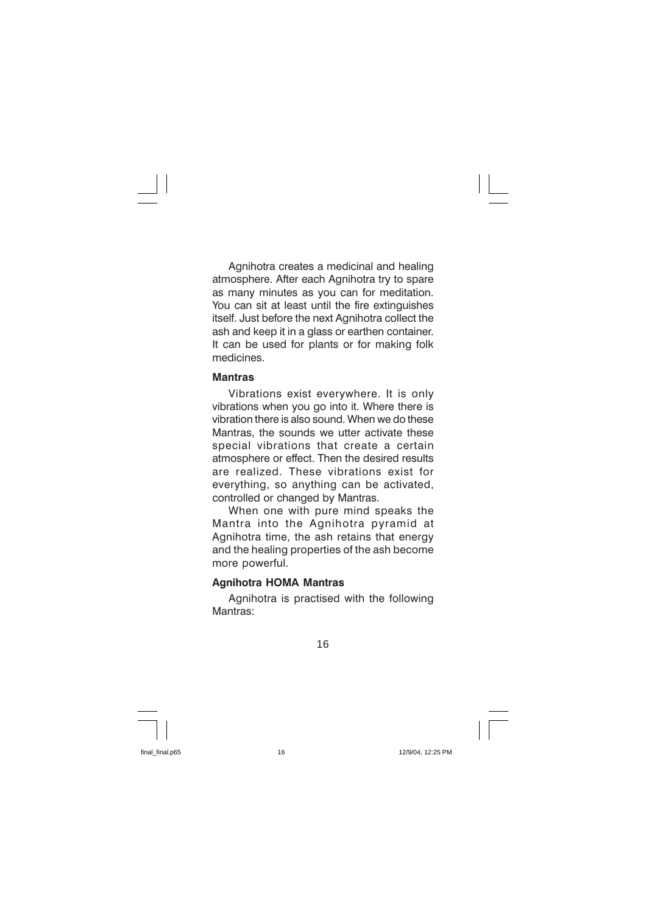Agnihotra creates a medicinal and healing atmosphere. After each Agnihotra try to spare as many minutes as you can for meditation. You can sit at least until the fire extinguishes itself. Just before the next Agnihotra collect the ash and keep it in a glass or earthen container. It can be used for plants or for making folk medicines.

### Mantras

Vibrations exist everywhere. It is only vibrations when you go into it. Where there is vibration there is also sound. When we do these Mantras, the sounds we utter activate these special vibrations that create a certain atmosphere or effect. Then the desired results are realized. These vibrations exist for everything, so anything can be activated, controlled or changed by Mantras.

When one with pure mind speaks the Mantra into the Agnihotra pyramid at Agnihotra time, the ash retains that energy and the healing properties of the ash become more powerful.

### Agnihotra HOMA Mantras

Agnihotra is practised with the following Mantras: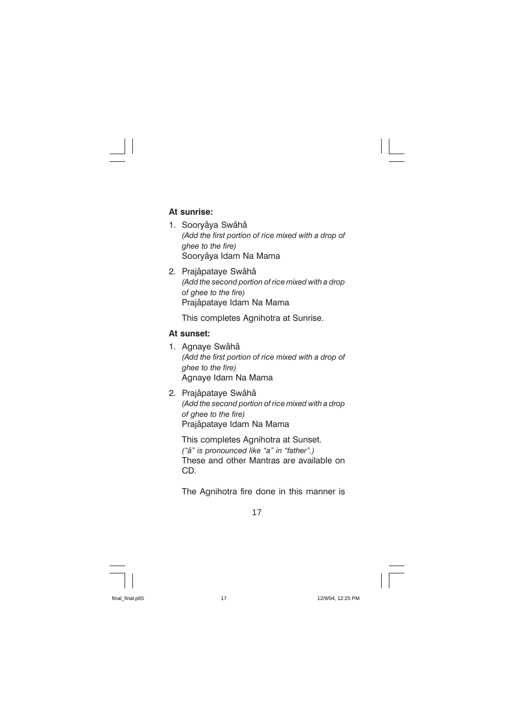**At sunrise:**

1. Sooryâya Swâhâ
   *(Add the first portion of rice mixed with a drop of ghee to the fire)*
   Sooryâya Idam Na Mama

2. Prajâpataye Swâhâ
   *(Add the second portion of rice mixed with a drop of ghee to the fire)*
   Prajâpataye Idam Na Mama

   This completes Agnihotra at Sunrise.

**At sunset:**

1. Agnaye Swâhâ
   *(Add the first portion of rice mixed with a drop of ghee to the fire)*
   Agnaye Idam Na Mama

2. Prajâpataye Swâhâ
   *(Add the second portion of rice mixed with a drop of ghee to the fire)*
   Prajâpataye Idam Na Mama

   This completes Agnihotra at Sunset.
   *("â" is pronounced like "a" in "father".)*
   These and other Mantras are available on CD.

   The Agnihotra fire done in this manner is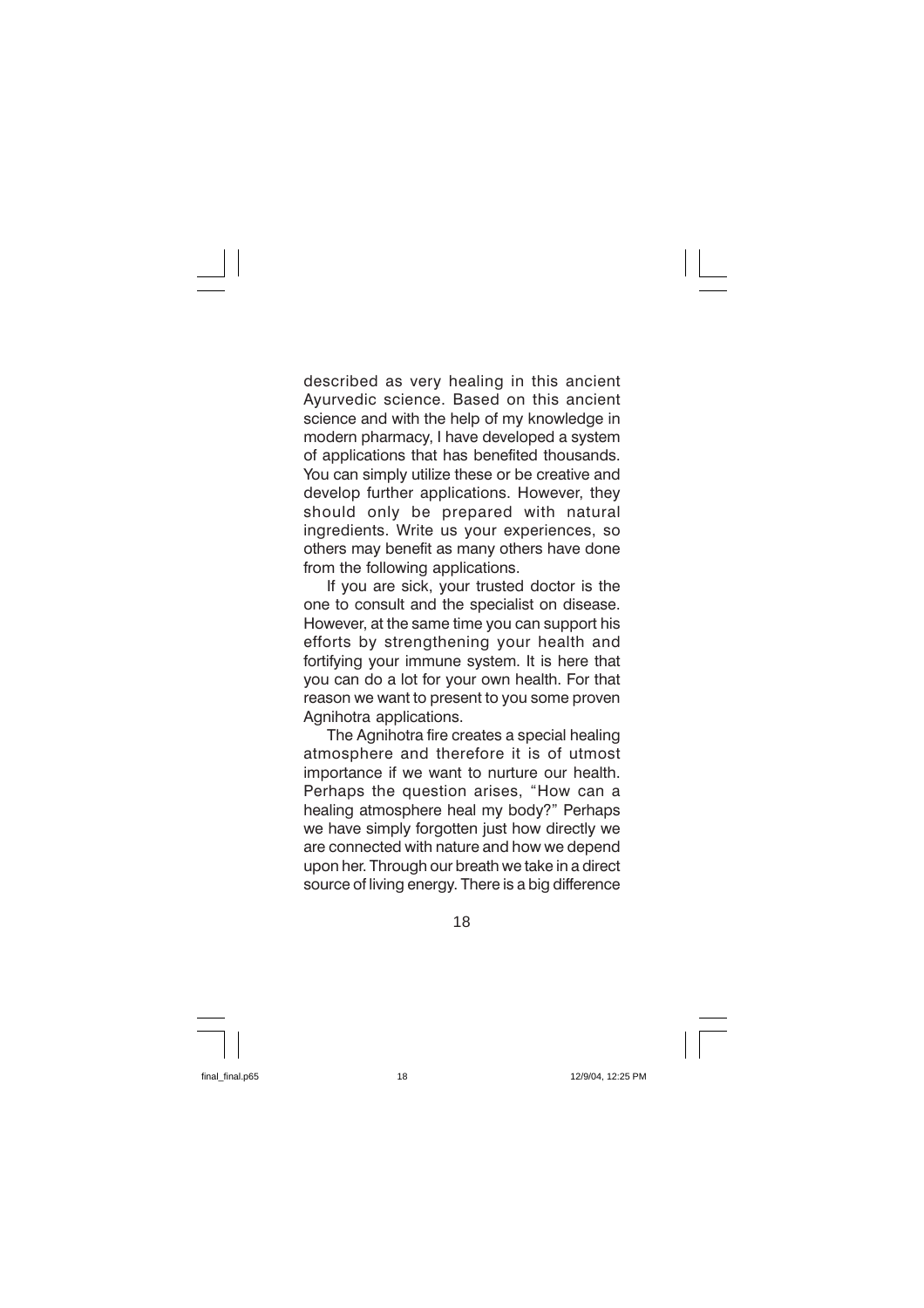described as very healing in this ancient Ayurvedic science. Based on this ancient science and with the help of my knowledge in modern pharmacy, I have developed a system of applications that has benefited thousands. You can simply utilize these or be creative and develop further applications. However, they should only be prepared with natural ingredients. Write us your experiences, so others may benefit as many others have done from the following applications.

If you are sick, your trusted doctor is the one to consult and the specialist on disease. However, at the same time you can support his efforts by strengthening your health and fortifying your immune system. It is here that you can do a lot for your own health. For that reason we want to present to you some proven Agnihotra applications.

The Agnihotra fire creates a special healing atmosphere and therefore it is of utmost importance if we want to nurture our health. Perhaps the question arises, "How can a healing atmosphere heal my body?" Perhaps we have simply forgotten just how directly we are connected with nature and how we depend upon her. Through our breath we take in a direct source of living energy. There is a big difference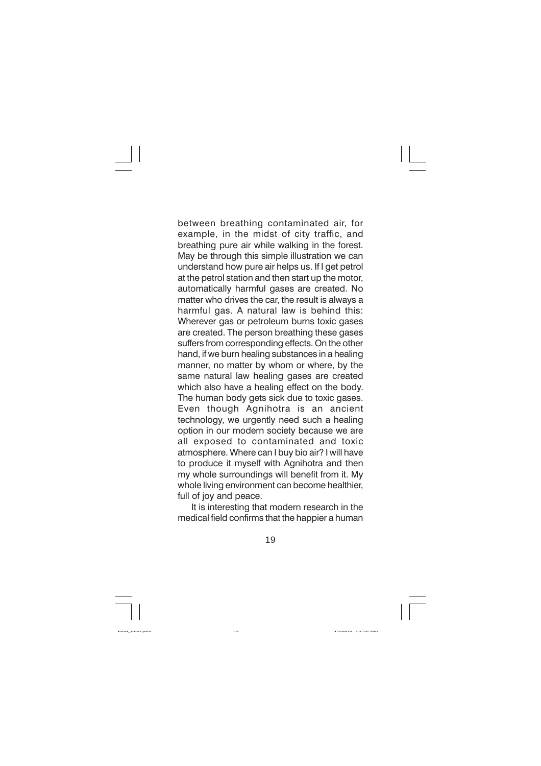between breathing contaminated air, for example, in the midst of city traffic, and breathing pure air while walking in the forest. May be through this simple illustration we can understand how pure air helps us. If I get petrol at the petrol station and then start up the motor, automatically harmful gases are created. No matter who drives the car, the result is always a harmful gas. A natural law is behind this: Wherever gas or petroleum burns toxic gases are created. The person breathing these gases suffers from corresponding effects. On the other hand, if we burn healing substances in a healing manner, no matter by whom or where, by the same natural law healing gases are created which also have a healing effect on the body. The human body gets sick due to toxic gases. Even though Agnihotra is an ancient technology, we urgently need such a healing option in our modern society because we are all exposed to contaminated and toxic atmosphere. Where can I buy bio air? I will have to produce it myself with Agnihotra and then my whole surroundings will benefit from it. My whole living environment can become healthier, full of joy and peace.

It is interesting that modern research in the medical field confirms that the happier a human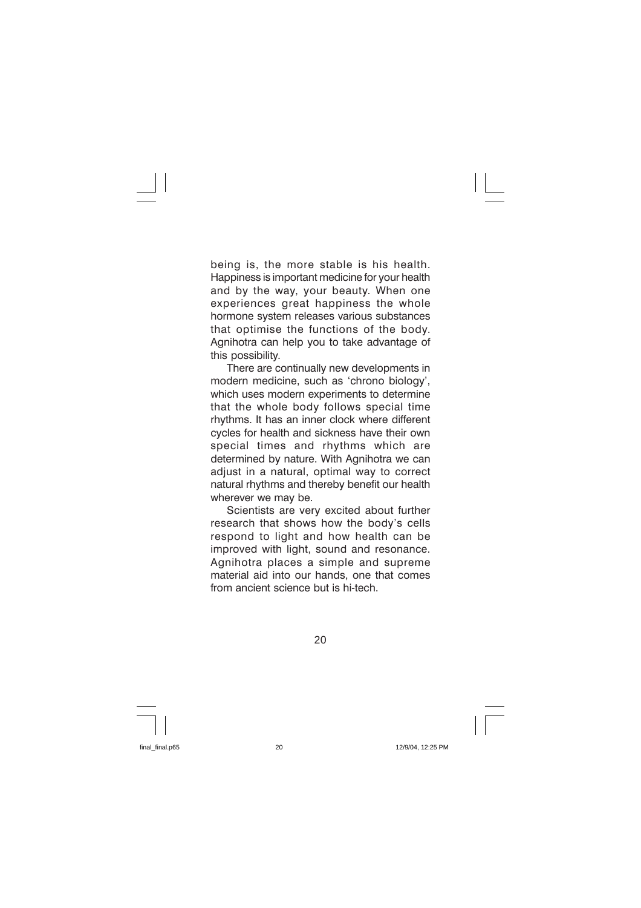being is, the more stable is his health. Happiness is important medicine for your health and by the way, your beauty. When one experiences great happiness the whole hormone system releases various substances that optimise the functions of the body. Agnihotra can help you to take advantage of this possibility.

There are continually new developments in modern medicine, such as 'chrono biology', which uses modern experiments to determine that the whole body follows special time rhythms. It has an inner clock where different cycles for health and sickness have their own special times and rhythms which are determined by nature. With Agnihotra we can adjust in a natural, optimal way to correct natural rhythms and thereby benefit our health wherever we may be.

Scientists are very excited about further research that shows how the body's cells respond to light and how health can be improved with light, sound and resonance. Agnihotra places a simple and supreme material aid into our hands, one that comes from ancient science but is hi-tech.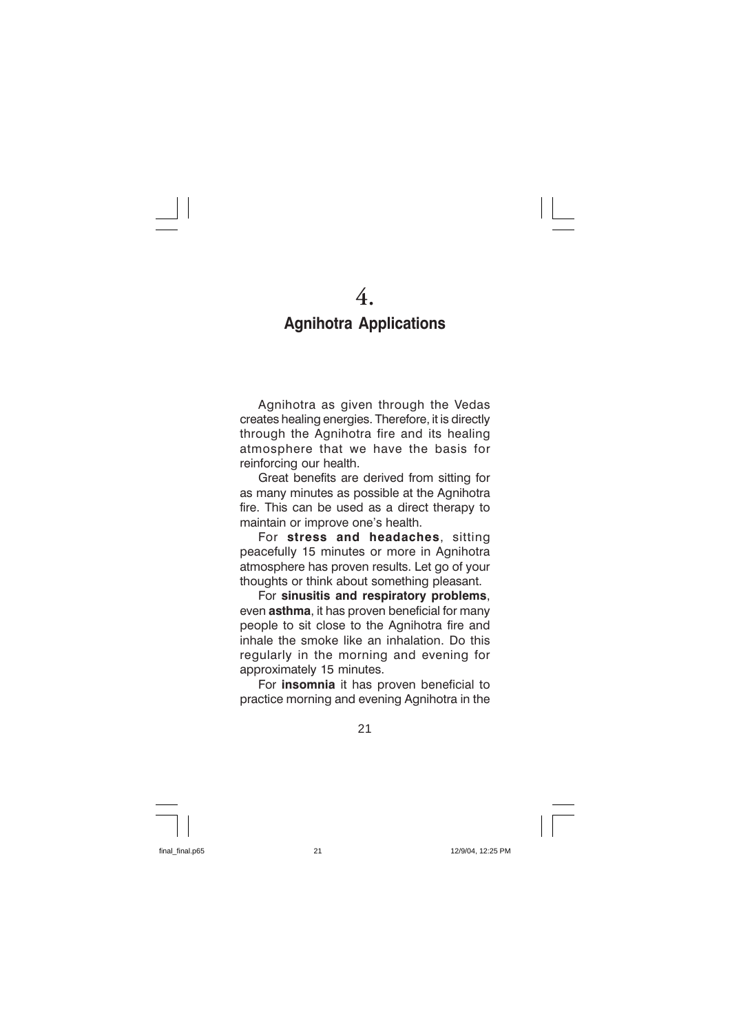# 4.

## Agnihotra Applications

Agnihotra as given through the Vedas creates healing energies. Therefore, it is directly through the Agnihotra fire and its healing atmosphere that we have the basis for reinforcing our health.

Great benefits are derived from sitting for as many minutes as possible at the Agnihotra fire. This can be used as a direct therapy to maintain or improve one's health.

For **stress and headaches**, sitting peacefully 15 minutes or more in Agnihotra atmosphere has proven results. Let go of your thoughts or think about something pleasant.

For **sinusitis and respiratory problems**, even **asthma**, it has proven beneficial for many people to sit close to the Agnihotra fire and inhale the smoke like an inhalation. Do this regularly in the morning and evening for approximately 15 minutes.

For **insomnia** it has proven beneficial to practice morning and evening Agnihotra in the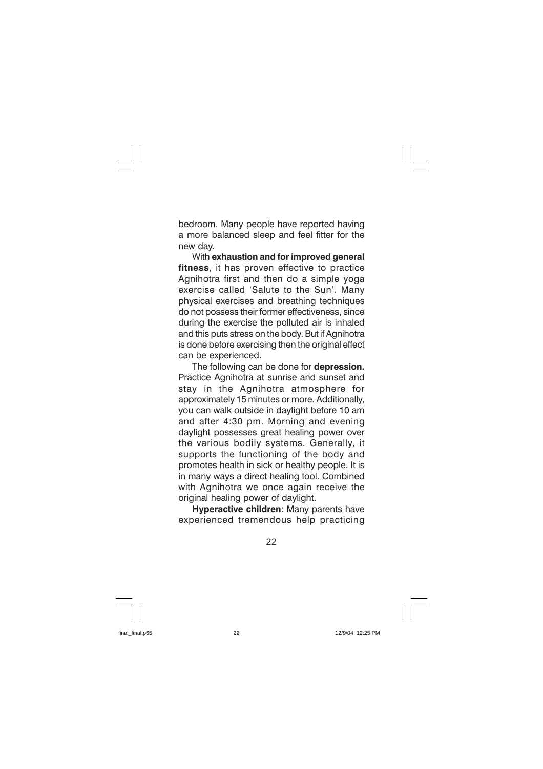bedroom. Many people have reported having a more balanced sleep and feel fitter for the new day.

With **exhaustion and for improved general fitness**, it has proven effective to practice Agnihotra first and then do a simple yoga exercise called 'Salute to the Sun'. Many physical exercises and breathing techniques do not possess their former effectiveness, since during the exercise the polluted air is inhaled and this puts stress on the body. But if Agnihotra is done before exercising then the original effect can be experienced.

The following can be done for **depression.** Practice Agnihotra at sunrise and sunset and stay in the Agnihotra atmosphere for approximately 15 minutes or more. Additionally, you can walk outside in daylight before 10 am and after 4:30 pm. Morning and evening daylight possesses great healing power over the various bodily systems. Generally, it supports the functioning of the body and promotes health in sick or healthy people. It is in many ways a direct healing tool. Combined with Agnihotra we once again receive the original healing power of daylight.

**Hyperactive children**: Many parents have experienced tremendous help practicing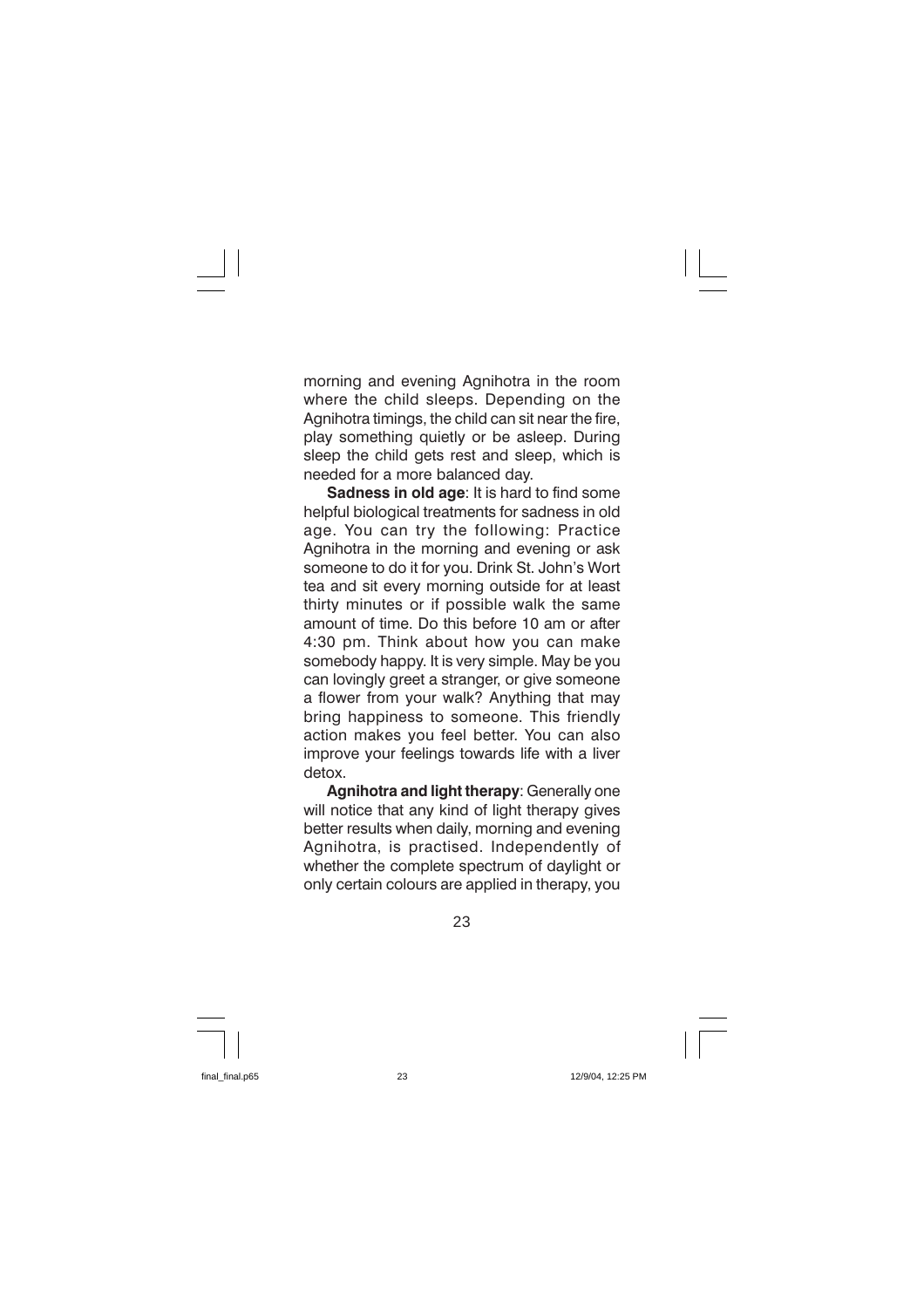morning and evening Agnihotra in the room where the child sleeps. Depending on the Agnihotra timings, the child can sit near the fire, play something quietly or be asleep. During sleep the child gets rest and sleep, which is needed for a more balanced day.

**Sadness in old age**: It is hard to find some helpful biological treatments for sadness in old age. You can try the following: Practice Agnihotra in the morning and evening or ask someone to do it for you. Drink St. John's Wort tea and sit every morning outside for at least thirty minutes or if possible walk the same amount of time. Do this before 10 am or after 4:30 pm. Think about how you can make somebody happy. It is very simple. May be you can lovingly greet a stranger, or give someone a flower from your walk? Anything that may bring happiness to someone. This friendly action makes you feel better. You can also improve your feelings towards life with a liver detox.

**Agnihotra and light therapy**: Generally one will notice that any kind of light therapy gives better results when daily, morning and evening Agnihotra, is practised. Independently of whether the complete spectrum of daylight or only certain colours are applied in therapy, you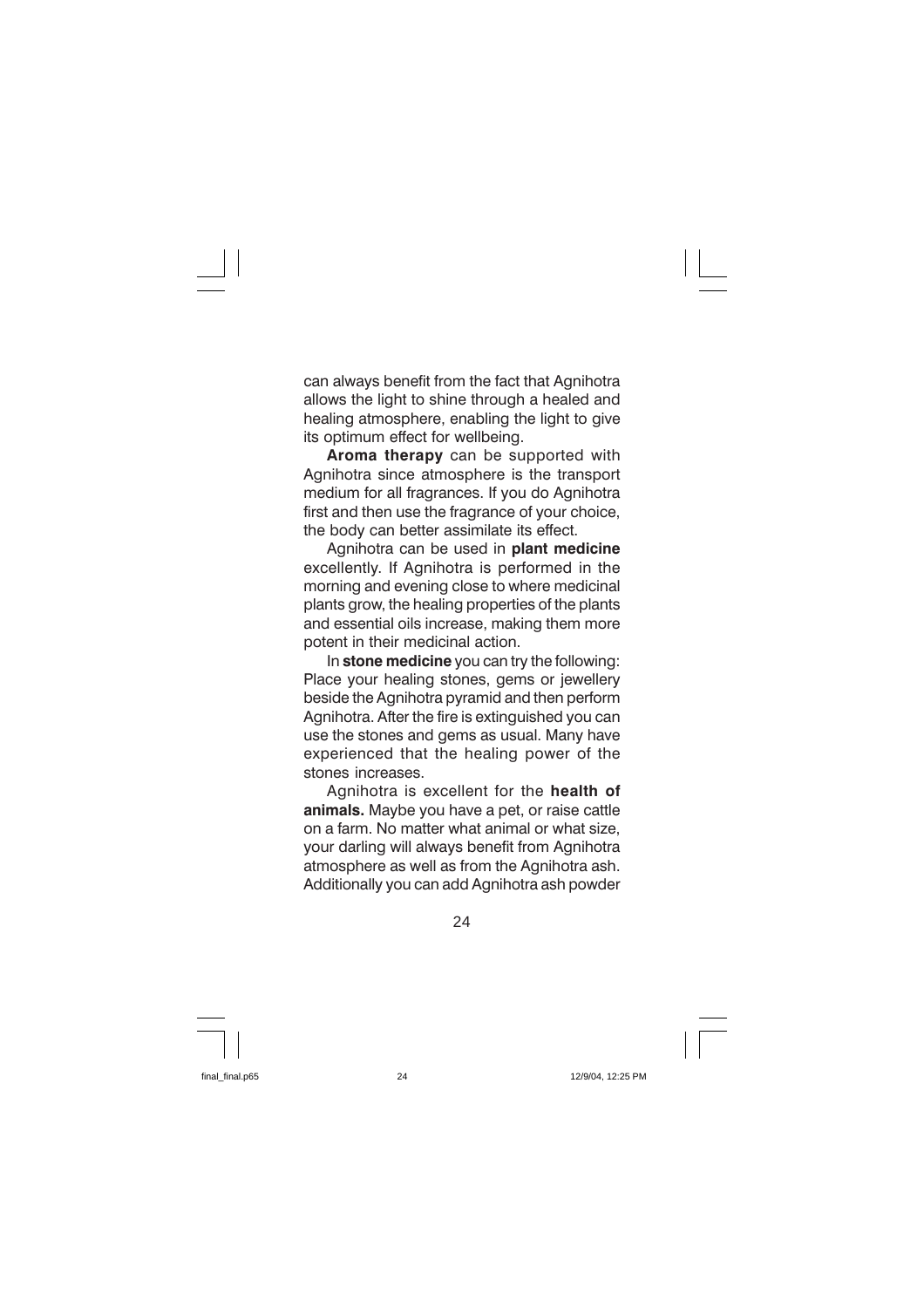can always benefit from the fact that Agnihotra allows the light to shine through a healed and healing atmosphere, enabling the light to give its optimum effect for wellbeing.

**Aroma therapy** can be supported with Agnihotra since atmosphere is the transport medium for all fragrances. If you do Agnihotra first and then use the fragrance of your choice, the body can better assimilate its effect.

Agnihotra can be used in **plant medicine** excellently. If Agnihotra is performed in the morning and evening close to where medicinal plants grow, the healing properties of the plants and essential oils increase, making them more potent in their medicinal action.

In **stone medicine** you can try the following: Place your healing stones, gems or jewellery beside the Agnihotra pyramid and then perform Agnihotra. After the fire is extinguished you can use the stones and gems as usual. Many have experienced that the healing power of the stones increases.

Agnihotra is excellent for the **health of animals.** Maybe you have a pet, or raise cattle on a farm. No matter what animal or what size, your darling will always benefit from Agnihotra atmosphere as well as from the Agnihotra ash. Additionally you can add Agnihotra ash powder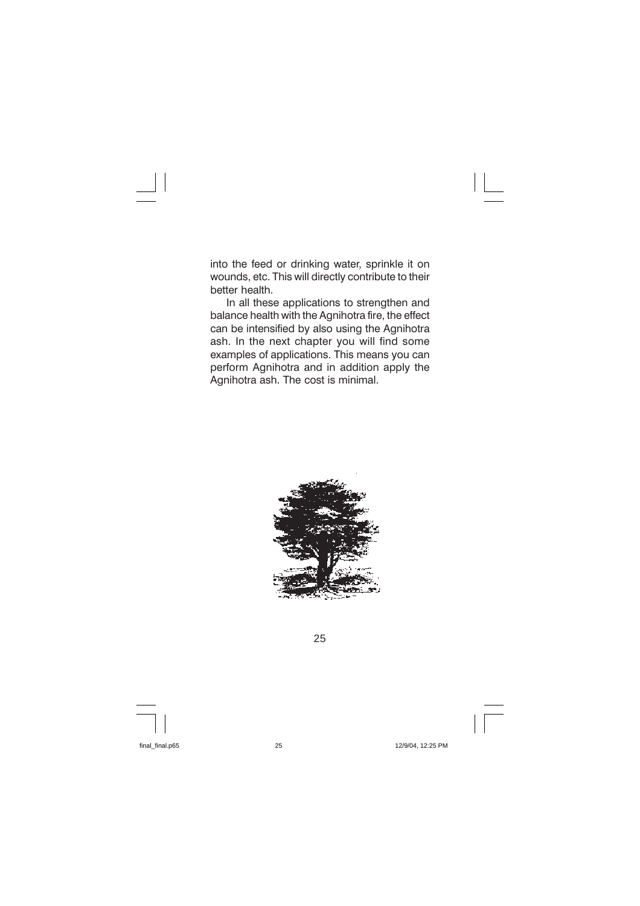into the feed or drinking water, sprinkle it on wounds, etc. This will directly contribute to their better health.

In all these applications to strengthen and balance health with the Agnihotra fire, the effect can be intensified by also using the Agnihotra ash. In the next chapter you will find some examples of applications. This means you can perform Agnihotra and in addition apply the Agnihotra ash. The cost is minimal.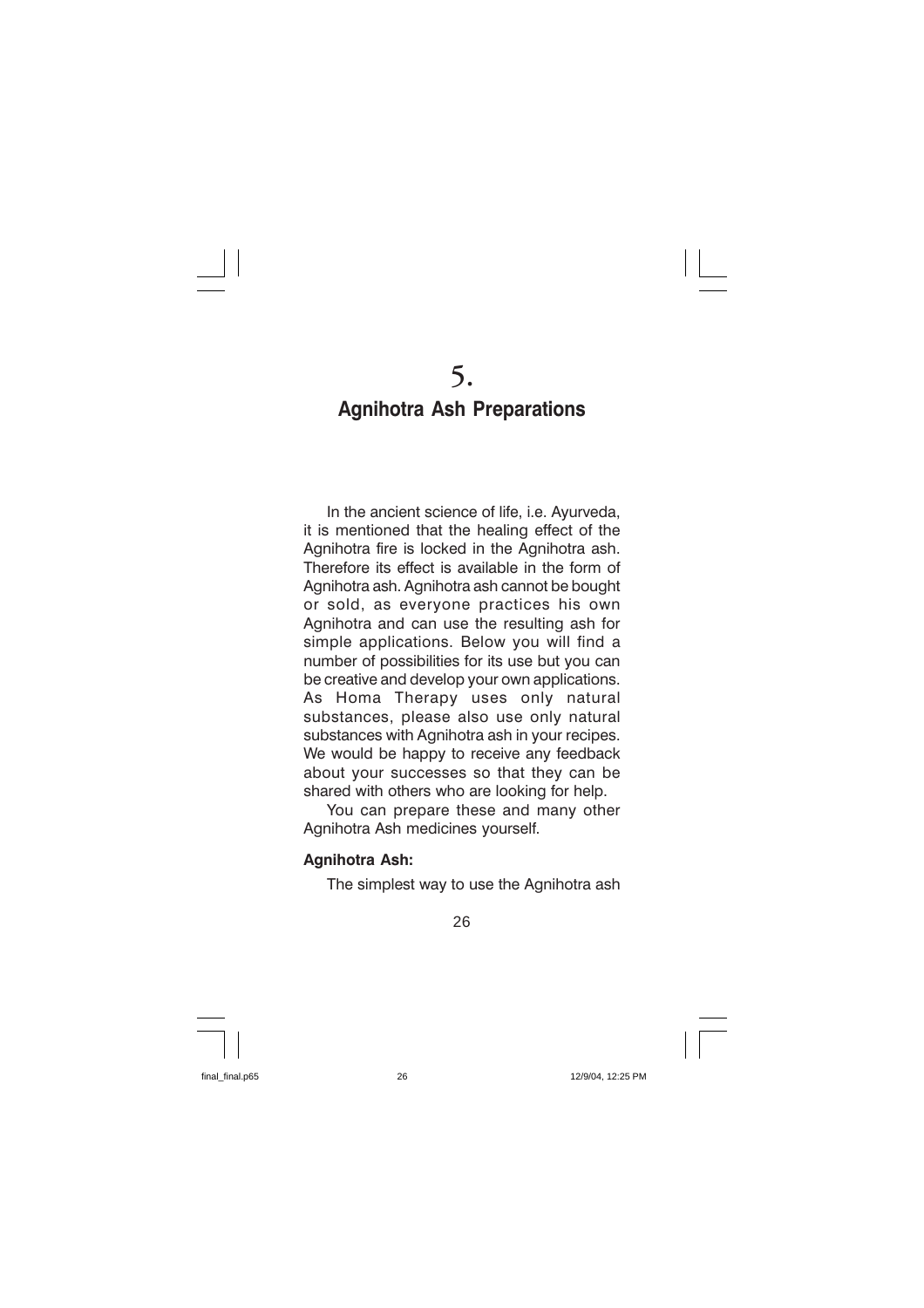# 5.
## Agnihotra Ash Preparations

In the ancient science of life, i.e. Ayurveda, it is mentioned that the healing effect of the Agnihotra fire is locked in the Agnihotra ash. Therefore its effect is available in the form of Agnihotra ash. Agnihotra ash cannot be bought or sold, as everyone practices his own Agnihotra and can use the resulting ash for simple applications. Below you will find a number of possibilities for its use but you can be creative and develop your own applications. As Homa Therapy uses only natural substances, please also use only natural substances with Agnihotra ash in your recipes. We would be happy to receive any feedback about your successes so that they can be shared with others who are looking for help.

You can prepare these and many other Agnihotra Ash medicines yourself.

**Agnihotra Ash:**

The simplest way to use the Agnihotra ash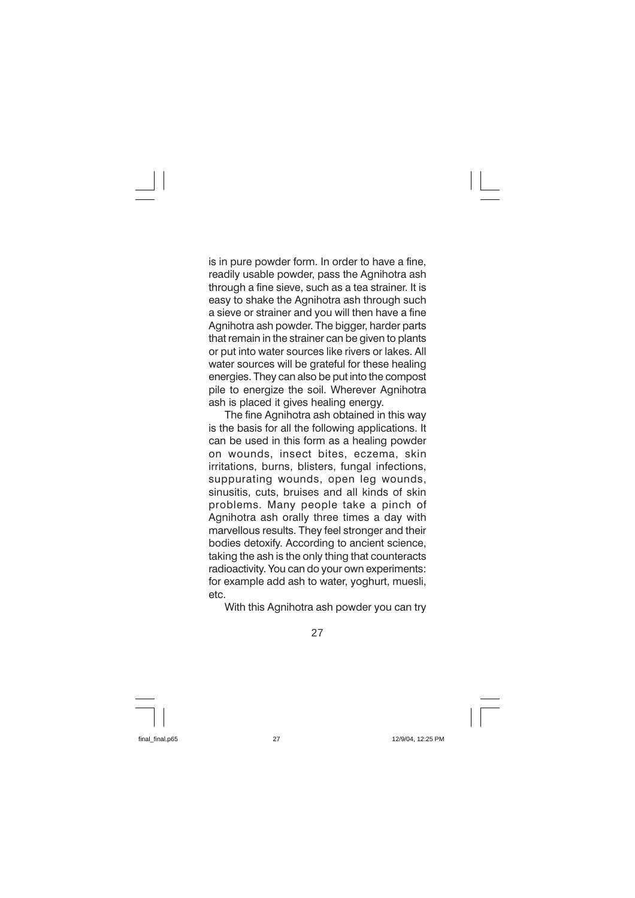is in pure powder form. In order to have a fine, readily usable powder, pass the Agnihotra ash through a fine sieve, such as a tea strainer. It is easy to shake the Agnihotra ash through such a sieve or strainer and you will then have a fine Agnihotra ash powder. The bigger, harder parts that remain in the strainer can be given to plants or put into water sources like rivers or lakes. All water sources will be grateful for these healing energies. They can also be put into the compost pile to energize the soil. Wherever Agnihotra ash is placed it gives healing energy.

The fine Agnihotra ash obtained in this way is the basis for all the following applications. It can be used in this form as a healing powder on wounds, insect bites, eczema, skin irritations, burns, blisters, fungal infections, suppurating wounds, open leg wounds, sinusitis, cuts, bruises and all kinds of skin problems. Many people take a pinch of Agnihotra ash orally three times a day with marvellous results. They feel stronger and their bodies detoxify. According to ancient science, taking the ash is the only thing that counteracts radioactivity. You can do your own experiments: for example add ash to water, yoghurt, muesli, etc.

With this Agnihotra ash powder you can try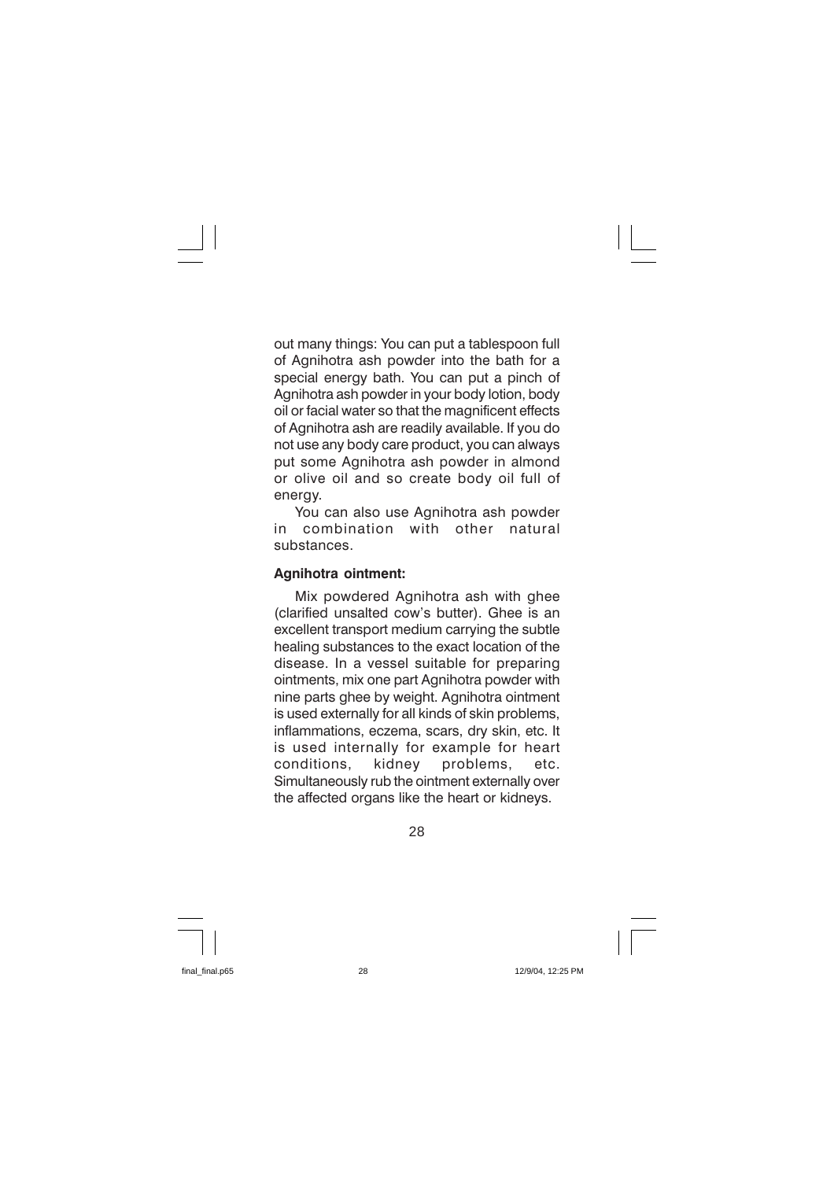out many things: You can put a tablespoon full of Agnihotra ash powder into the bath for a special energy bath. You can put a pinch of Agnihotra ash powder in your body lotion, body oil or facial water so that the magnificent effects of Agnihotra ash are readily available. If you do not use any body care product, you can always put some Agnihotra ash powder in almond or olive oil and so create body oil full of energy.

You can also use Agnihotra ash powder in combination with other natural substances.

**Agnihotra ointment:**

Mix powdered Agnihotra ash with ghee (clarified unsalted cow's butter). Ghee is an excellent transport medium carrying the subtle healing substances to the exact location of the disease. In a vessel suitable for preparing ointments, mix one part Agnihotra powder with nine parts ghee by weight. Agnihotra ointment is used externally for all kinds of skin problems, inflammations, eczema, scars, dry skin, etc. It is used internally for example for heart conditions, kidney problems, etc. Simultaneously rub the ointment externally over the affected organs like the heart or kidneys.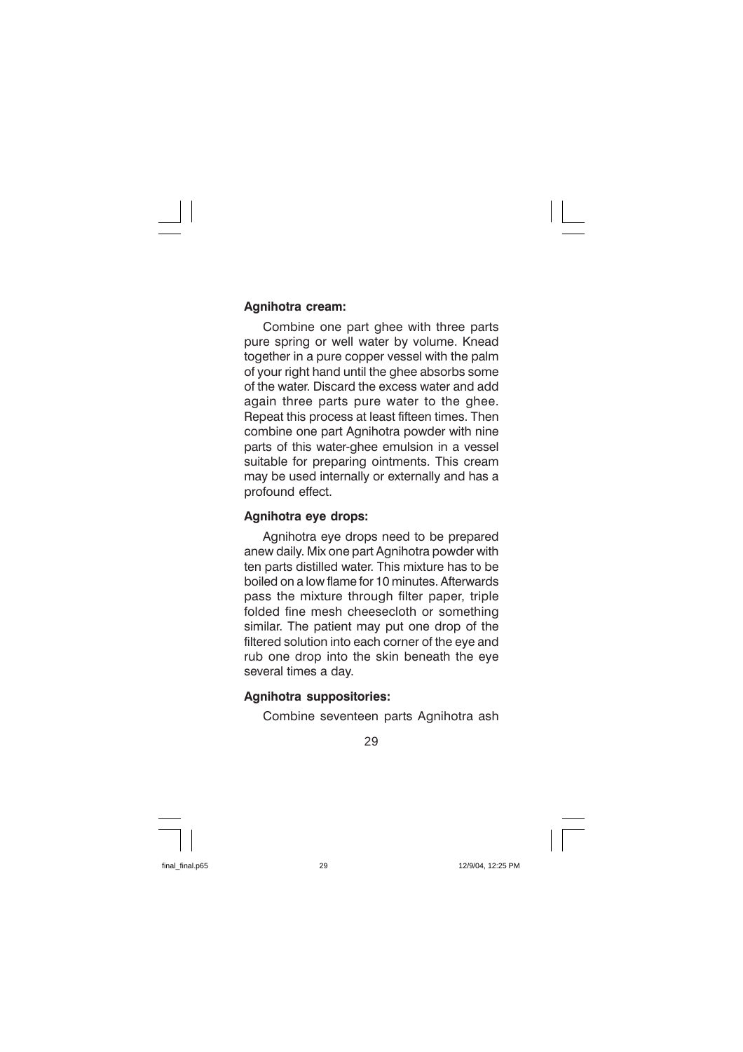**Agnihotra cream:**

Combine one part ghee with three parts pure spring or well water by volume. Knead together in a pure copper vessel with the palm of your right hand until the ghee absorbs some of the water. Discard the excess water and add again three parts pure water to the ghee. Repeat this process at least fifteen times. Then combine one part Agnihotra powder with nine parts of this water-ghee emulsion in a vessel suitable for preparing ointments. This cream may be used internally or externally and has a profound effect.

**Agnihotra eye drops:**

Agnihotra eye drops need to be prepared anew daily. Mix one part Agnihotra powder with ten parts distilled water. This mixture has to be boiled on a low flame for 10 minutes. Afterwards pass the mixture through filter paper, triple folded fine mesh cheesecloth or something similar. The patient may put one drop of the filtered solution into each corner of the eye and rub one drop into the skin beneath the eye several times a day.

**Agnihotra suppositories:**

Combine seventeen parts Agnihotra ash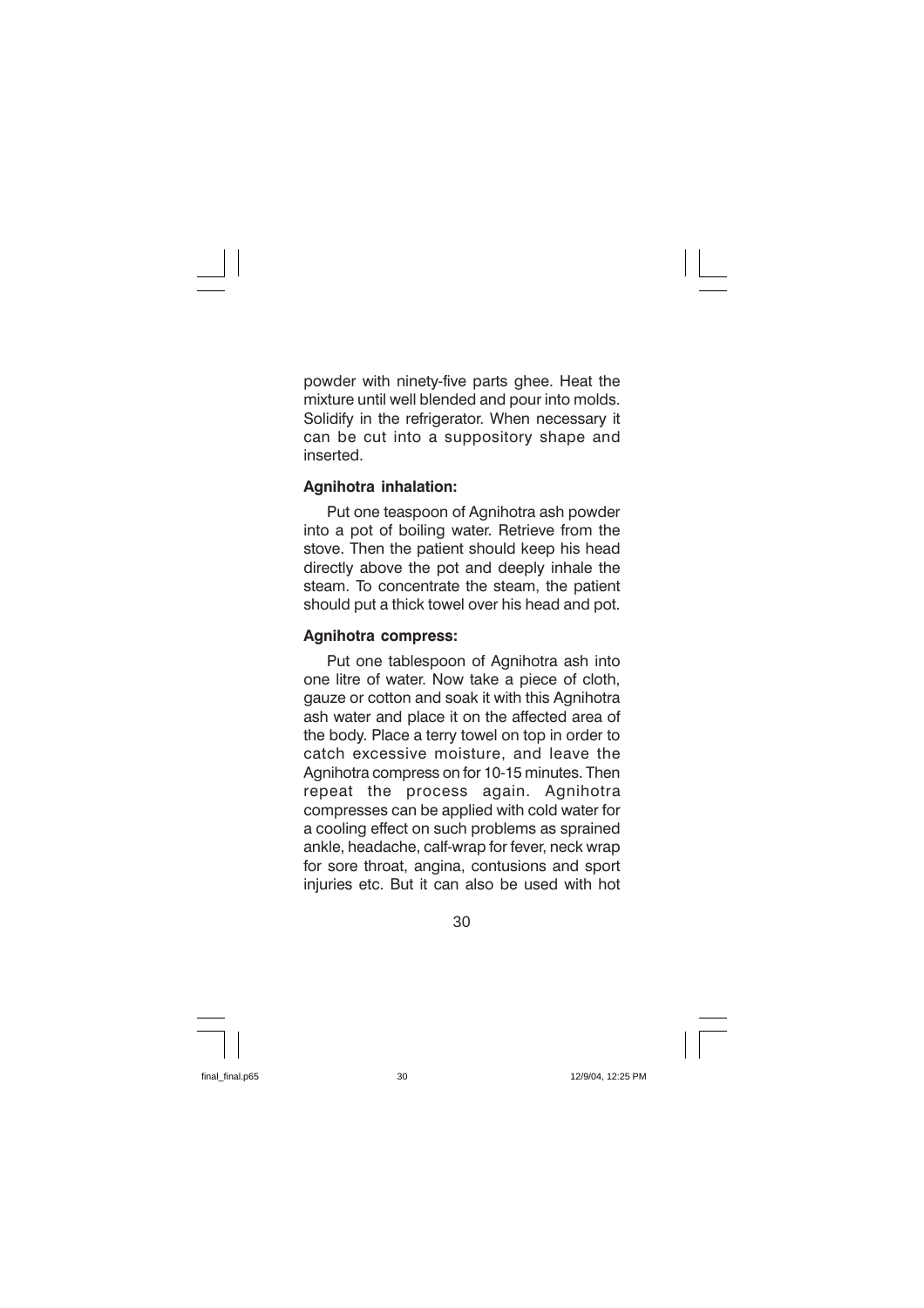powder with ninety-five parts ghee. Heat the mixture until well blended and pour into molds. Solidify in the refrigerator. When necessary it can be cut into a suppository shape and inserted.

**Agnihotra inhalation:**

Put one teaspoon of Agnihotra ash powder into a pot of boiling water. Retrieve from the stove. Then the patient should keep his head directly above the pot and deeply inhale the steam. To concentrate the steam, the patient should put a thick towel over his head and pot.

**Agnihotra compress:**

Put one tablespoon of Agnihotra ash into one litre of water. Now take a piece of cloth, gauze or cotton and soak it with this Agnihotra ash water and place it on the affected area of the body. Place a terry towel on top in order to catch excessive moisture, and leave the Agnihotra compress on for 10-15 minutes. Then repeat the process again. Agnihotra compresses can be applied with cold water for a cooling effect on such problems as sprained ankle, headache, calf-wrap for fever, neck wrap for sore throat, angina, contusions and sport injuries etc. But it can also be used with hot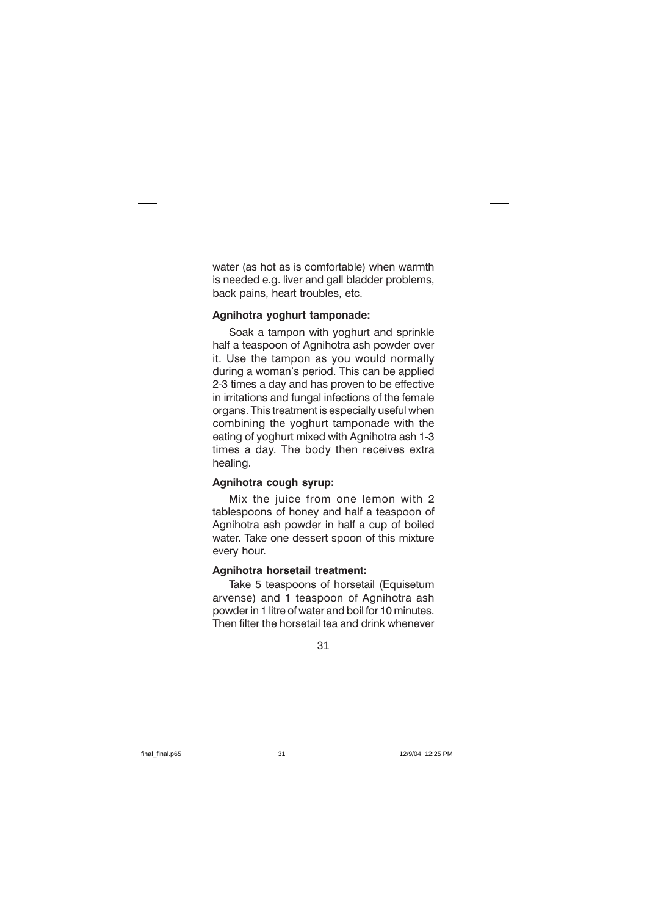water (as hot as is comfortable) when warmth is needed e.g. liver and gall bladder problems, back pains, heart troubles, etc.

**Agnihotra yoghurt tamponade:**

Soak a tampon with yoghurt and sprinkle half a teaspoon of Agnihotra ash powder over it. Use the tampon as you would normally during a woman's period. This can be applied 2-3 times a day and has proven to be effective in irritations and fungal infections of the female organs. This treatment is especially useful when combining the yoghurt tamponade with the eating of yoghurt mixed with Agnihotra ash 1-3 times a day. The body then receives extra healing.

**Agnihotra cough syrup:**

Mix the juice from one lemon with 2 tablespoons of honey and half a teaspoon of Agnihotra ash powder in half a cup of boiled water. Take one dessert spoon of this mixture every hour.

**Agnihotra horsetail treatment:**

Take 5 teaspoons of horsetail (Equisetum arvense) and 1 teaspoon of Agnihotra ash powder in 1 litre of water and boil for 10 minutes. Then filter the horsetail tea and drink whenever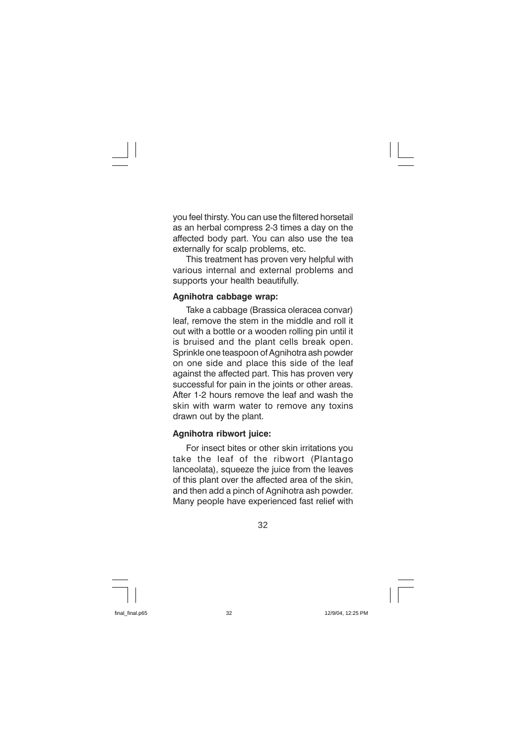you feel thirsty. You can use the filtered horsetail as an herbal compress 2-3 times a day on the affected body part. You can also use the tea externally for scalp problems, etc.

This treatment has proven very helpful with various internal and external problems and supports your health beautifully.

**Agnihotra cabbage wrap:**

Take a cabbage (Brassica oleracea convar) leaf, remove the stem in the middle and roll it out with a bottle or a wooden rolling pin until it is bruised and the plant cells break open. Sprinkle one teaspoon of Agnihotra ash powder on one side and place this side of the leaf against the affected part. This has proven very successful for pain in the joints or other areas. After 1-2 hours remove the leaf and wash the skin with warm water to remove any toxins drawn out by the plant.

**Agnihotra ribwort juice:**

For insect bites or other skin irritations you take the leaf of the ribwort (Plantago lanceolata), squeeze the juice from the leaves of this plant over the affected area of the skin, and then add a pinch of Agnihotra ash powder. Many people have experienced fast relief with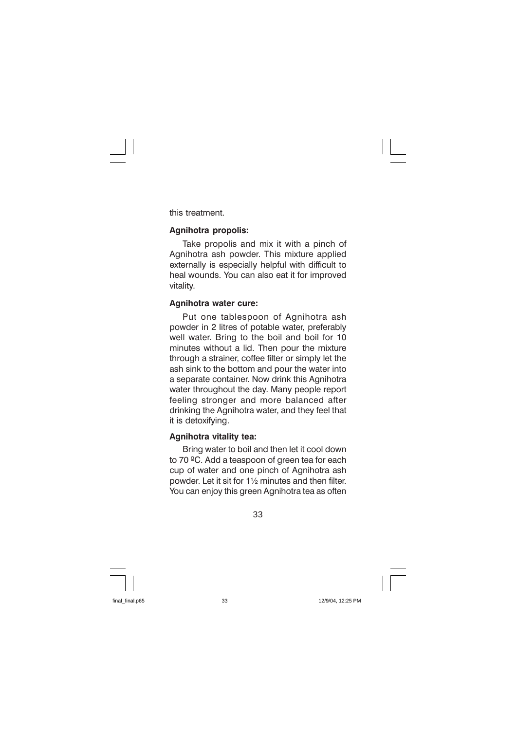this treatment.

**Agnihotra propolis:**

Take propolis and mix it with a pinch of Agnihotra ash powder. This mixture applied externally is especially helpful with difficult to heal wounds. You can also eat it for improved vitality.

**Agnihotra water cure:**

Put one tablespoon of Agnihotra ash powder in 2 litres of potable water, preferably well water. Bring to the boil and boil for 10 minutes without a lid. Then pour the mixture through a strainer, coffee filter or simply let the ash sink to the bottom and pour the water into a separate container. Now drink this Agnihotra water throughout the day. Many people report feeling stronger and more balanced after drinking the Agnihotra water, and they feel that it is detoxifying.

**Agnihotra vitality tea:**

Bring water to boil and then let it cool down to 70 ºC. Add a teaspoon of green tea for each cup of water and one pinch of Agnihotra ash powder. Let it sit for 1½ minutes and then filter. You can enjoy this green Agnihotra tea as often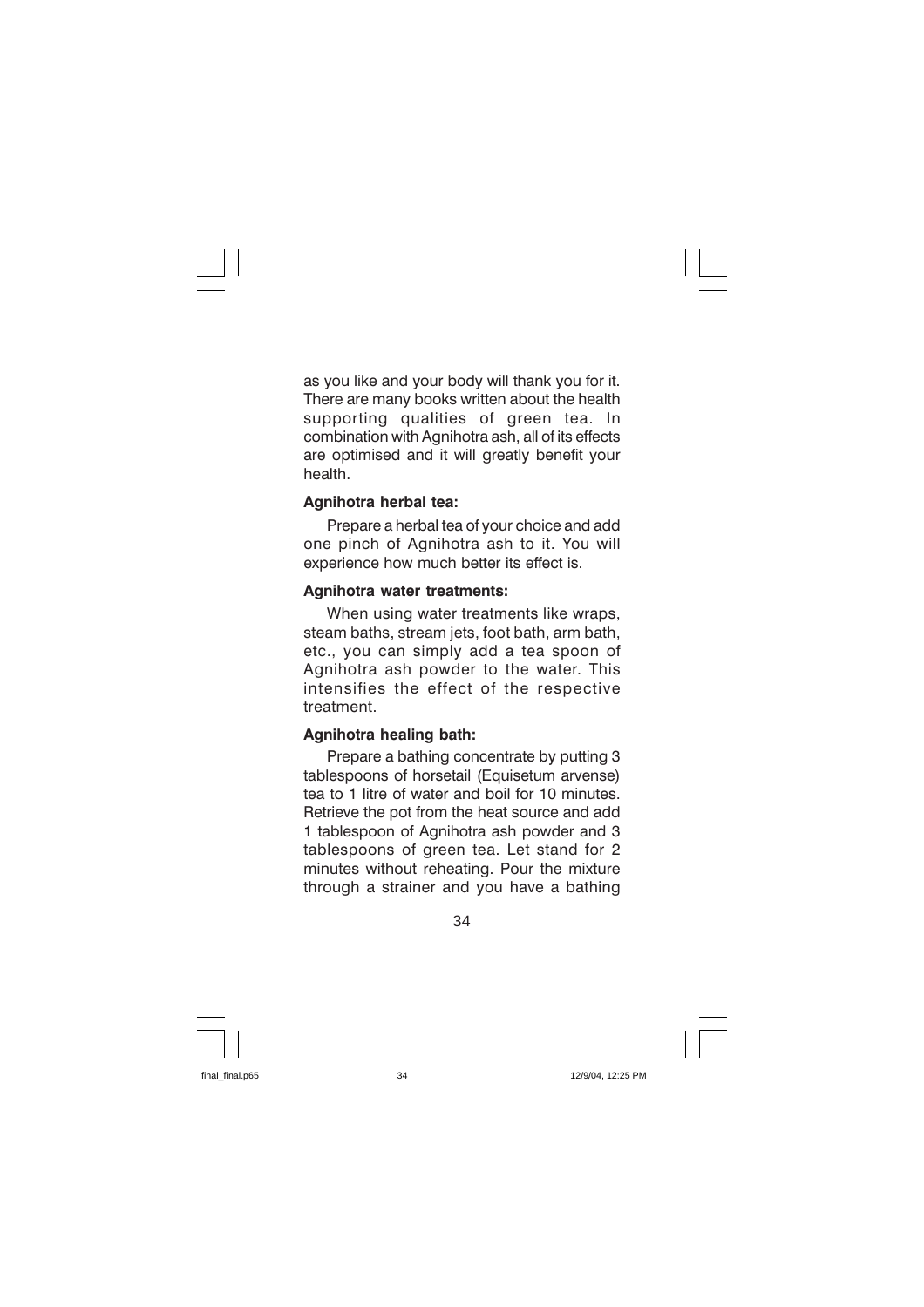as you like and your body will thank you for it. There are many books written about the health supporting qualities of green tea. In combination with Agnihotra ash, all of its effects are optimised and it will greatly benefit your health.

**Agnihotra herbal tea:**

Prepare a herbal tea of your choice and add one pinch of Agnihotra ash to it. You will experience how much better its effect is.

**Agnihotra water treatments:**

When using water treatments like wraps, steam baths, stream jets, foot bath, arm bath, etc., you can simply add a tea spoon of Agnihotra ash powder to the water. This intensifies the effect of the respective treatment.

**Agnihotra healing bath:**

Prepare a bathing concentrate by putting 3 tablespoons of horsetail (Equisetum arvense) tea to 1 litre of water and boil for 10 minutes. Retrieve the pot from the heat source and add 1 tablespoon of Agnihotra ash powder and 3 tablespoons of green tea. Let stand for 2 minutes without reheating. Pour the mixture through a strainer and you have a bathing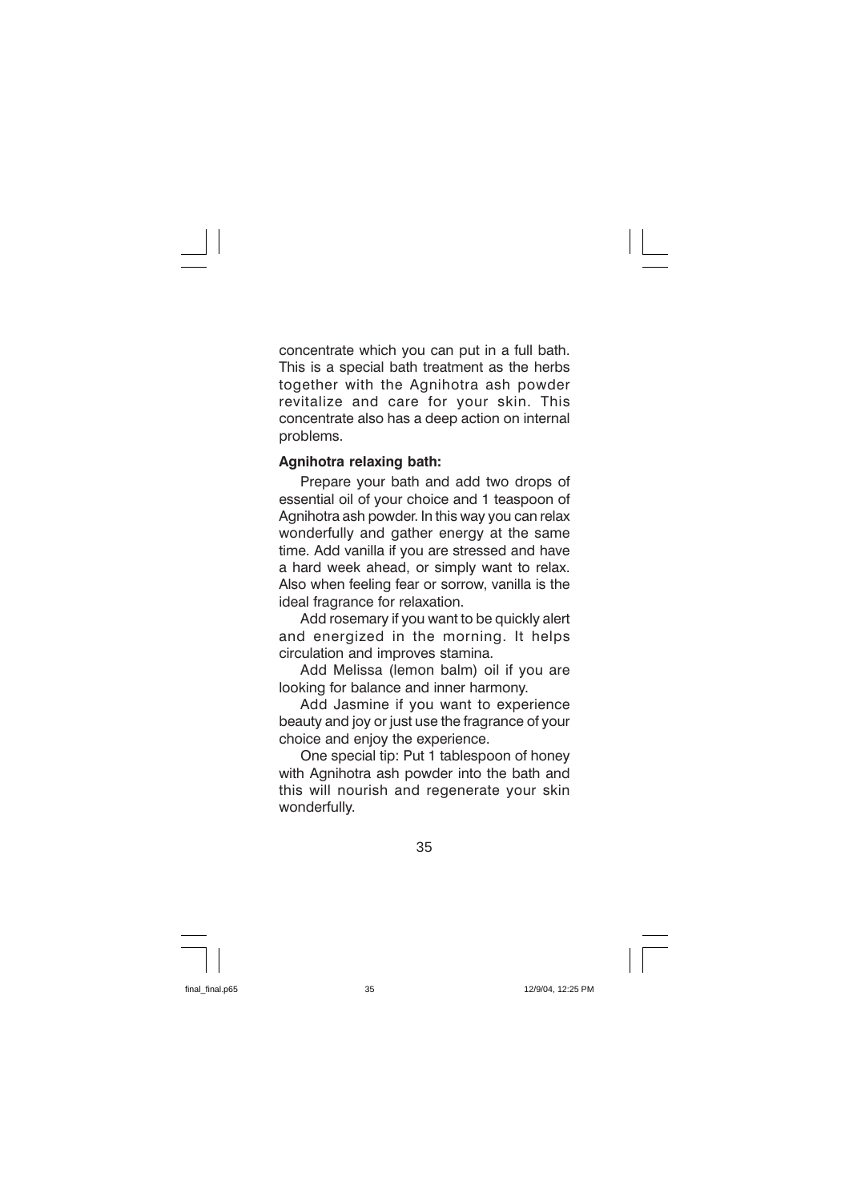concentrate which you can put in a full bath. This is a special bath treatment as the herbs together with the Agnihotra ash powder revitalize and care for your skin. This concentrate also has a deep action on internal problems.

**Agnihotra relaxing bath:**

Prepare your bath and add two drops of essential oil of your choice and 1 teaspoon of Agnihotra ash powder. In this way you can relax wonderfully and gather energy at the same time. Add vanilla if you are stressed and have a hard week ahead, or simply want to relax. Also when feeling fear or sorrow, vanilla is the ideal fragrance for relaxation.

Add rosemary if you want to be quickly alert and energized in the morning. It helps circulation and improves stamina.

Add Melissa (lemon balm) oil if you are looking for balance and inner harmony.

Add Jasmine if you want to experience beauty and joy or just use the fragrance of your choice and enjoy the experience.

One special tip: Put 1 tablespoon of honey with Agnihotra ash powder into the bath and this will nourish and regenerate your skin wonderfully.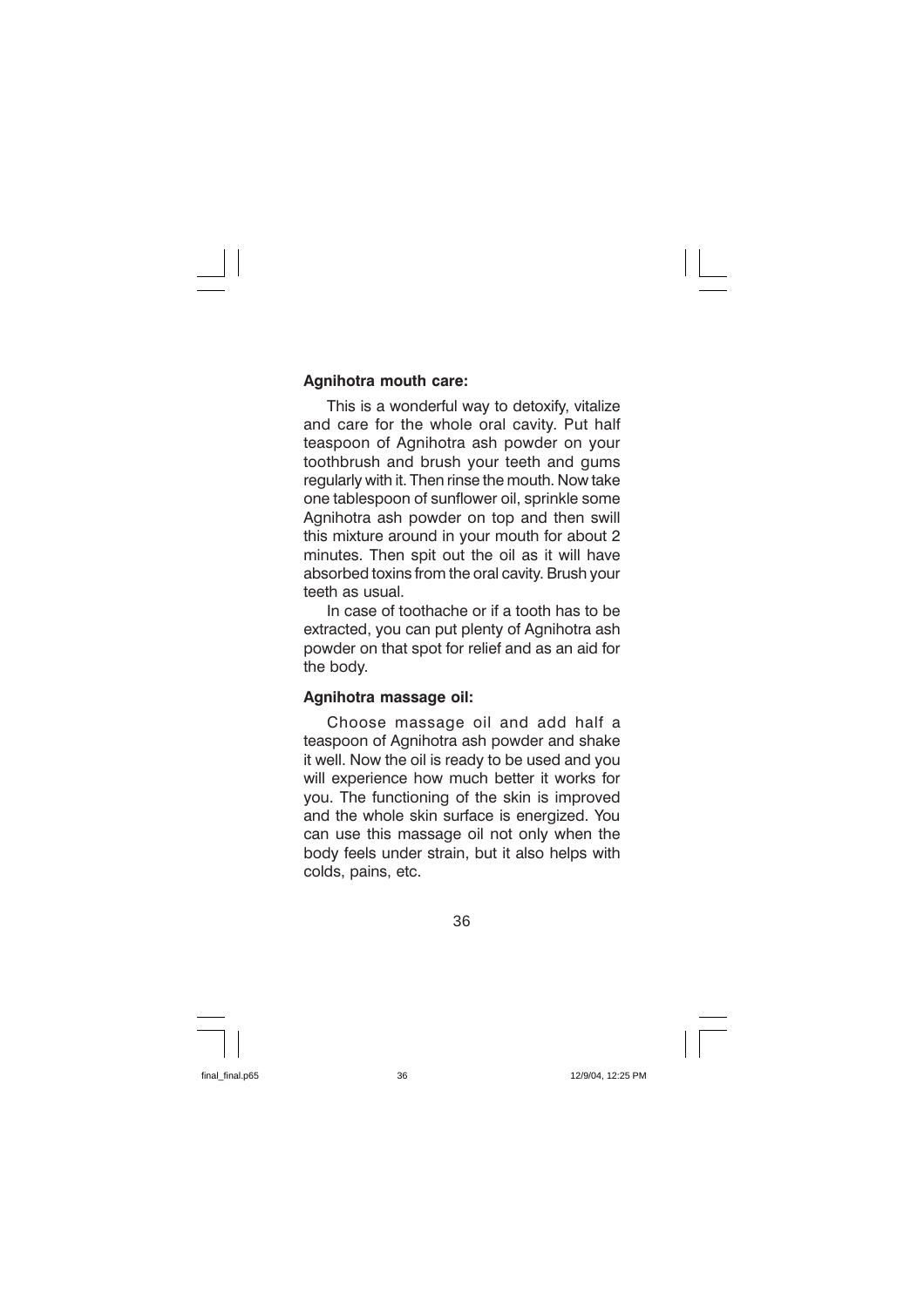**Agnihotra mouth care:**

This is a wonderful way to detoxify, vitalize and care for the whole oral cavity. Put half teaspoon of Agnihotra ash powder on your toothbrush and brush your teeth and gums regularly with it. Then rinse the mouth. Now take one tablespoon of sunflower oil, sprinkle some Agnihotra ash powder on top and then swill this mixture around in your mouth for about 2 minutes. Then spit out the oil as it will have absorbed toxins from the oral cavity. Brush your teeth as usual.

In case of toothache or if a tooth has to be extracted, you can put plenty of Agnihotra ash powder on that spot for relief and as an aid for the body.

**Agnihotra massage oil:**

Choose massage oil and add half a teaspoon of Agnihotra ash powder and shake it well. Now the oil is ready to be used and you will experience how much better it works for you. The functioning of the skin is improved and the whole skin surface is energized. You can use this massage oil not only when the body feels under strain, but it also helps with colds, pains, etc.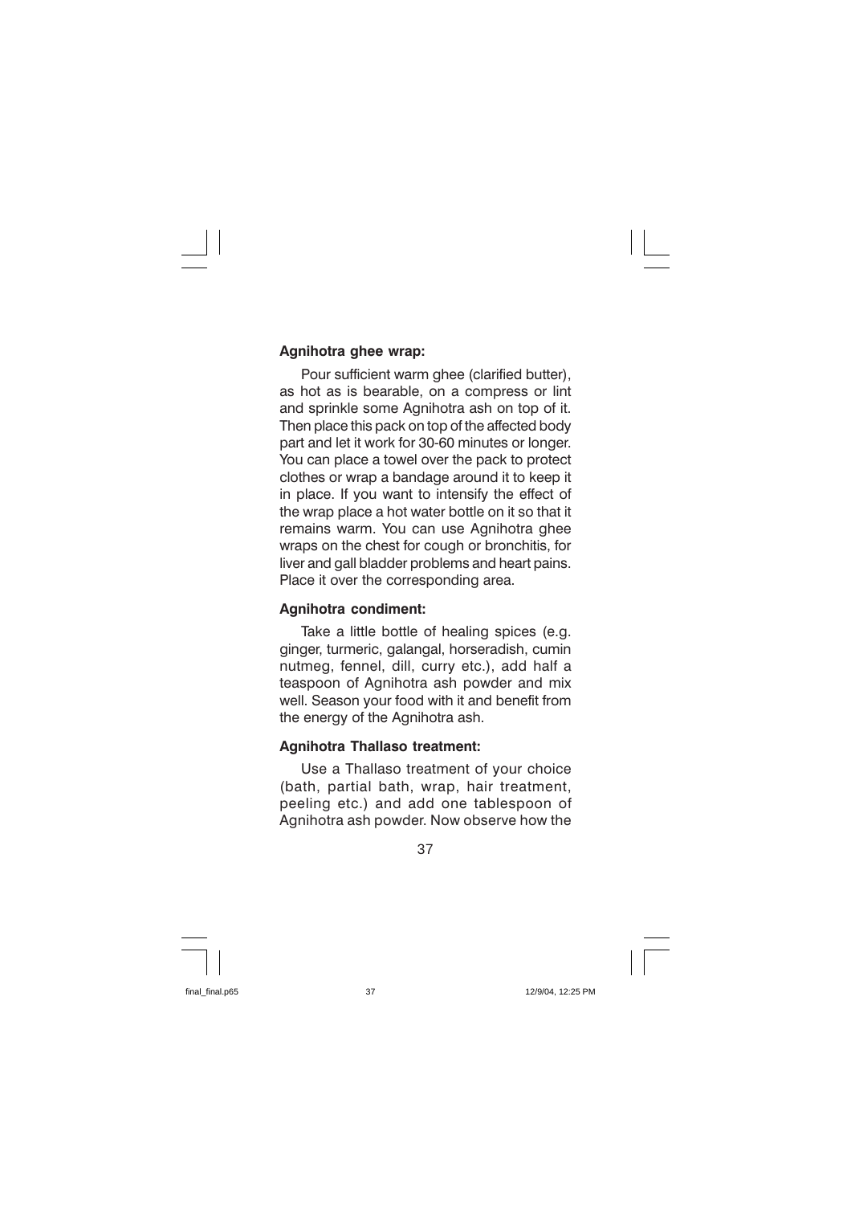**Agnihotra ghee wrap:**

Pour sufficient warm ghee (clarified butter), as hot as is bearable, on a compress or lint and sprinkle some Agnihotra ash on top of it. Then place this pack on top of the affected body part and let it work for 30-60 minutes or longer. You can place a towel over the pack to protect clothes or wrap a bandage around it to keep it in place. If you want to intensify the effect of the wrap place a hot water bottle on it so that it remains warm. You can use Agnihotra ghee wraps on the chest for cough or bronchitis, for liver and gall bladder problems and heart pains. Place it over the corresponding area.

**Agnihotra condiment:**

Take a little bottle of healing spices (e.g. ginger, turmeric, galangal, horseradish, cumin nutmeg, fennel, dill, curry etc.), add half a teaspoon of Agnihotra ash powder and mix well. Season your food with it and benefit from the energy of the Agnihotra ash.

**Agnihotra Thallaso treatment:**

Use a Thallaso treatment of your choice (bath, partial bath, wrap, hair treatment, peeling etc.) and add one tablespoon of Agnihotra ash powder. Now observe how the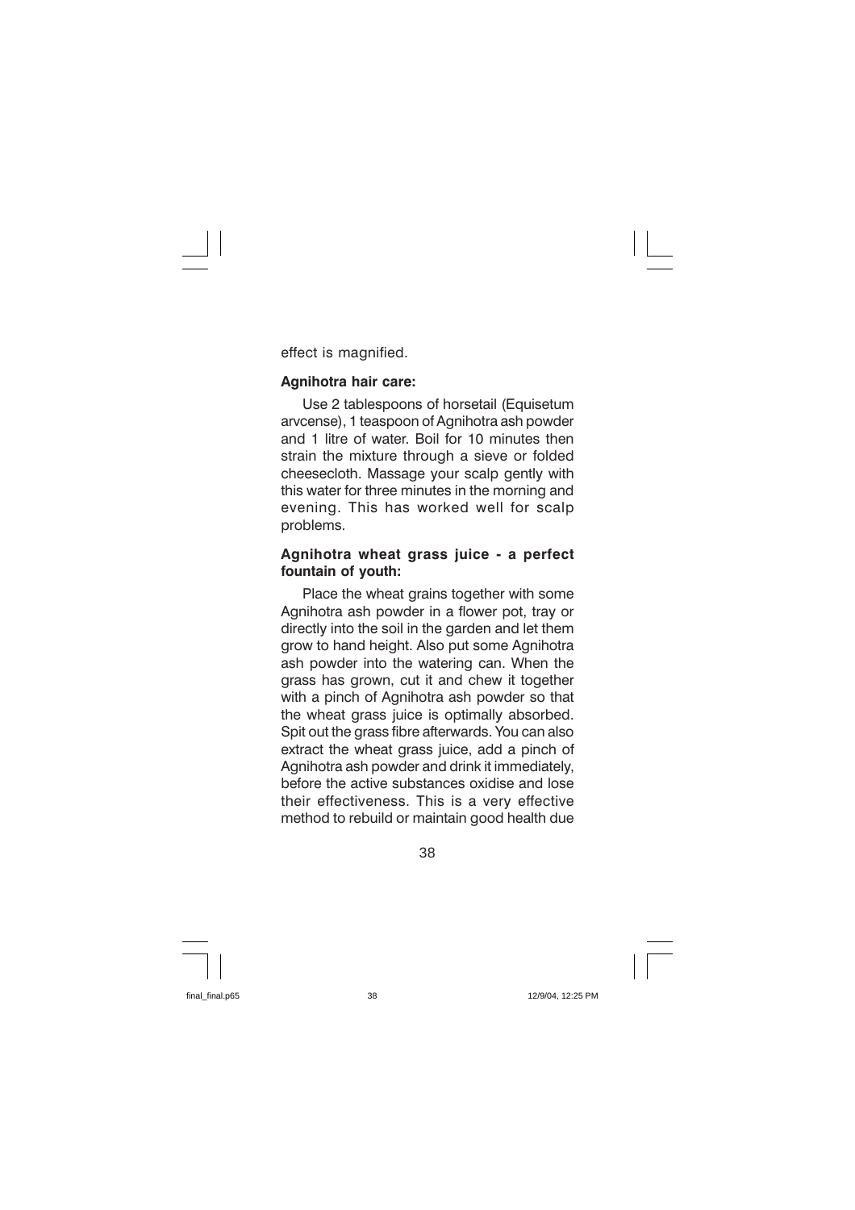effect is magnified.

**Agnihotra hair care:**

Use 2 tablespoons of horsetail (Equisetum arvcense), 1 teaspoon of Agnihotra ash powder and 1 litre of water. Boil for 10 minutes then strain the mixture through a sieve or folded cheesecloth. Massage your scalp gently with this water for three minutes in the morning and evening. This has worked well for scalp problems.

**Agnihotra wheat grass juice - a perfect fountain of youth:**

Place the wheat grains together with some Agnihotra ash powder in a flower pot, tray or directly into the soil in the garden and let them grow to hand height. Also put some Agnihotra ash powder into the watering can. When the grass has grown, cut it and chew it together with a pinch of Agnihotra ash powder so that the wheat grass juice is optimally absorbed. Spit out the grass fibre afterwards. You can also extract the wheat grass juice, add a pinch of Agnihotra ash powder and drink it immediately, before the active substances oxidise and lose their effectiveness. This is a very effective method to rebuild or maintain good health due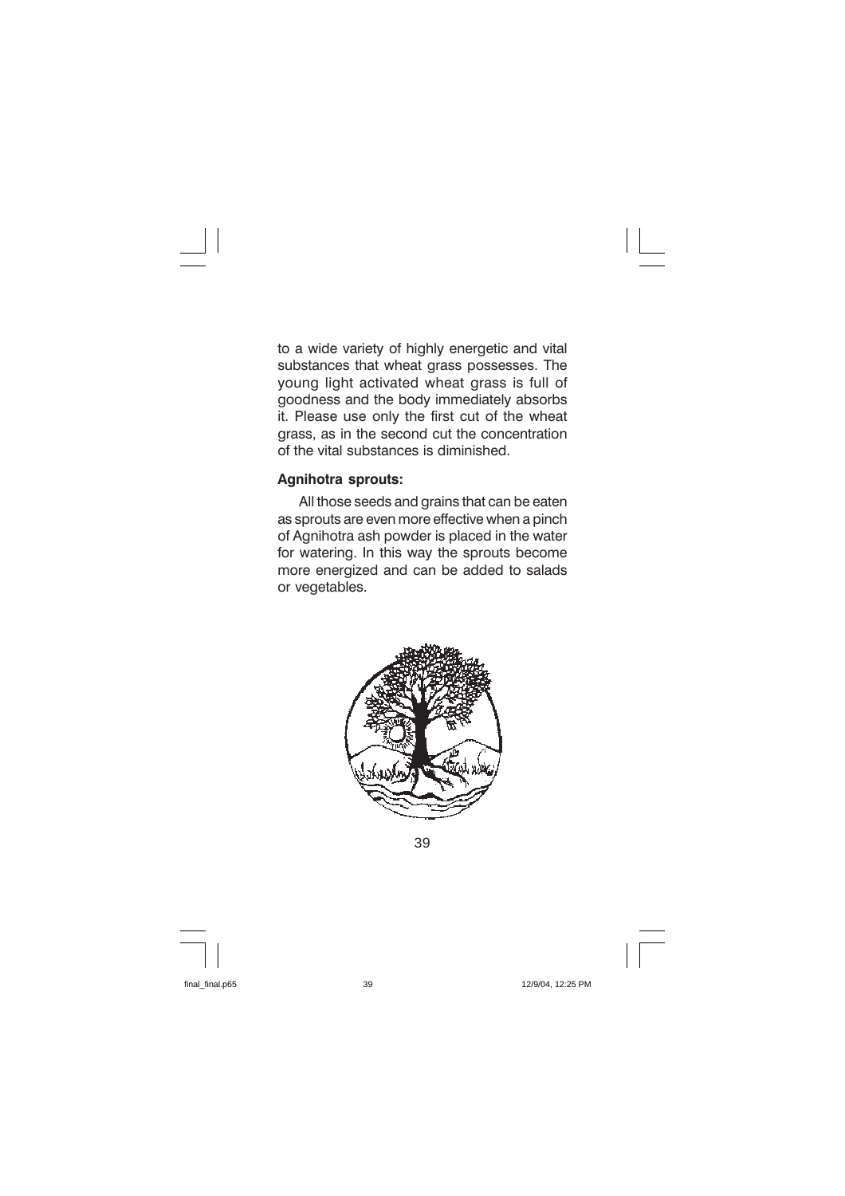to a wide variety of highly energetic and vital substances that wheat grass possesses. The young light activated wheat grass is full of goodness and the body immediately absorbs it. Please use only the first cut of the wheat grass, as in the second cut the concentration of the vital substances is diminished.

**Agnihotra sprouts:**

All those seeds and grains that can be eaten as sprouts are even more effective when a pinch of Agnihotra ash powder is placed in the water for watering. In this way the sprouts become more energized and can be added to salads or vegetables.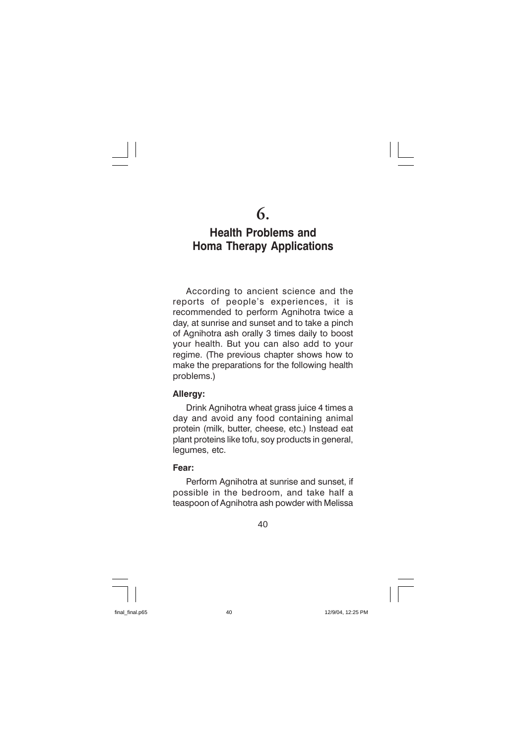# 6.

## Health Problems and Homa Therapy Applications

According to ancient science and the reports of people's experiences, it is recommended to perform Agnihotra twice a day, at sunrise and sunset and to take a pinch of Agnihotra ash orally 3 times daily to boost your health. But you can also add to your regime. (The previous chapter shows how to make the preparations for the following health problems.)

### Allergy:

Drink Agnihotra wheat grass juice 4 times a day and avoid any food containing animal protein (milk, butter, cheese, etc.) Instead eat plant proteins like tofu, soy products in general, legumes, etc.

### Fear:

Perform Agnihotra at sunrise and sunset, if possible in the bedroom, and take half a teaspoon of Agnihotra ash powder with Melissa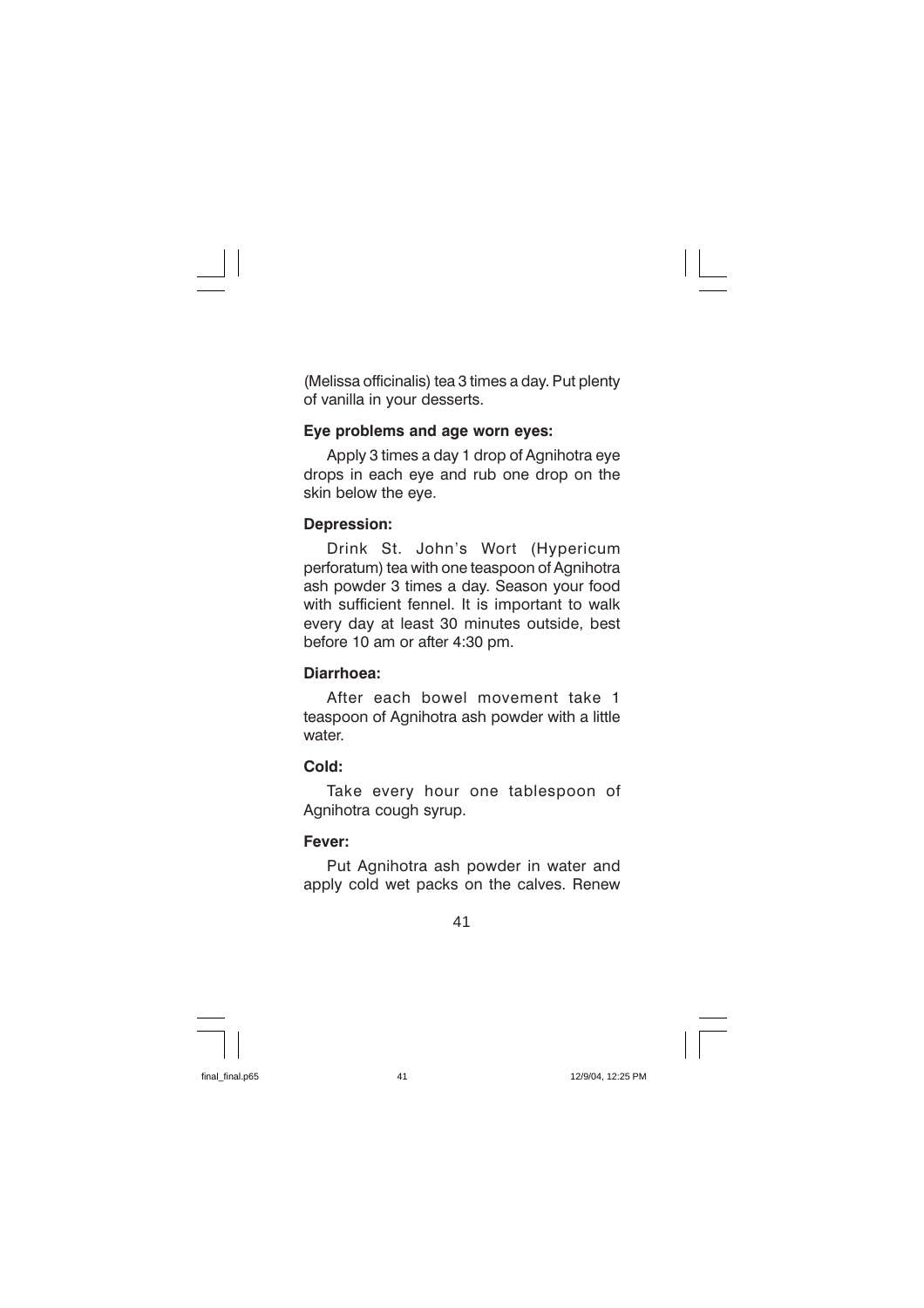(Melissa officinalis) tea 3 times a day. Put plenty of vanilla in your desserts.

**Eye problems and age worn eyes:**

Apply 3 times a day 1 drop of Agnihotra eye drops in each eye and rub one drop on the skin below the eye.

**Depression:**

Drink St. John's Wort (Hypericum perforatum) tea with one teaspoon of Agnihotra ash powder 3 times a day. Season your food with sufficient fennel. It is important to walk every day at least 30 minutes outside, best before 10 am or after 4:30 pm.

**Diarrhoea:**

After each bowel movement take 1 teaspoon of Agnihotra ash powder with a little water.

**Cold:**

Take every hour one tablespoon of Agnihotra cough syrup.

**Fever:**

Put Agnihotra ash powder in water and apply cold wet packs on the calves. Renew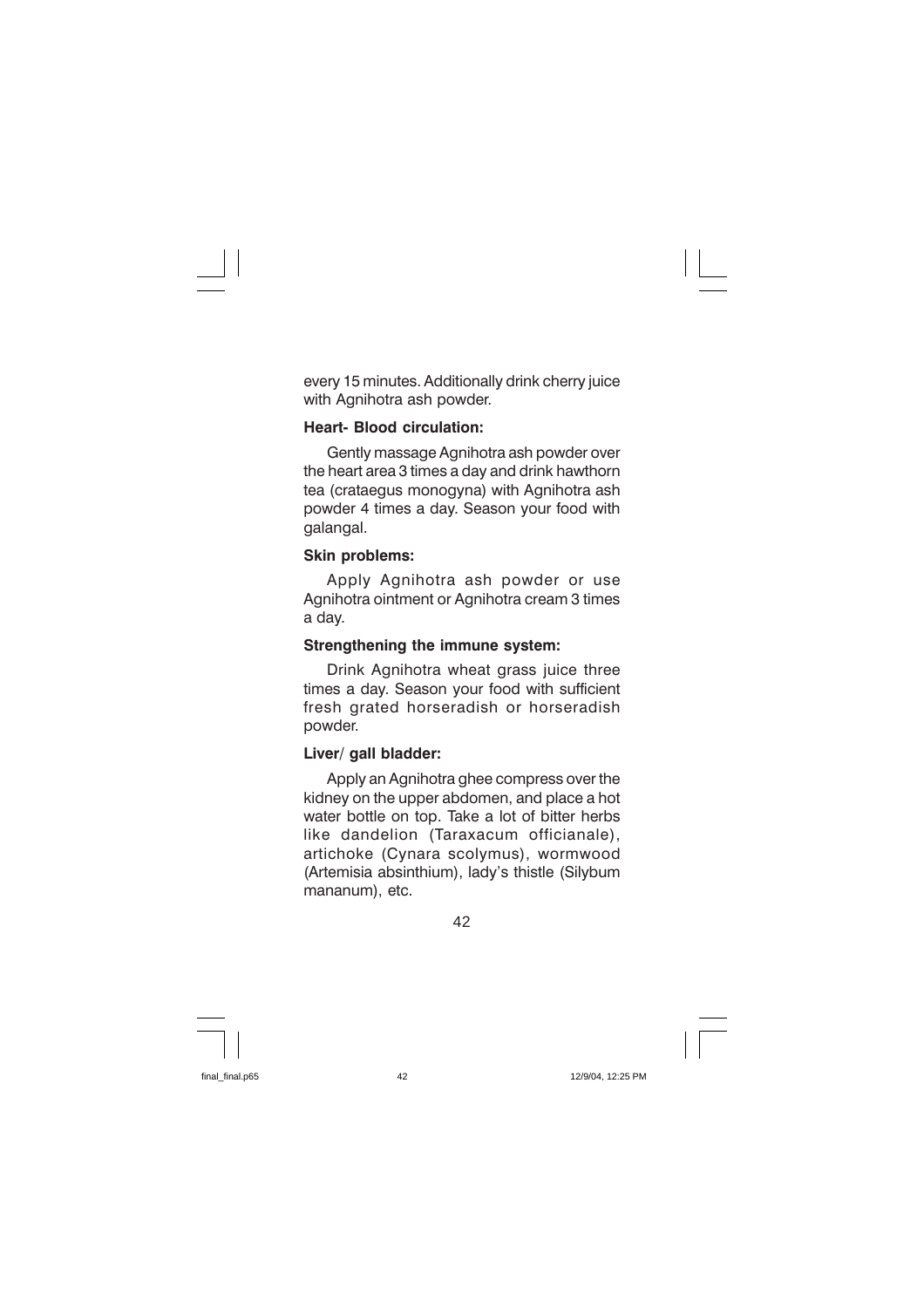every 15 minutes. Additionally drink cherry juice with Agnihotra ash powder.

**Heart- Blood circulation:**

Gently massage Agnihotra ash powder over the heart area 3 times a day and drink hawthorn tea (crataegus monogyna) with Agnihotra ash powder 4 times a day. Season your food with galangal.

**Skin problems:**

Apply Agnihotra ash powder or use Agnihotra ointment or Agnihotra cream 3 times a day.

**Strengthening the immune system:**

Drink Agnihotra wheat grass juice three times a day. Season your food with sufficient fresh grated horseradish or horseradish powder.

**Liver/ gall bladder:**

Apply an Agnihotra ghee compress over the kidney on the upper abdomen, and place a hot water bottle on top. Take a lot of bitter herbs like dandelion (Taraxacum officianale), artichoke (Cynara scolymus), wormwood (Artemisia absinthium), lady's thistle (Silybum mananum), etc.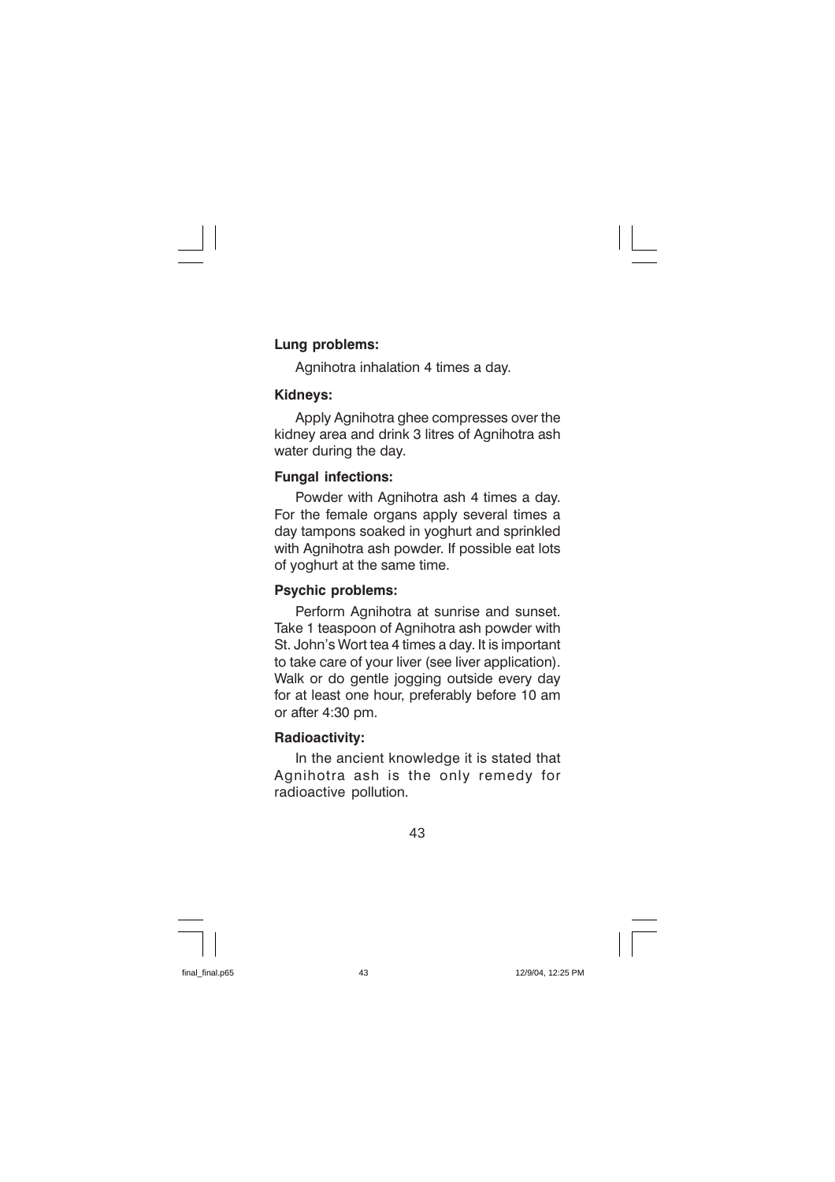**Lung problems:**

Agnihotra inhalation 4 times a day.

**Kidneys:**

Apply Agnihotra ghee compresses over the kidney area and drink 3 litres of Agnihotra ash water during the day.

**Fungal infections:**

Powder with Agnihotra ash 4 times a day. For the female organs apply several times a day tampons soaked in yoghurt and sprinkled with Agnihotra ash powder. If possible eat lots of yoghurt at the same time.

**Psychic problems:**

Perform Agnihotra at sunrise and sunset. Take 1 teaspoon of Agnihotra ash powder with St. John's Wort tea 4 times a day. It is important to take care of your liver (see liver application). Walk or do gentle jogging outside every day for at least one hour, preferably before 10 am or after 4:30 pm.

**Radioactivity:**

In the ancient knowledge it is stated that Agnihotra ash is the only remedy for radioactive pollution.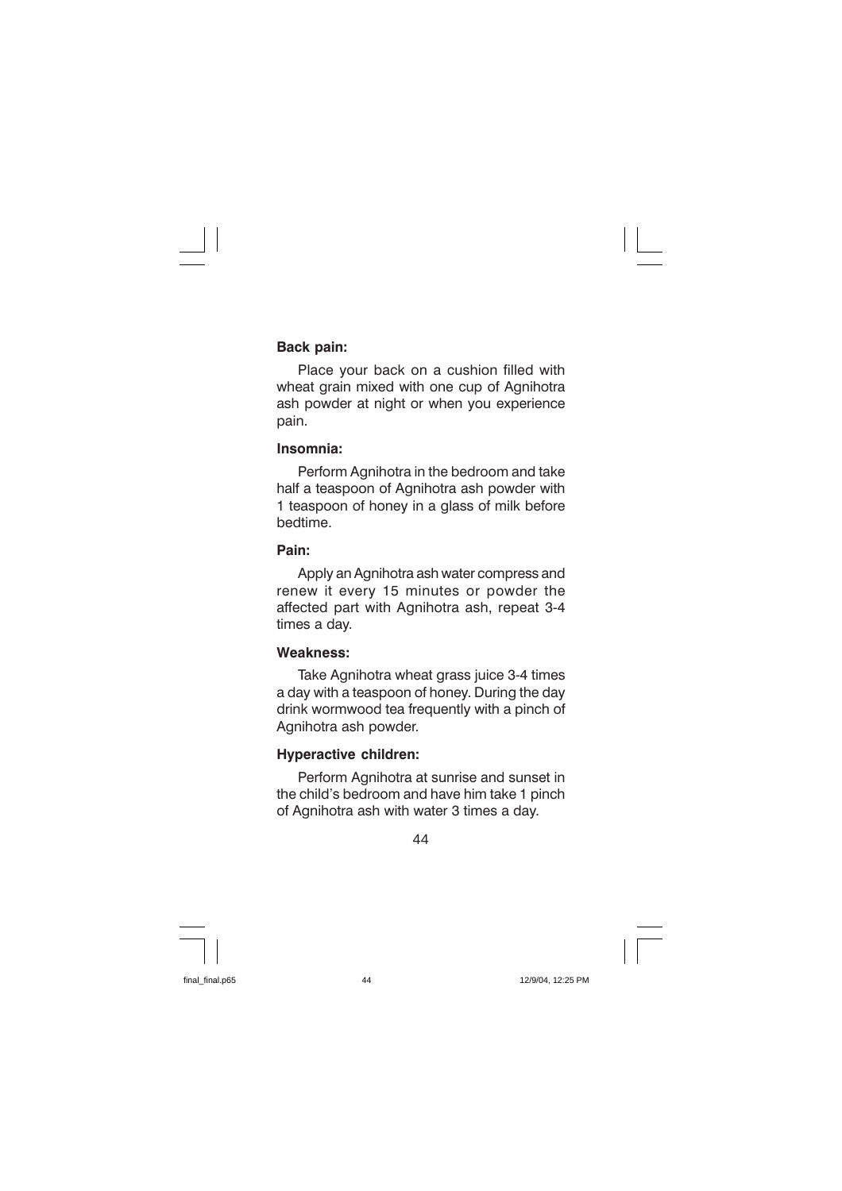**Back pain:**

Place your back on a cushion filled with wheat grain mixed with one cup of Agnihotra ash powder at night or when you experience pain.

**Insomnia:**

Perform Agnihotra in the bedroom and take half a teaspoon of Agnihotra ash powder with 1 teaspoon of honey in a glass of milk before bedtime.

**Pain:**

Apply an Agnihotra ash water compress and renew it every 15 minutes or powder the affected part with Agnihotra ash, repeat 3-4 times a day.

**Weakness:**

Take Agnihotra wheat grass juice 3-4 times a day with a teaspoon of honey. During the day drink wormwood tea frequently with a pinch of Agnihotra ash powder.

**Hyperactive children:**

Perform Agnihotra at sunrise and sunset in the child's bedroom and have him take 1 pinch of Agnihotra ash with water 3 times a day.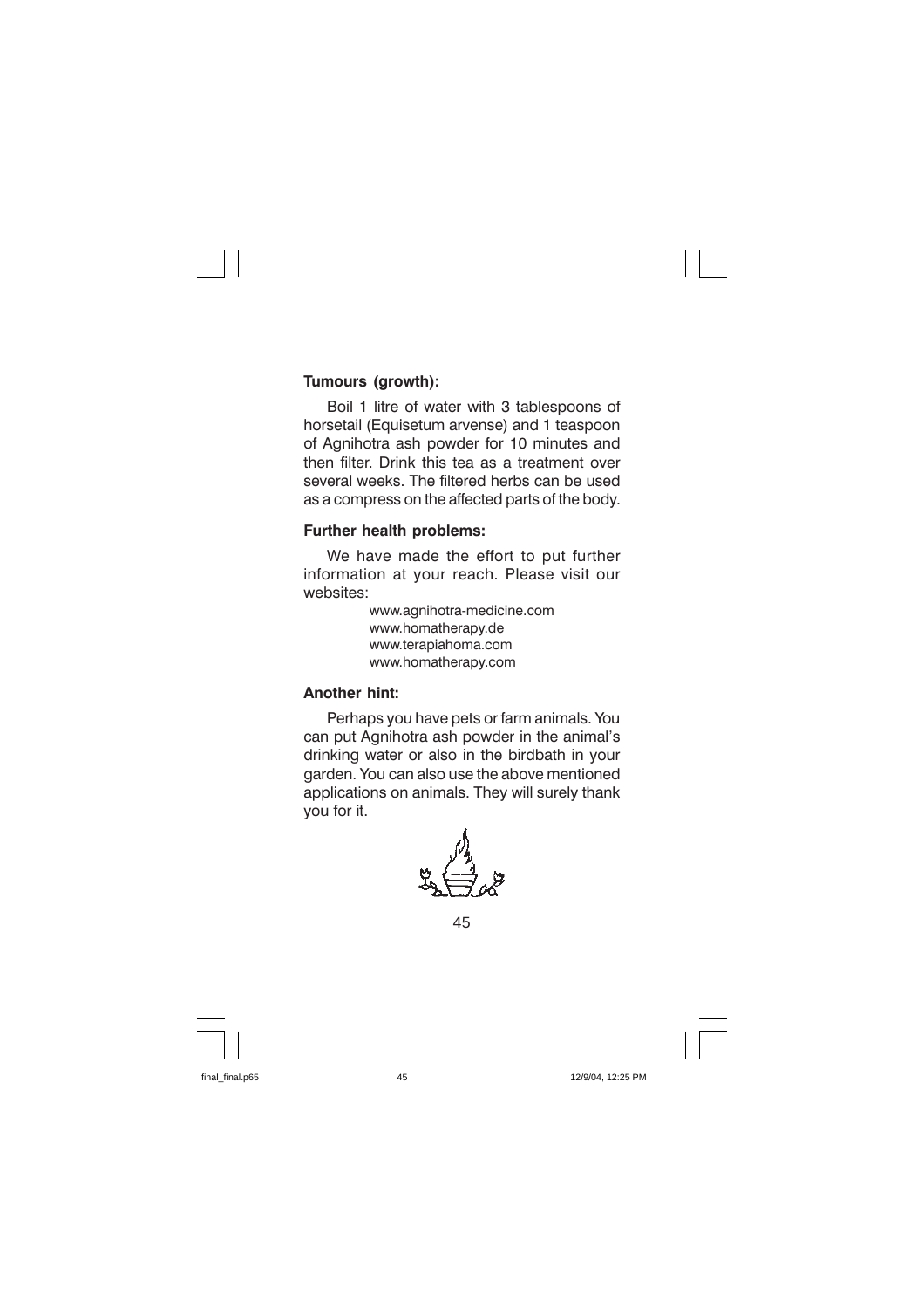**Tumours (growth):**

Boil 1 litre of water with 3 tablespoons of horsetail (Equisetum arvense) and 1 teaspoon of Agnihotra ash powder for 10 minutes and then filter. Drink this tea as a treatment over several weeks. The filtered herbs can be used as a compress on the affected parts of the body.

**Further health problems:**

We have made the effort to put further information at your reach. Please visit our websites:

www.agnihotra-medicine.com
www.homatherapy.de
www.terapiahoma.com
www.homatherapy.com

**Another hint:**

Perhaps you have pets or farm animals. You can put Agnihotra ash powder in the animal's drinking water or also in the birdbath in your garden. You can also use the above mentioned applications on animals. They will surely thank you for it.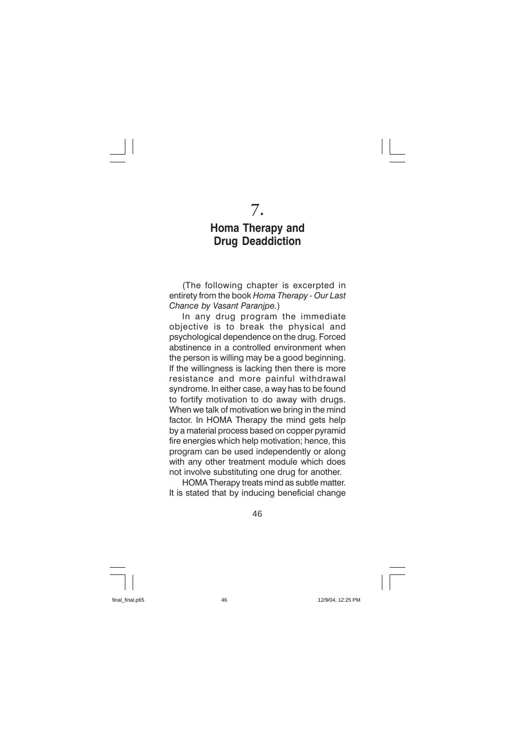# 7.

## Homa Therapy and Drug Deaddiction

(The following chapter is excerpted in entirety from the book *Homa Therapy - Our Last Chance by Vasant Paranjpe.*)

In any drug program the immediate objective is to break the physical and psychological dependence on the drug. Forced abstinence in a controlled environment when the person is willing may be a good beginning. If the willingness is lacking then there is more resistance and more painful withdrawal syndrome. In either case, a way has to be found to fortify motivation to do away with drugs. When we talk of motivation we bring in the mind factor. In HOMA Therapy the mind gets help by a material process based on copper pyramid fire energies which help motivation; hence, this program can be used independently or along with any other treatment module which does not involve substituting one drug for another.

HOMA Therapy treats mind as subtle matter. It is stated that by inducing beneficial change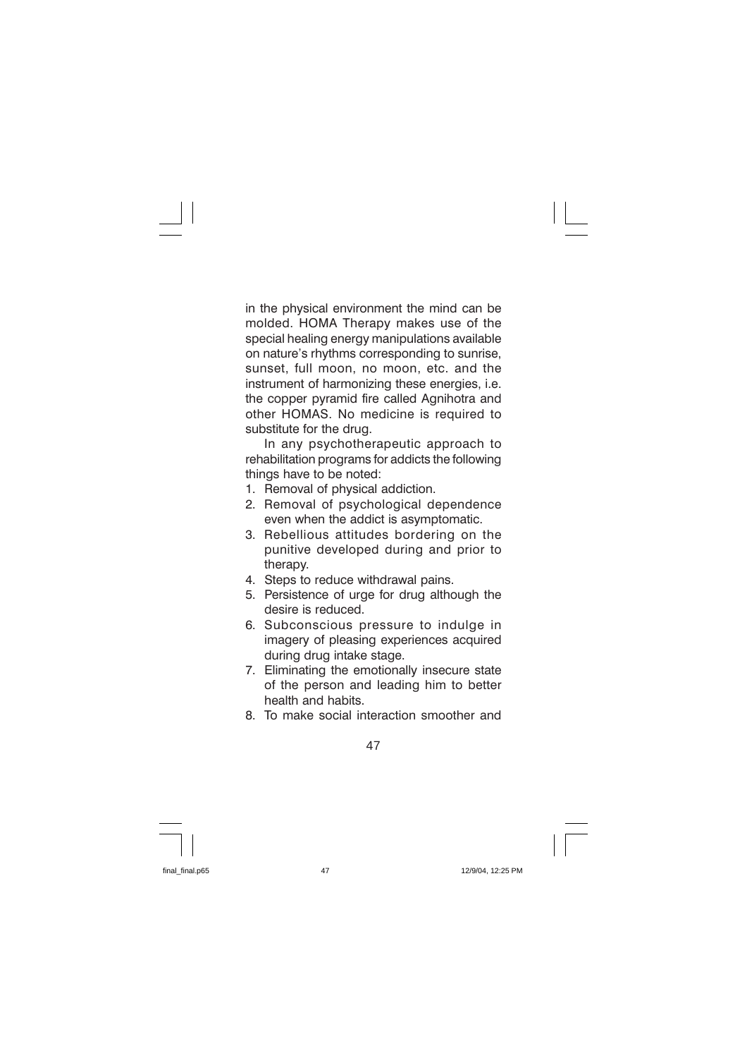in the physical environment the mind can be molded. HOMA Therapy makes use of the special healing energy manipulations available on nature's rhythms corresponding to sunrise, sunset, full moon, no moon, etc. and the instrument of harmonizing these energies, i.e. the copper pyramid fire called Agnihotra and other HOMAS. No medicine is required to substitute for the drug.

In any psychotherapeutic approach to rehabilitation programs for addicts the following things have to be noted:

1. Removal of physical addiction.
2. Removal of psychological dependence even when the addict is asymptomatic.
3. Rebellious attitudes bordering on the punitive developed during and prior to therapy.
4. Steps to reduce withdrawal pains.
5. Persistence of urge for drug although the desire is reduced.
6. Subconscious pressure to indulge in imagery of pleasing experiences acquired during drug intake stage.
7. Eliminating the emotionally insecure state of the person and leading him to better health and habits.
8. To make social interaction smoother and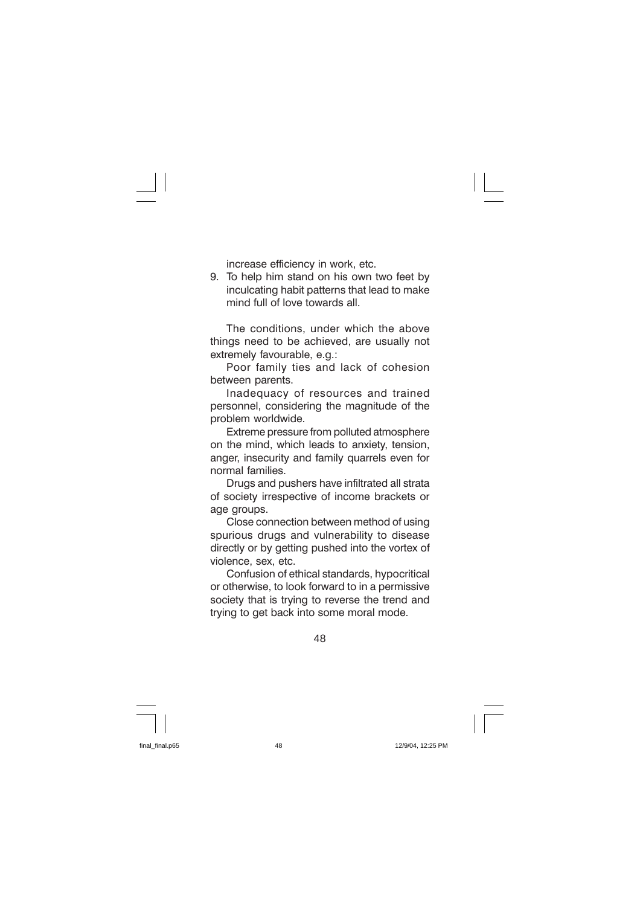increase efficiency in work, etc.

9. To help him stand on his own two feet by inculcating habit patterns that lead to make mind full of love towards all.

The conditions, under which the above things need to be achieved, are usually not extremely favourable, e.g.:

Poor family ties and lack of cohesion between parents.

Inadequacy of resources and trained personnel, considering the magnitude of the problem worldwide.

Extreme pressure from polluted atmosphere on the mind, which leads to anxiety, tension, anger, insecurity and family quarrels even for normal families.

Drugs and pushers have infiltrated all strata of society irrespective of income brackets or age groups.

Close connection between method of using spurious drugs and vulnerability to disease directly or by getting pushed into the vortex of violence, sex, etc.

Confusion of ethical standards, hypocritical or otherwise, to look forward to in a permissive society that is trying to reverse the trend and trying to get back into some moral mode.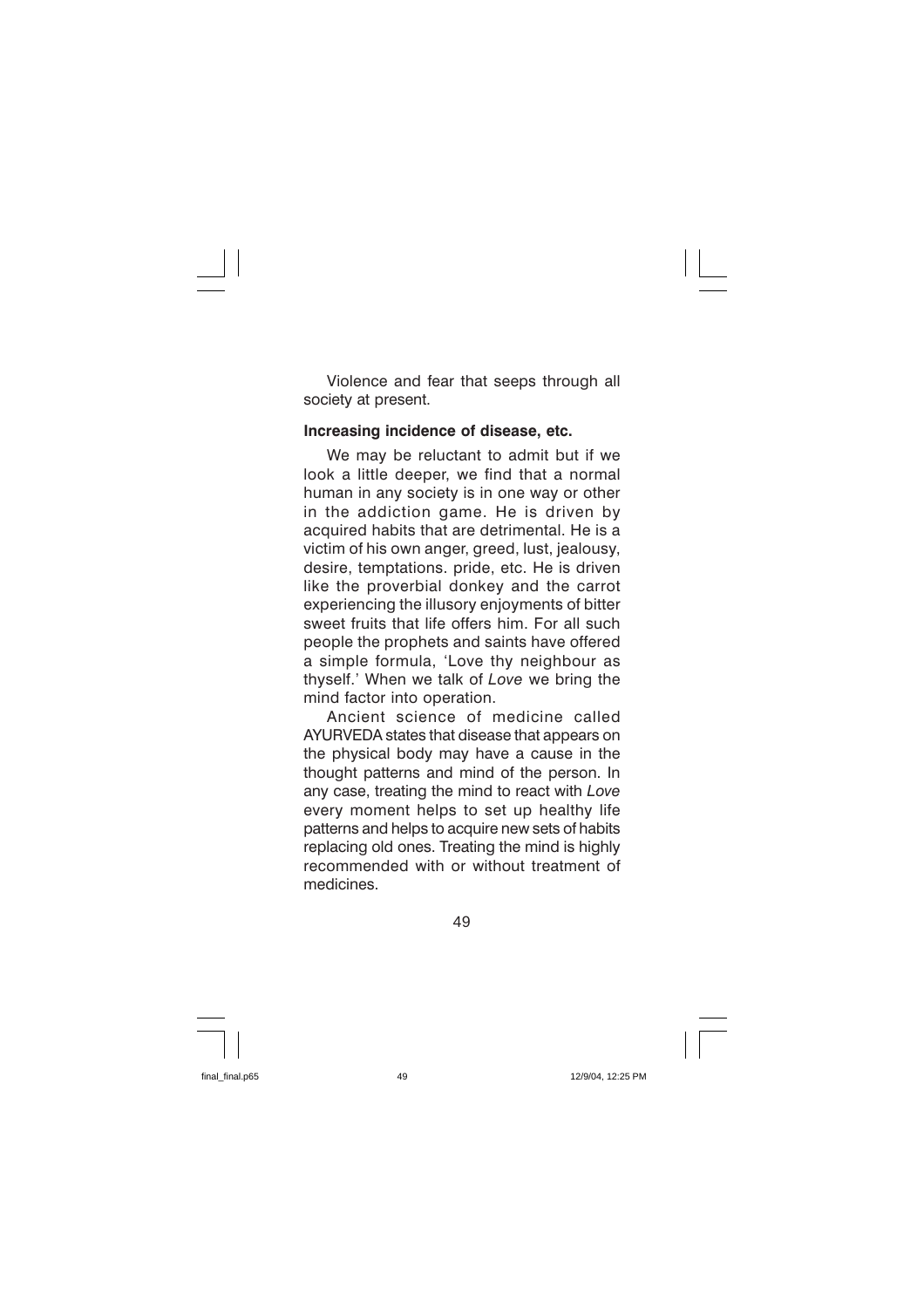Violence and fear that seeps through all society at present.

**Increasing incidence of disease, etc.**

We may be reluctant to admit but if we look a little deeper, we find that a normal human in any society is in one way or other in the addiction game. He is driven by acquired habits that are detrimental. He is a victim of his own anger, greed, lust, jealousy, desire, temptations. pride, etc. He is driven like the proverbial donkey and the carrot experiencing the illusory enjoyments of bitter sweet fruits that life offers him. For all such people the prophets and saints have offered a simple formula, 'Love thy neighbour as thyself.' When we talk of *Love* we bring the mind factor into operation.

Ancient science of medicine called AYURVEDA states that disease that appears on the physical body may have a cause in the thought patterns and mind of the person. In any case, treating the mind to react with *Love* every moment helps to set up healthy life patterns and helps to acquire new sets of habits replacing old ones. Treating the mind is highly recommended with or without treatment of medicines.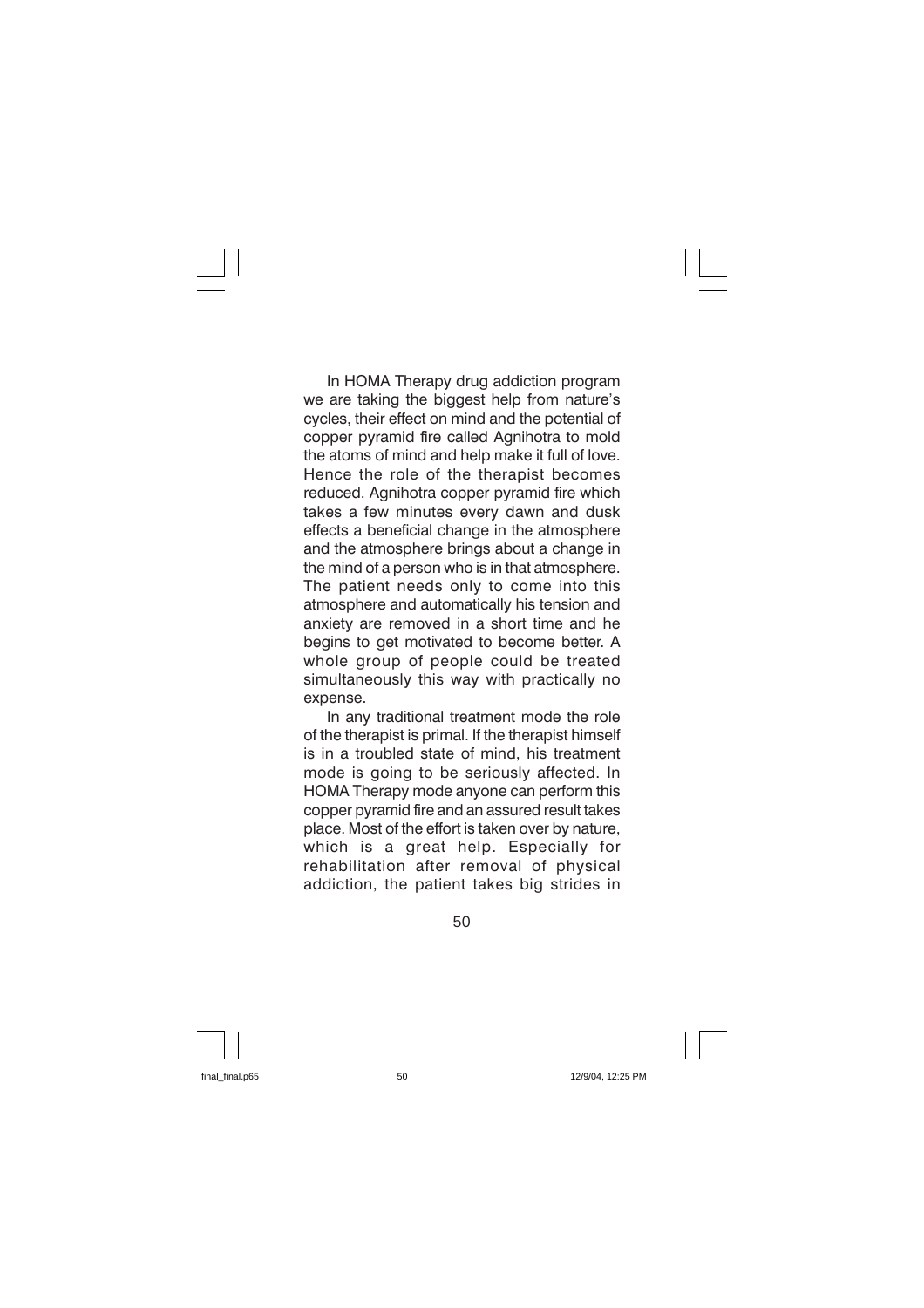In HOMA Therapy drug addiction program we are taking the biggest help from nature's cycles, their effect on mind and the potential of copper pyramid fire called Agnihotra to mold the atoms of mind and help make it full of love. Hence the role of the therapist becomes reduced. Agnihotra copper pyramid fire which takes a few minutes every dawn and dusk effects a beneficial change in the atmosphere and the atmosphere brings about a change in the mind of a person who is in that atmosphere. The patient needs only to come into this atmosphere and automatically his tension and anxiety are removed in a short time and he begins to get motivated to become better. A whole group of people could be treated simultaneously this way with practically no expense.

In any traditional treatment mode the role of the therapist is primal. If the therapist himself is in a troubled state of mind, his treatment mode is going to be seriously affected. In HOMA Therapy mode anyone can perform this copper pyramid fire and an assured result takes place. Most of the effort is taken over by nature, which is a great help. Especially for rehabilitation after removal of physical addiction, the patient takes big strides in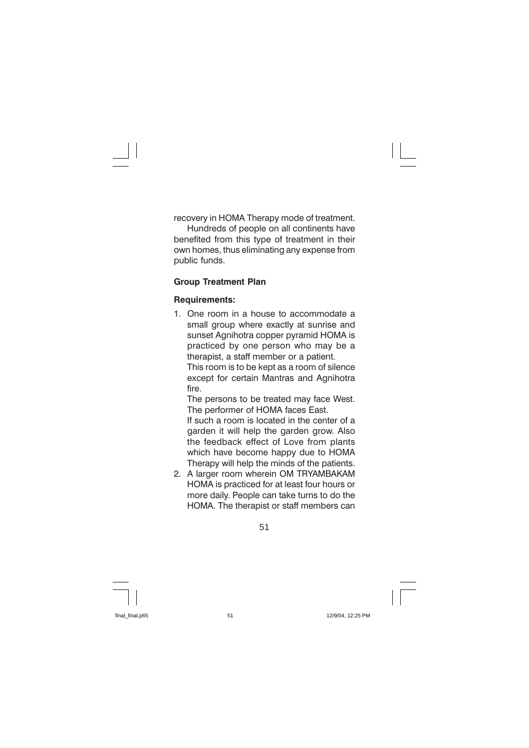recovery in HOMA Therapy mode of treatment.

Hundreds of people on all continents have benefited from this type of treatment in their own homes, thus eliminating any expense from public funds.

**Group Treatment Plan**

**Requirements:**

1. One room in a house to accommodate a small group where exactly at sunrise and sunset Agnihotra copper pyramid HOMA is practiced by one person who may be a therapist, a staff member or a patient.
   This room is to be kept as a room of silence except for certain Mantras and Agnihotra fire.
   The persons to be treated may face West. The performer of HOMA faces East.
   If such a room is located in the center of a garden it will help the garden grow. Also the feedback effect of Love from plants which have become happy due to HOMA Therapy will help the minds of the patients.
2. A larger room wherein OM TRYAMBAKAM HOMA is practiced for at least four hours or more daily. People can take turns to do the HOMA. The therapist or staff members can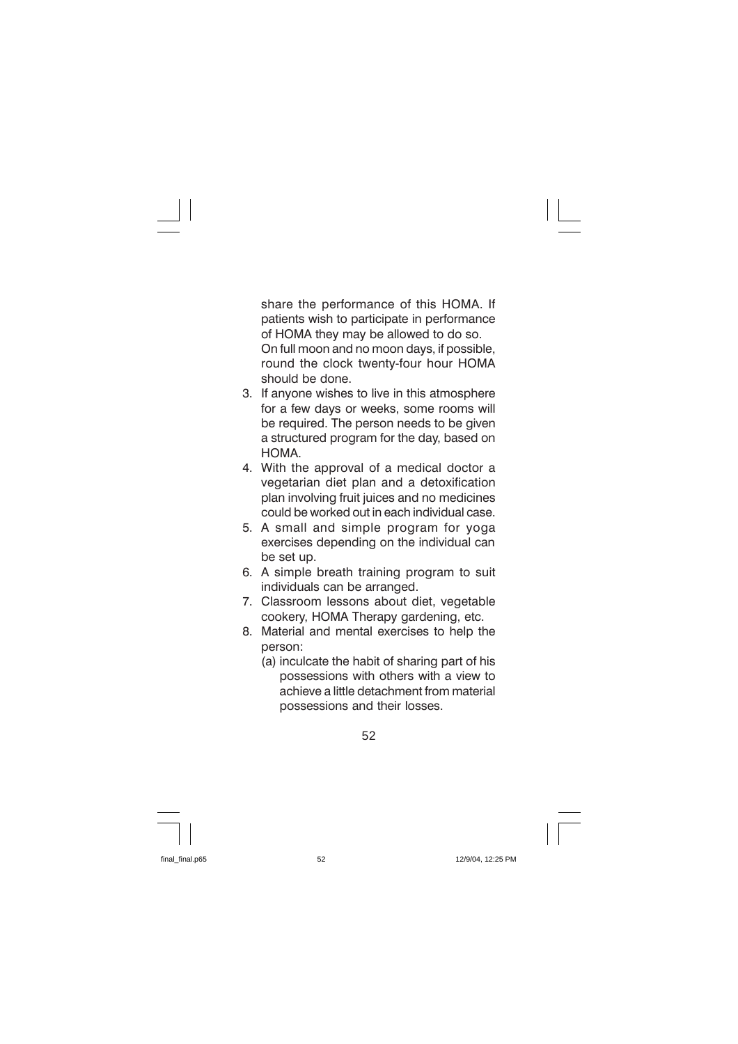share the performance of this HOMA. If patients wish to participate in performance of HOMA they may be allowed to do so.
On full moon and no moon days, if possible, round the clock twenty-four hour HOMA should be done.

3. If anyone wishes to live in this atmosphere for a few days or weeks, some rooms will be required. The person needs to be given a structured program for the day, based on HOMA.
4. With the approval of a medical doctor a vegetarian diet plan and a detoxification plan involving fruit juices and no medicines could be worked out in each individual case.
5. A small and simple program for yoga exercises depending on the individual can be set up.
6. A simple breath training program to suit individuals can be arranged.
7. Classroom lessons about diet, vegetable cookery, HOMA Therapy gardening, etc.
8. Material and mental exercises to help the person:
   (a) inculcate the habit of sharing part of his possessions with others with a view to achieve a little detachment from material possessions and their losses.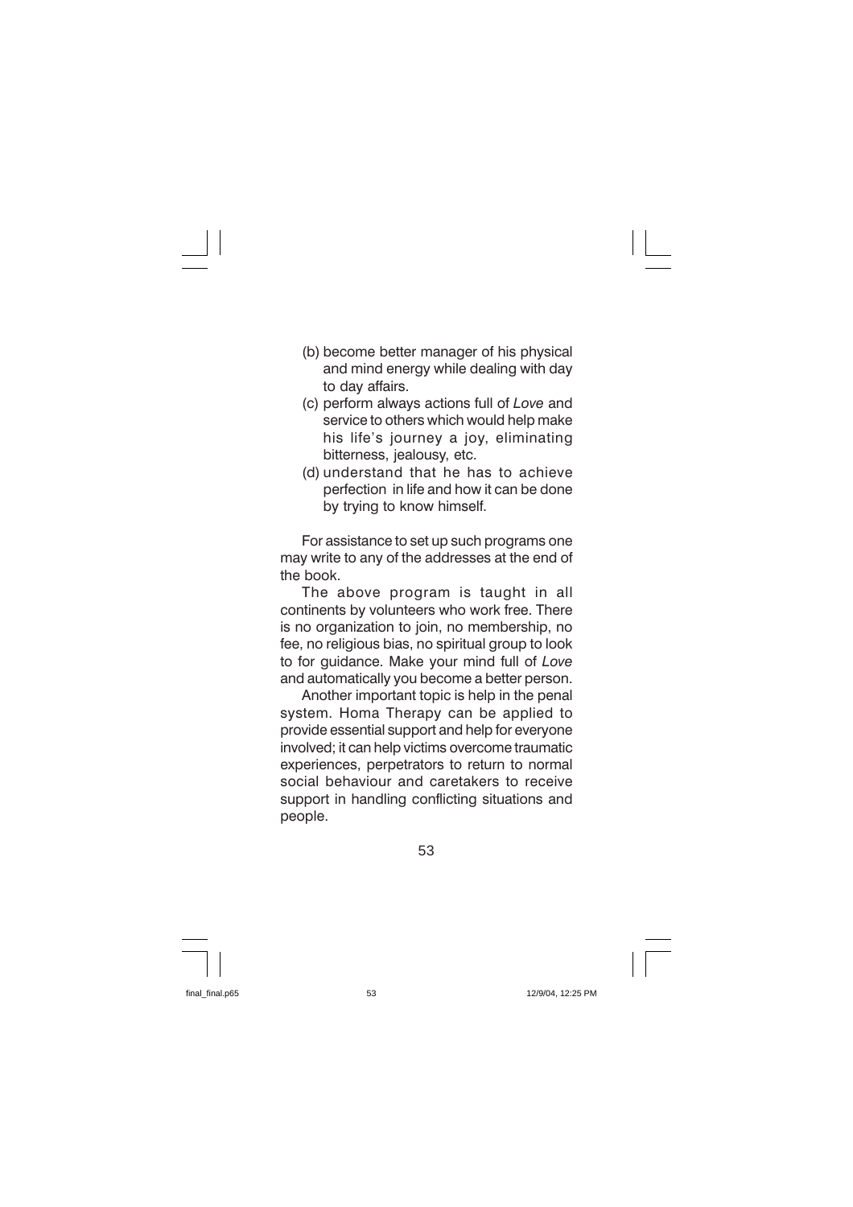(b) become better manager of his physical and mind energy while dealing with day to day affairs.

(c) perform always actions full of *Love* and service to others which would help make his life's journey a joy, eliminating bitterness, jealousy, etc.

(d) understand that he has to achieve perfection in life and how it can be done by trying to know himself.

For assistance to set up such programs one may write to any of the addresses at the end of the book.

The above program is taught in all continents by volunteers who work free. There is no organization to join, no membership, no fee, no religious bias, no spiritual group to look to for guidance. Make your mind full of *Love* and automatically you become a better person.

Another important topic is help in the penal system. Homa Therapy can be applied to provide essential support and help for everyone involved; it can help victims overcome traumatic experiences, perpetrators to return to normal social behaviour and caretakers to receive support in handling conflicting situations and people.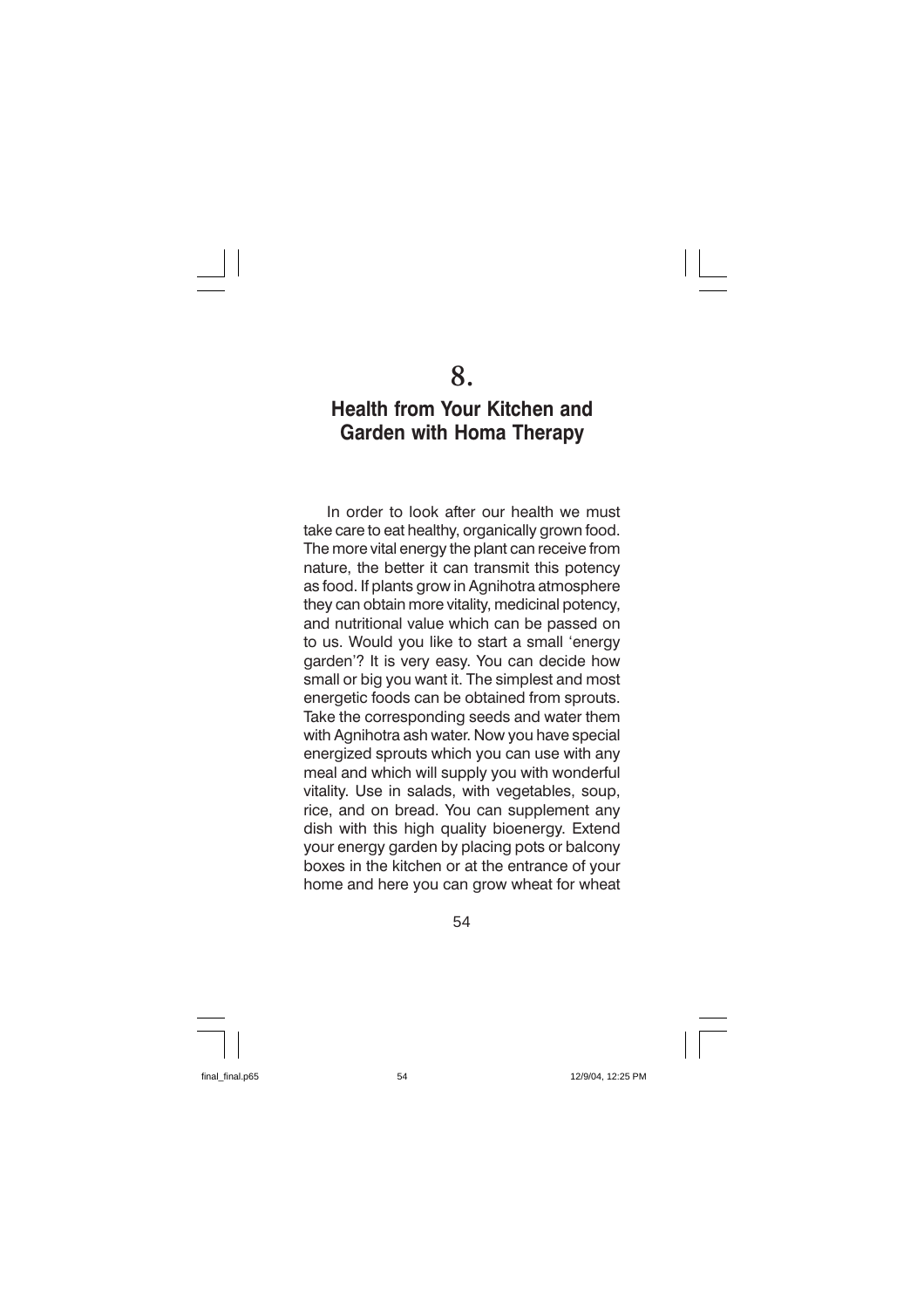# 8.

# Health from Your Kitchen and Garden with Homa Therapy

In order to look after our health we must take care to eat healthy, organically grown food. The more vital energy the plant can receive from nature, the better it can transmit this potency as food. If plants grow in Agnihotra atmosphere they can obtain more vitality, medicinal potency, and nutritional value which can be passed on to us. Would you like to start a small 'energy garden'? It is very easy. You can decide how small or big you want it. The simplest and most energetic foods can be obtained from sprouts. Take the corresponding seeds and water them with Agnihotra ash water. Now you have special energized sprouts which you can use with any meal and which will supply you with wonderful vitality. Use in salads, with vegetables, soup, rice, and on bread. You can supplement any dish with this high quality bioenergy. Extend your energy garden by placing pots or balcony boxes in the kitchen or at the entrance of your home and here you can grow wheat for wheat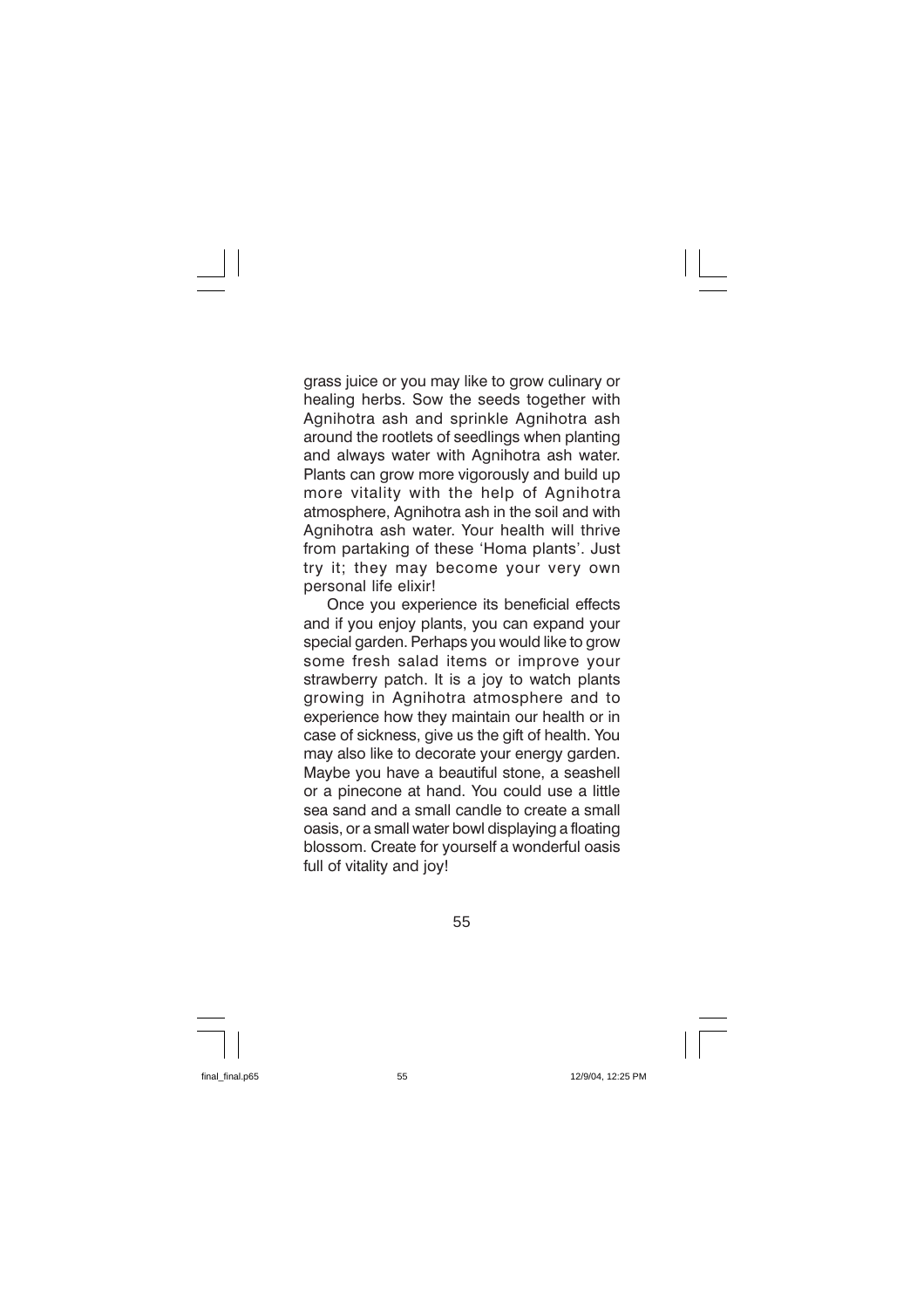grass juice or you may like to grow culinary or healing herbs. Sow the seeds together with Agnihotra ash and sprinkle Agnihotra ash around the rootlets of seedlings when planting and always water with Agnihotra ash water. Plants can grow more vigorously and build up more vitality with the help of Agnihotra atmosphere, Agnihotra ash in the soil and with Agnihotra ash water. Your health will thrive from partaking of these 'Homa plants'. Just try it; they may become your very own personal life elixir!

Once you experience its beneficial effects and if you enjoy plants, you can expand your special garden. Perhaps you would like to grow some fresh salad items or improve your strawberry patch. It is a joy to watch plants growing in Agnihotra atmosphere and to experience how they maintain our health or in case of sickness, give us the gift of health. You may also like to decorate your energy garden. Maybe you have a beautiful stone, a seashell or a pinecone at hand. You could use a little sea sand and a small candle to create a small oasis, or a small water bowl displaying a floating blossom. Create for yourself a wonderful oasis full of vitality and joy!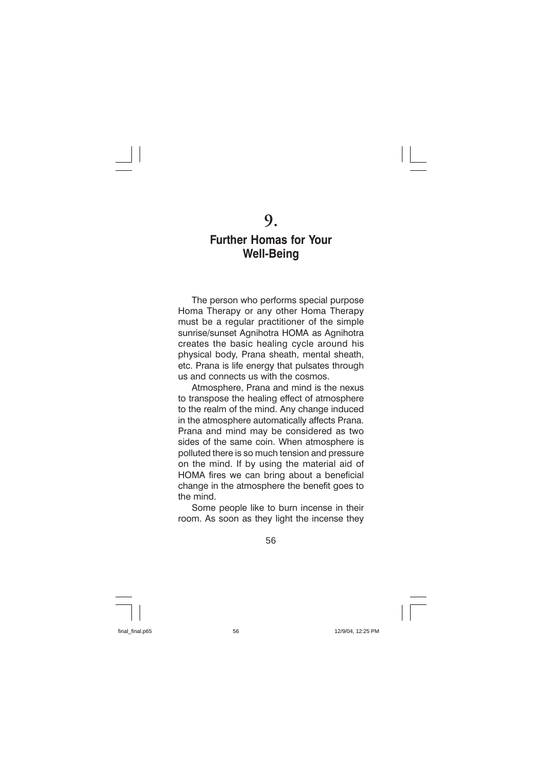# 9.

## Further Homas for Your Well-Being

The person who performs special purpose Homa Therapy or any other Homa Therapy must be a regular practitioner of the simple sunrise/sunset Agnihotra HOMA as Agnihotra creates the basic healing cycle around his physical body, Prana sheath, mental sheath, etc. Prana is life energy that pulsates through us and connects us with the cosmos.

Atmosphere, Prana and mind is the nexus to transpose the healing effect of atmosphere to the realm of the mind. Any change induced in the atmosphere automatically affects Prana. Prana and mind may be considered as two sides of the same coin. When atmosphere is polluted there is so much tension and pressure on the mind. If by using the material aid of HOMA fires we can bring about a beneficial change in the atmosphere the benefit goes to the mind.

Some people like to burn incense in their room. As soon as they light the incense they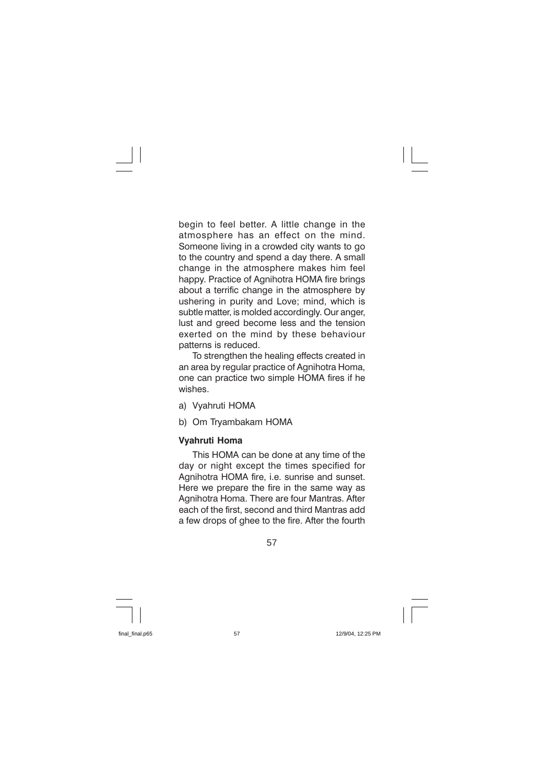begin to feel better. A little change in the atmosphere has an effect on the mind. Someone living in a crowded city wants to go to the country and spend a day there. A small change in the atmosphere makes him feel happy. Practice of Agnihotra HOMA fire brings about a terrific change in the atmosphere by ushering in purity and Love; mind, which is subtle matter, is molded accordingly. Our anger, lust and greed become less and the tension exerted on the mind by these behaviour patterns is reduced.

To strengthen the healing effects created in an area by regular practice of Agnihotra Homa, one can practice two simple HOMA fires if he wishes.

a) Vyahruti HOMA

b) Om Tryambakam HOMA

**Vyahruti Homa**

This HOMA can be done at any time of the day or night except the times specified for Agnihotra HOMA fire, i.e. sunrise and sunset. Here we prepare the fire in the same way as Agnihotra Homa. There are four Mantras. After each of the first, second and third Mantras add a few drops of ghee to the fire. After the fourth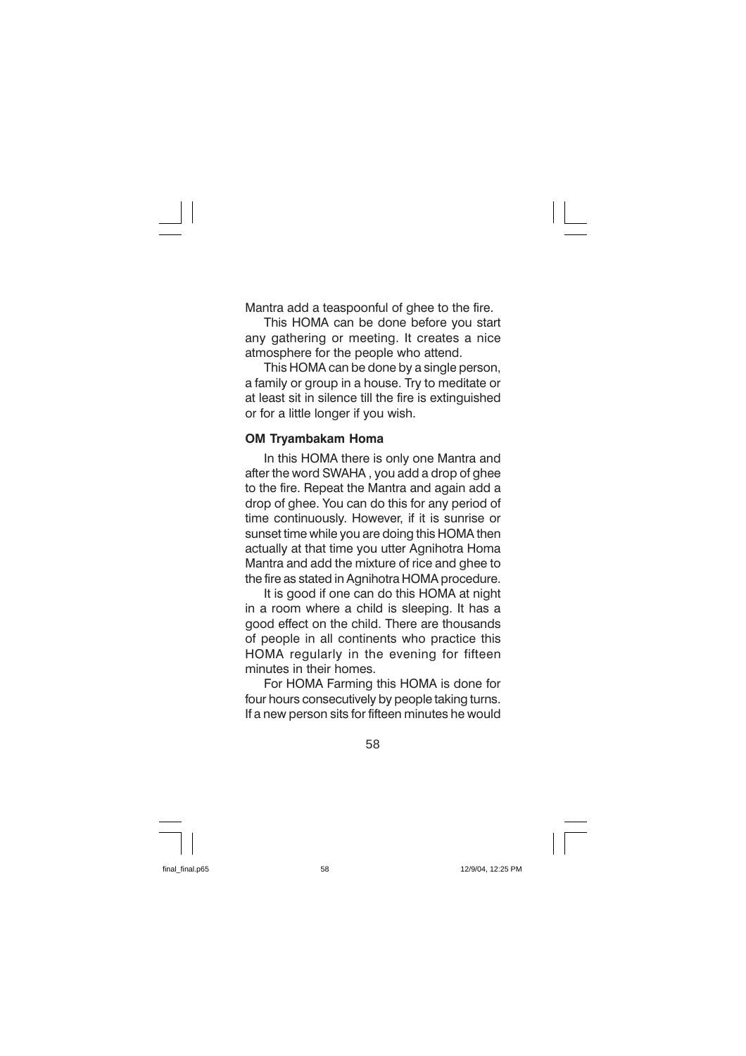Mantra add a teaspoonful of ghee to the fire.

This HOMA can be done before you start any gathering or meeting. It creates a nice atmosphere for the people who attend.

This HOMA can be done by a single person, a family or group in a house. Try to meditate or at least sit in silence till the fire is extinguished or for a little longer if you wish.

**OM Tryambakam Homa**

In this HOMA there is only one Mantra and after the word SWAHA , you add a drop of ghee to the fire. Repeat the Mantra and again add a drop of ghee. You can do this for any period of time continuously. However, if it is sunrise or sunset time while you are doing this HOMA then actually at that time you utter Agnihotra Homa Mantra and add the mixture of rice and ghee to the fire as stated in Agnihotra HOMA procedure.

It is good if one can do this HOMA at night in a room where a child is sleeping. It has a good effect on the child. There are thousands of people in all continents who practice this HOMA regularly in the evening for fifteen minutes in their homes.

For HOMA Farming this HOMA is done for four hours consecutively by people taking turns. If a new person sits for fifteen minutes he would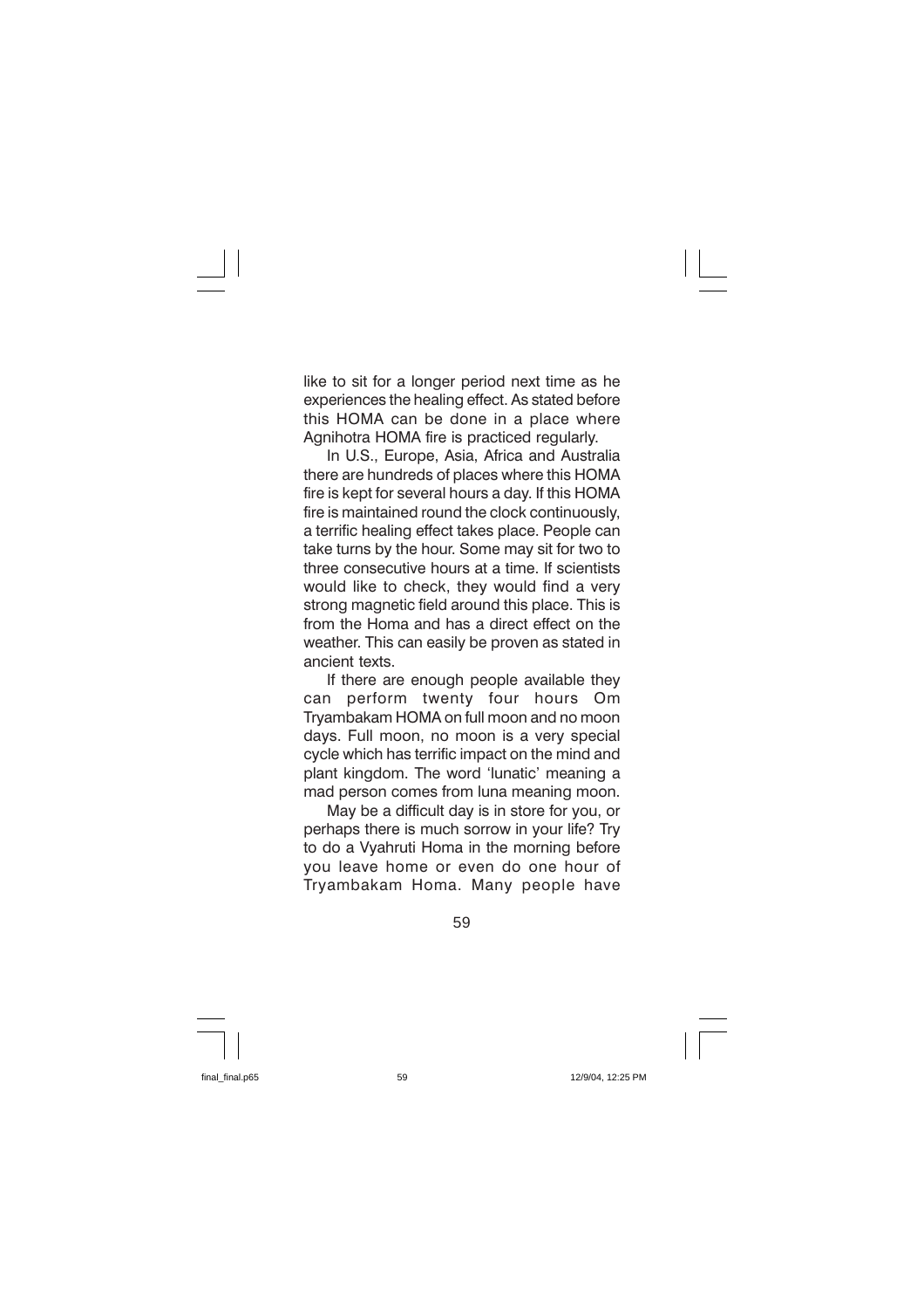like to sit for a longer period next time as he experiences the healing effect. As stated before this HOMA can be done in a place where Agnihotra HOMA fire is practiced regularly.

In U.S., Europe, Asia, Africa and Australia there are hundreds of places where this HOMA fire is kept for several hours a day. If this HOMA fire is maintained round the clock continuously, a terrific healing effect takes place. People can take turns by the hour. Some may sit for two to three consecutive hours at a time. If scientists would like to check, they would find a very strong magnetic field around this place. This is from the Homa and has a direct effect on the weather. This can easily be proven as stated in ancient texts.

If there are enough people available they can perform twenty four hours Om Tryambakam HOMA on full moon and no moon days. Full moon, no moon is a very special cycle which has terrific impact on the mind and plant kingdom. The word 'lunatic' meaning a mad person comes from luna meaning moon.

May be a difficult day is in store for you, or perhaps there is much sorrow in your life? Try to do a Vyahruti Homa in the morning before you leave home or even do one hour of Tryambakam Homa. Many people have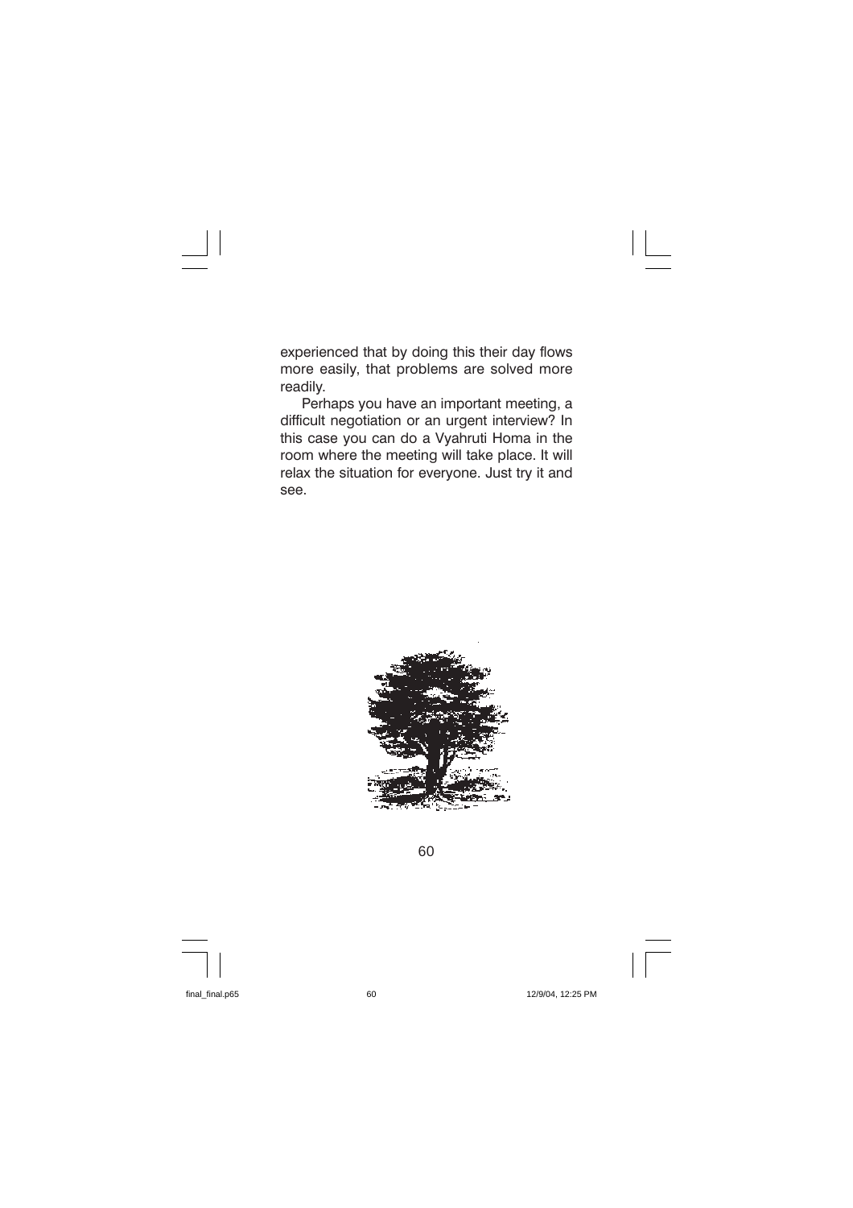experienced that by doing this their day flows more easily, that problems are solved more readily.

Perhaps you have an important meeting, a difficult negotiation or an urgent interview? In this case you can do a Vyahruti Homa in the room where the meeting will take place. It will relax the situation for everyone. Just try it and see.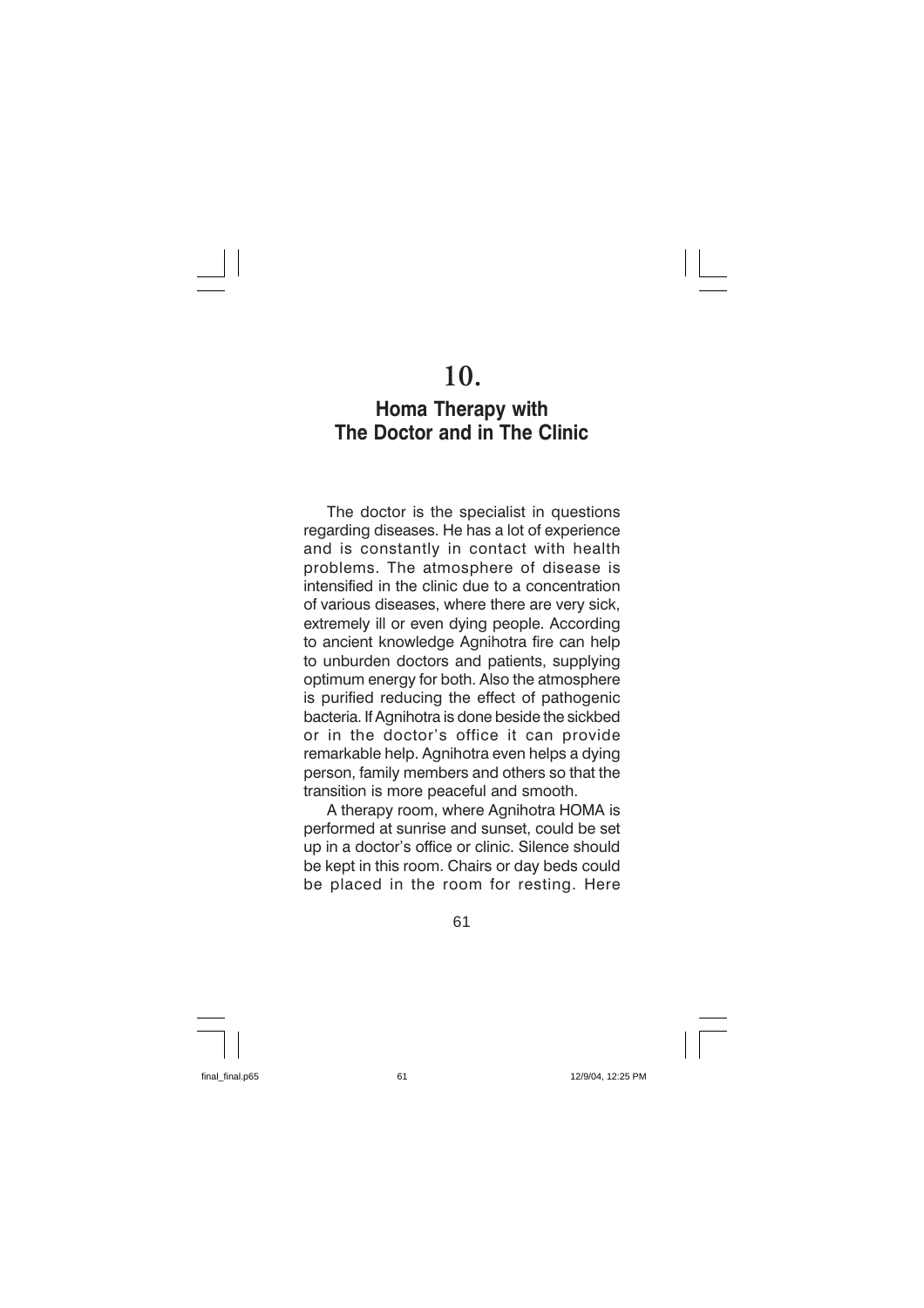# 10.

## Homa Therapy with The Doctor and in The Clinic

The doctor is the specialist in questions regarding diseases. He has a lot of experience and is constantly in contact with health problems. The atmosphere of disease is intensified in the clinic due to a concentration of various diseases, where there are very sick, extremely ill or even dying people. According to ancient knowledge Agnihotra fire can help to unburden doctors and patients, supplying optimum energy for both. Also the atmosphere is purified reducing the effect of pathogenic bacteria. If Agnihotra is done beside the sickbed or in the doctor's office it can provide remarkable help. Agnihotra even helps a dying person, family members and others so that the transition is more peaceful and smooth.

A therapy room, where Agnihotra HOMA is performed at sunrise and sunset, could be set up in a doctor's office or clinic. Silence should be kept in this room. Chairs or day beds could be placed in the room for resting. Here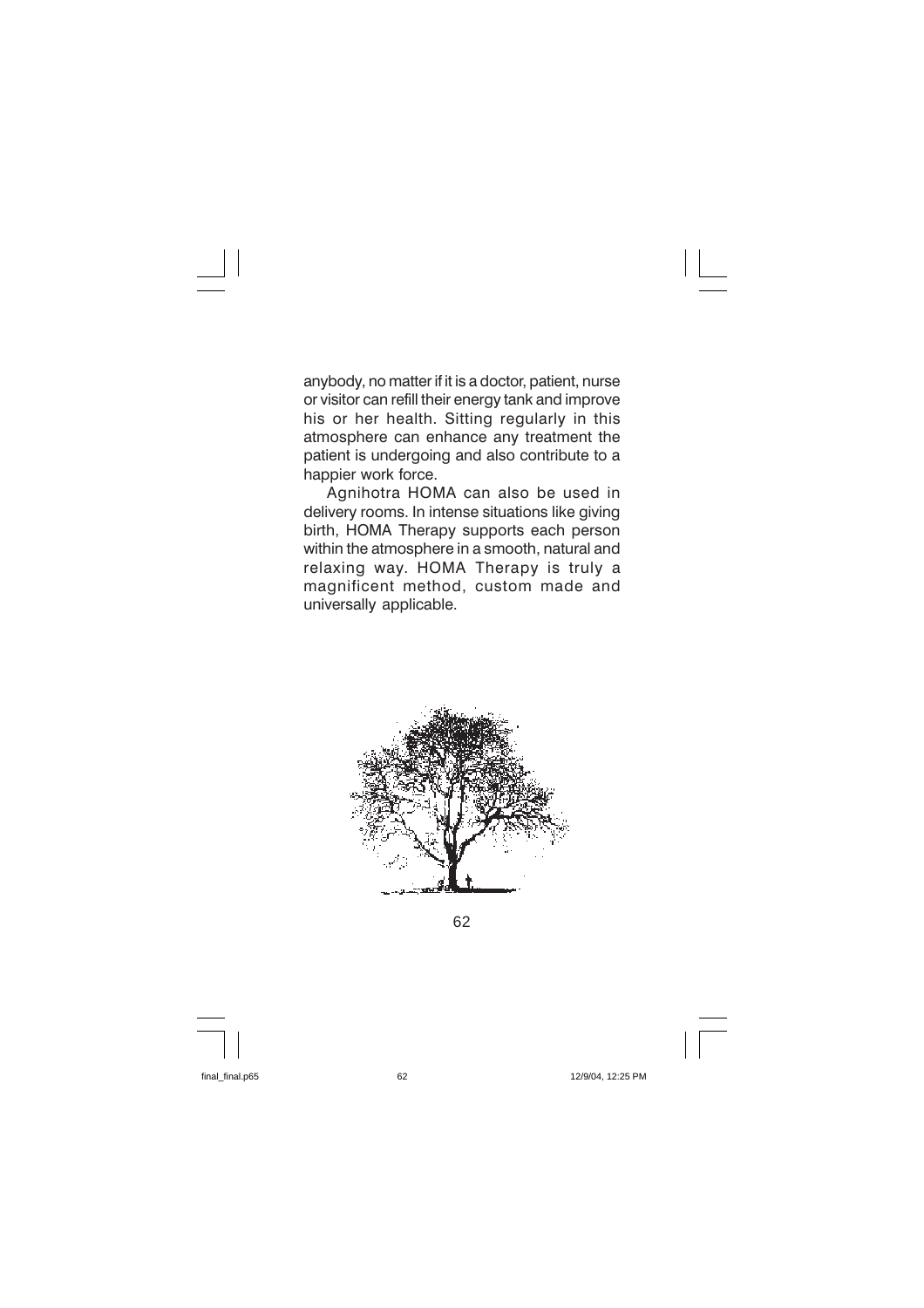anybody, no matter if it is a doctor, patient, nurse or visitor can refill their energy tank and improve his or her health. Sitting regularly in this atmosphere can enhance any treatment the patient is undergoing and also contribute to a happier work force.

Agnihotra HOMA can also be used in delivery rooms. In intense situations like giving birth, HOMA Therapy supports each person within the atmosphere in a smooth, natural and relaxing way. HOMA Therapy is truly a magnificent method, custom made and universally applicable.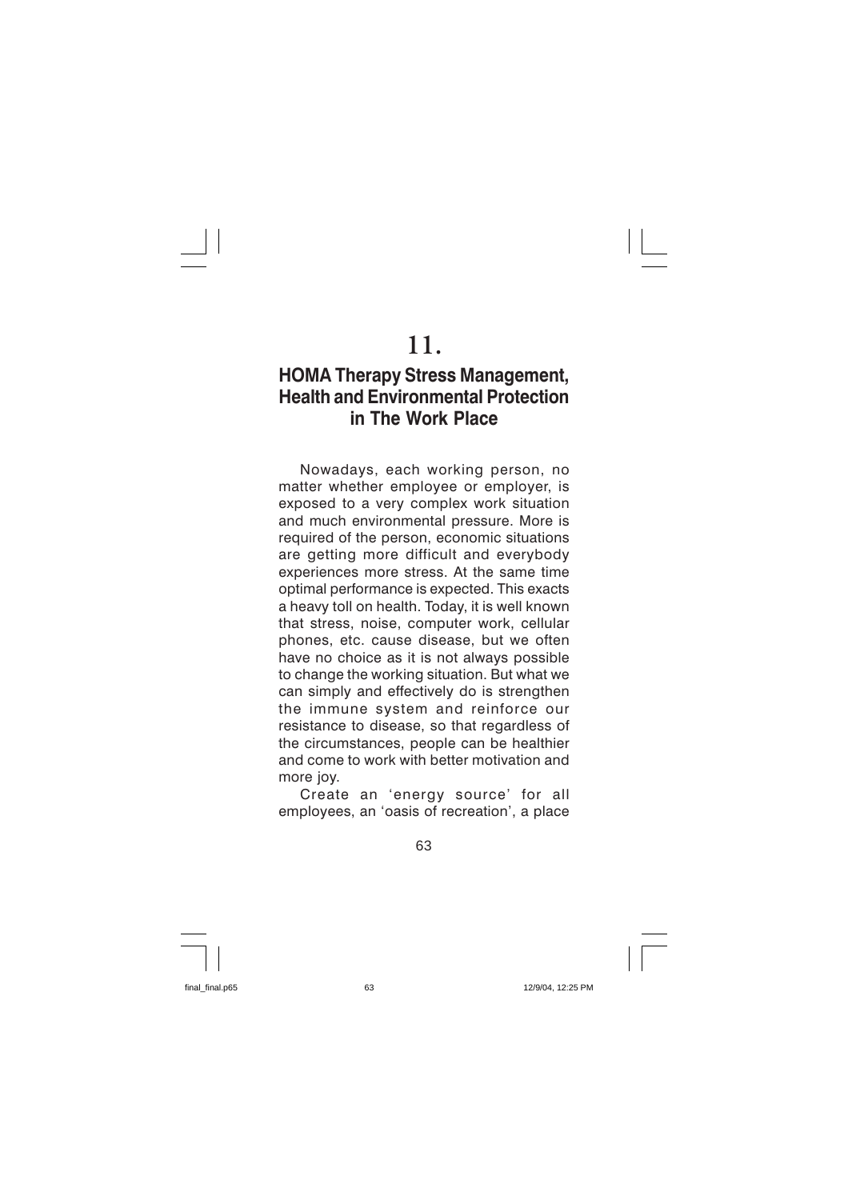# 11.

## HOMA Therapy Stress Management, Health and Environmental Protection in The Work Place

Nowadays, each working person, no matter whether employee or employer, is exposed to a very complex work situation and much environmental pressure. More is required of the person, economic situations are getting more difficult and everybody experiences more stress. At the same time optimal performance is expected. This exacts a heavy toll on health. Today, it is well known that stress, noise, computer work, cellular phones, etc. cause disease, but we often have no choice as it is not always possible to change the working situation. But what we can simply and effectively do is strengthen the immune system and reinforce our resistance to disease, so that regardless of the circumstances, people can be healthier and come to work with better motivation and more joy.

Create an 'energy source' for all employees, an 'oasis of recreation', a place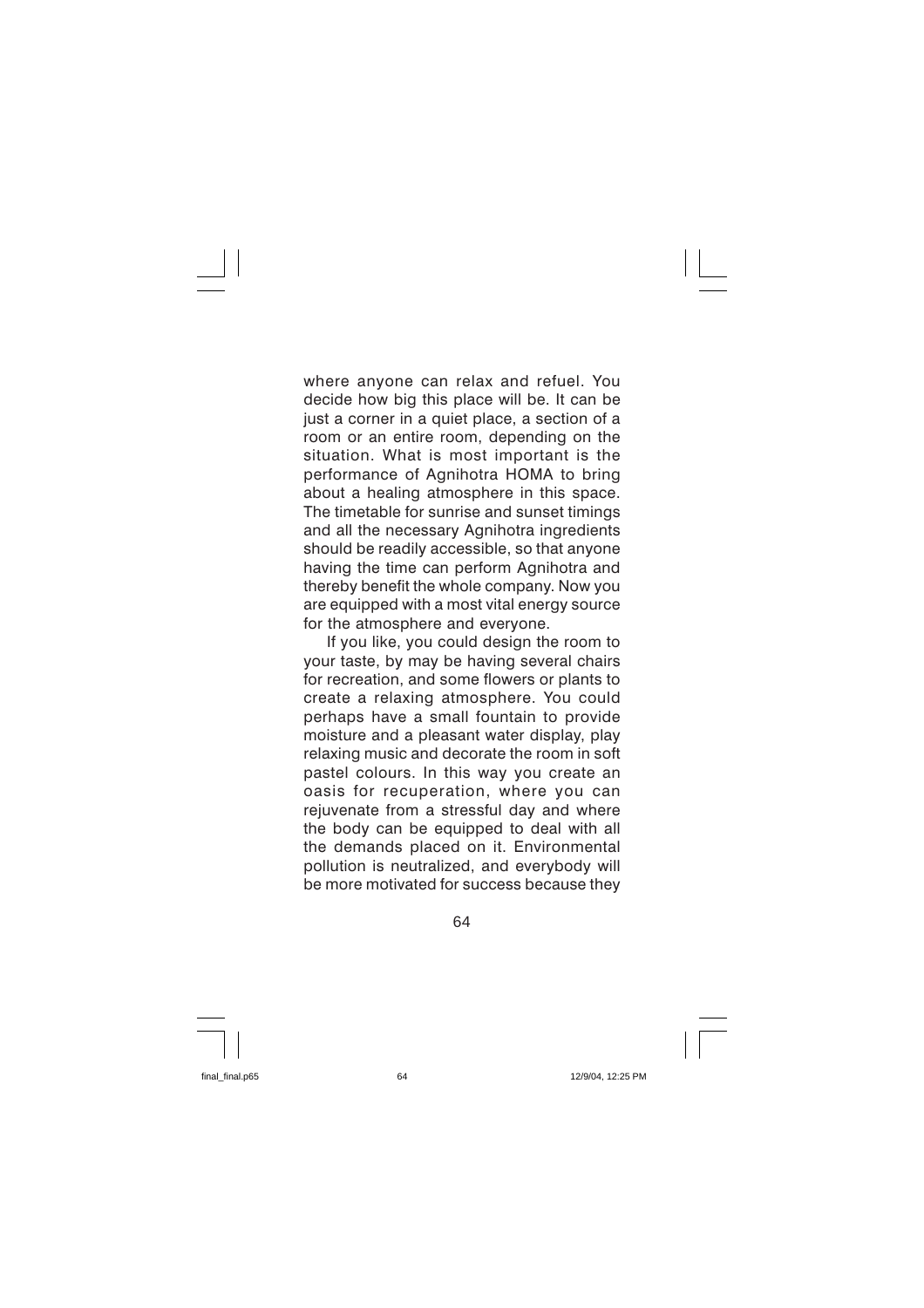where anyone can relax and refuel. You decide how big this place will be. It can be just a corner in a quiet place, a section of a room or an entire room, depending on the situation. What is most important is the performance of Agnihotra HOMA to bring about a healing atmosphere in this space. The timetable for sunrise and sunset timings and all the necessary Agnihotra ingredients should be readily accessible, so that anyone having the time can perform Agnihotra and thereby benefit the whole company. Now you are equipped with a most vital energy source for the atmosphere and everyone.

If you like, you could design the room to your taste, by may be having several chairs for recreation, and some flowers or plants to create a relaxing atmosphere. You could perhaps have a small fountain to provide moisture and a pleasant water display, play relaxing music and decorate the room in soft pastel colours. In this way you create an oasis for recuperation, where you can rejuvenate from a stressful day and where the body can be equipped to deal with all the demands placed on it. Environmental pollution is neutralized, and everybody will be more motivated for success because they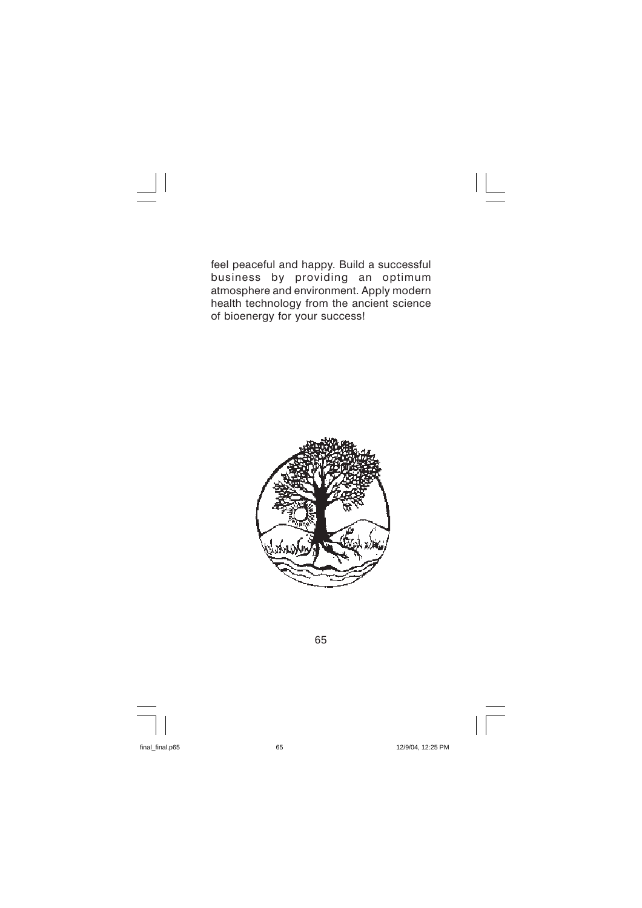feel peaceful and happy. Build a successful business by providing an optimum atmosphere and environment. Apply modern health technology from the ancient science of bioenergy for your success!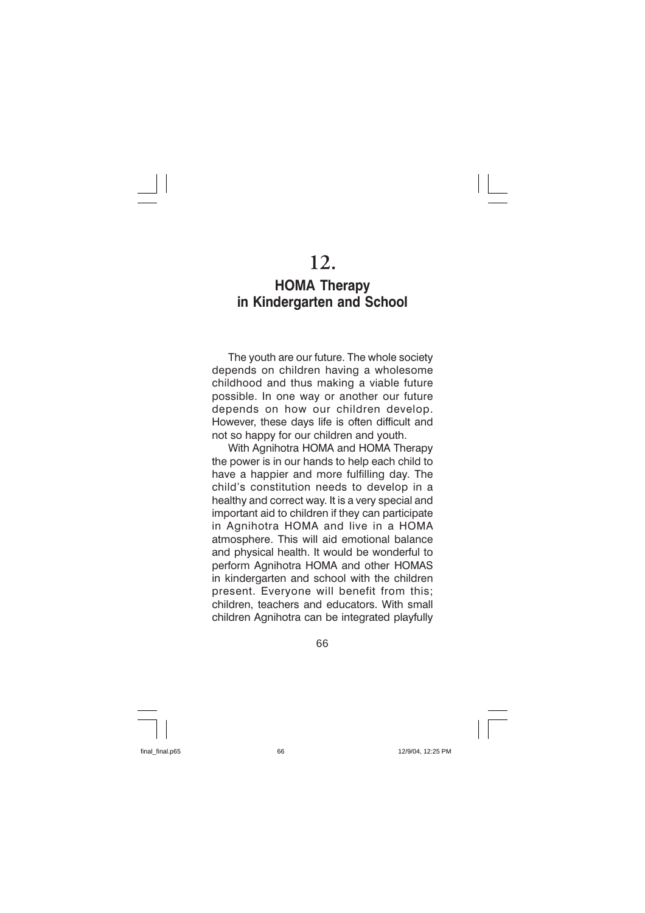# 12.

## HOMA Therapy in Kindergarten and School

The youth are our future. The whole society depends on children having a wholesome childhood and thus making a viable future possible. In one way or another our future depends on how our children develop. However, these days life is often difficult and not so happy for our children and youth.

With Agnihotra HOMA and HOMA Therapy the power is in our hands to help each child to have a happier and more fulfilling day. The child's constitution needs to develop in a healthy and correct way. It is a very special and important aid to children if they can participate in Agnihotra HOMA and live in a HOMA atmosphere. This will aid emotional balance and physical health. It would be wonderful to perform Agnihotra HOMA and other HOMAS in kindergarten and school with the children present. Everyone will benefit from this; children, teachers and educators. With small children Agnihotra can be integrated playfully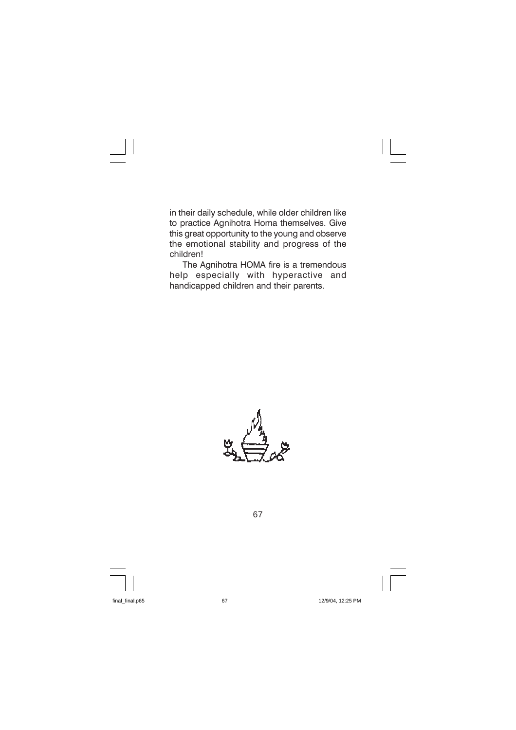in their daily schedule, while older children like to practice Agnihotra Homa themselves. Give this great opportunity to the young and observe the emotional stability and progress of the children!

The Agnihotra HOMA fire is a tremendous help especially with hyperactive and handicapped children and their parents.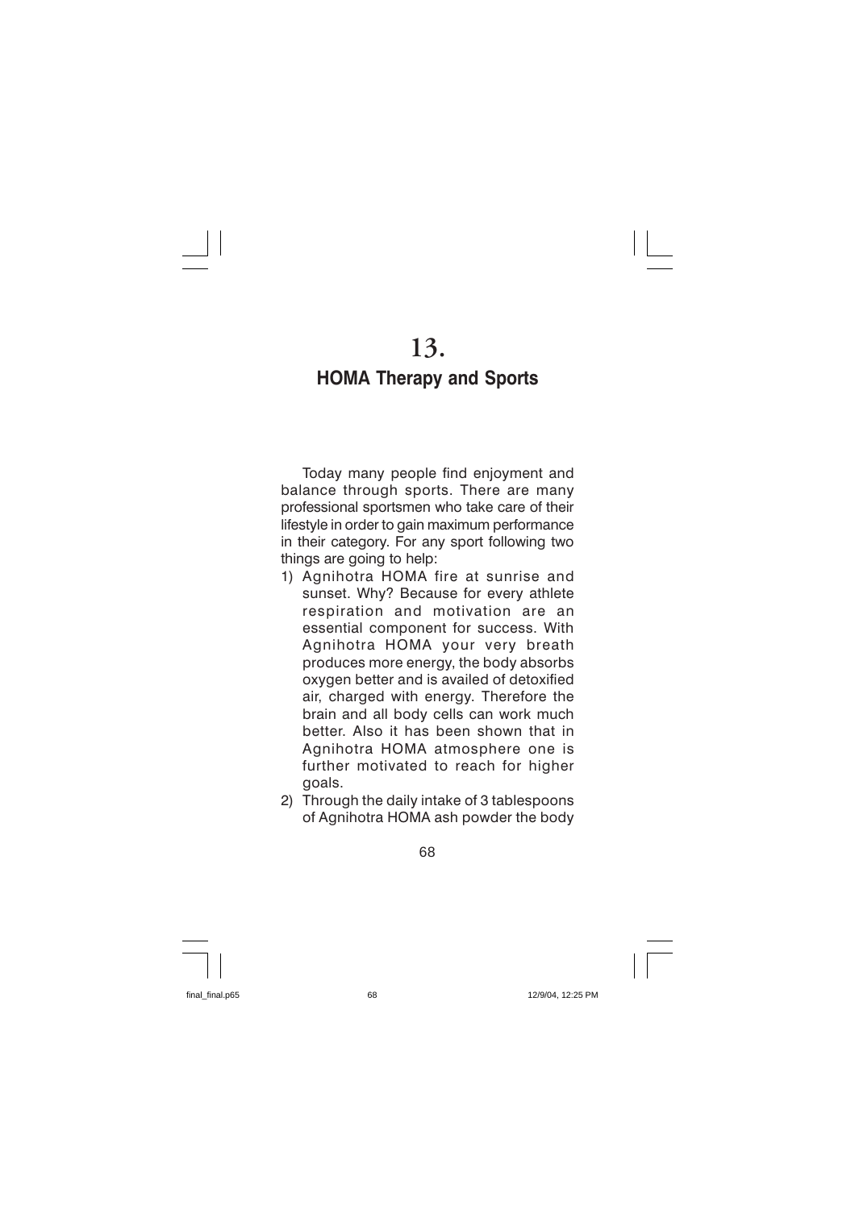# 13.

## HOMA Therapy and Sports

Today many people find enjoyment and balance through sports. There are many professional sportsmen who take care of their lifestyle in order to gain maximum performance in their category. For any sport following two things are going to help:

1) Agnihotra HOMA fire at sunrise and sunset. Why? Because for every athlete respiration and motivation are an essential component for success. With Agnihotra HOMA your very breath produces more energy, the body absorbs oxygen better and is availed of detoxified air, charged with energy. Therefore the brain and all body cells can work much better. Also it has been shown that in Agnihotra HOMA atmosphere one is further motivated to reach for higher goals.
2) Through the daily intake of 3 tablespoons of Agnihotra HOMA ash powder the body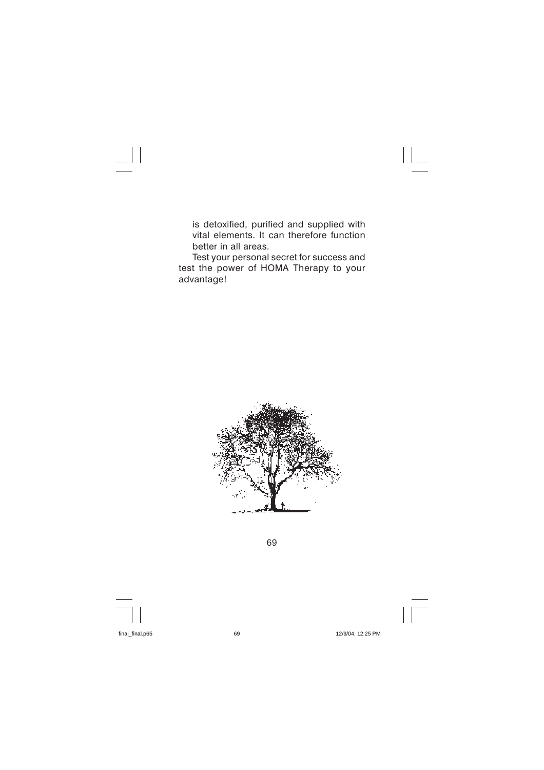is detoxified, purified and supplied with vital elements. It can therefore function better in all areas.

Test your personal secret for success and test the power of HOMA Therapy to your advantage!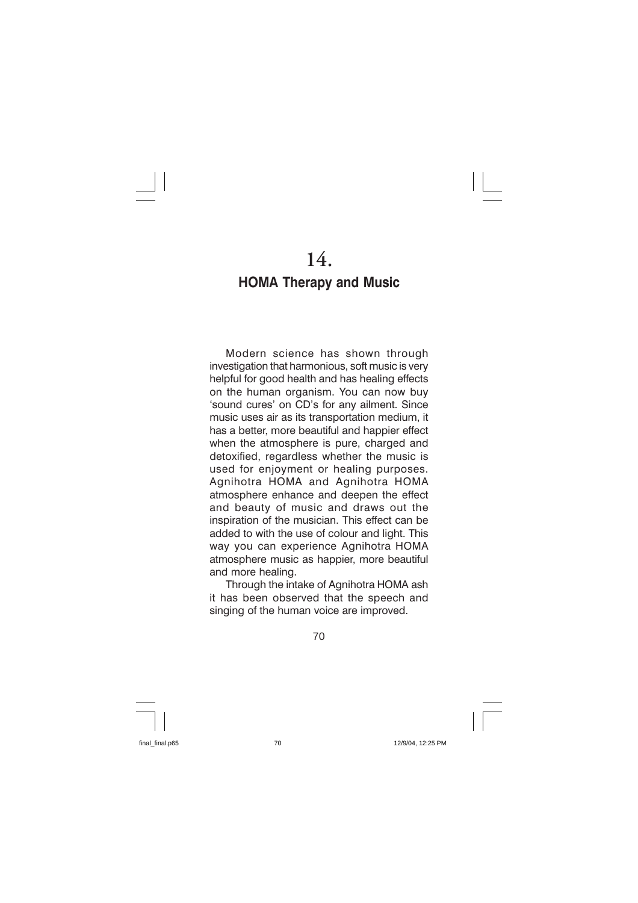# 14.

## HOMA Therapy and Music

Modern science has shown through investigation that harmonious, soft music is very helpful for good health and has healing effects on the human organism. You can now buy 'sound cures' on CD's for any ailment. Since music uses air as its transportation medium, it has a better, more beautiful and happier effect when the atmosphere is pure, charged and detoxified, regardless whether the music is used for enjoyment or healing purposes. Agnihotra HOMA and Agnihotra HOMA atmosphere enhance and deepen the effect and beauty of music and draws out the inspiration of the musician. This effect can be added to with the use of colour and light. This way you can experience Agnihotra HOMA atmosphere music as happier, more beautiful and more healing.

Through the intake of Agnihotra HOMA ash it has been observed that the speech and singing of the human voice are improved.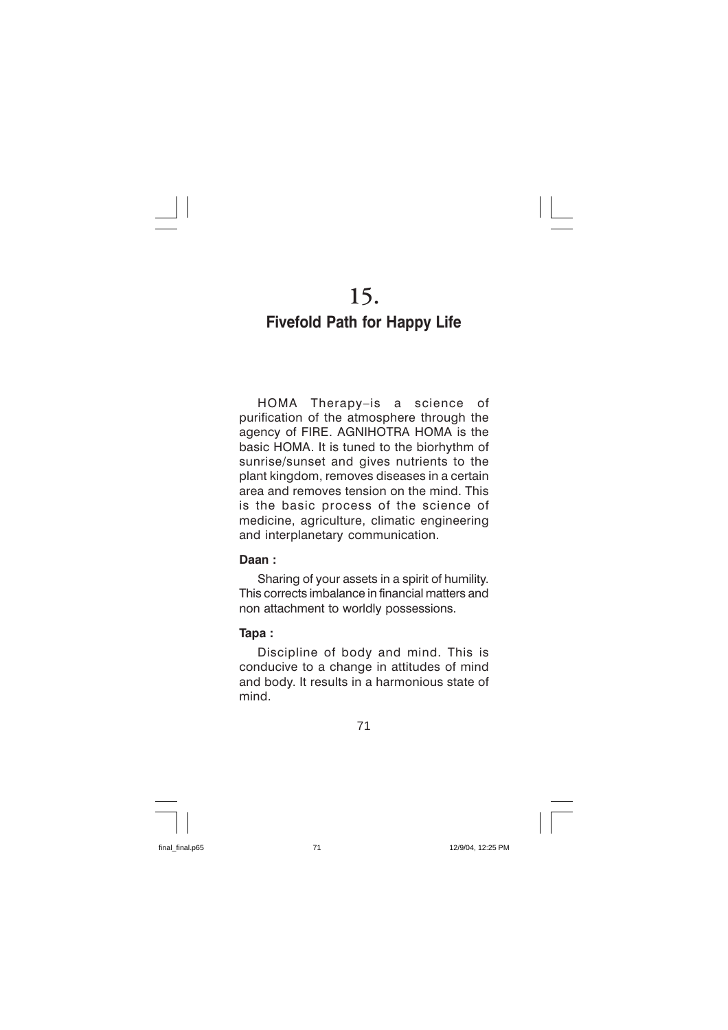# 15.

## Fivefold Path for Happy Life

HOMA Therapy–is a science of purification of the atmosphere through the agency of FIRE. AGNIHOTRA HOMA is the basic HOMA. It is tuned to the biorhythm of sunrise/sunset and gives nutrients to the plant kingdom, removes diseases in a certain area and removes tension on the mind. This is the basic process of the science of medicine, agriculture, climatic engineering and interplanetary communication.

**Daan :**

Sharing of your assets in a spirit of humility. This corrects imbalance in financial matters and non attachment to worldly possessions.

**Tapa :**

Discipline of body and mind. This is conducive to a change in attitudes of mind and body. It results in a harmonious state of mind.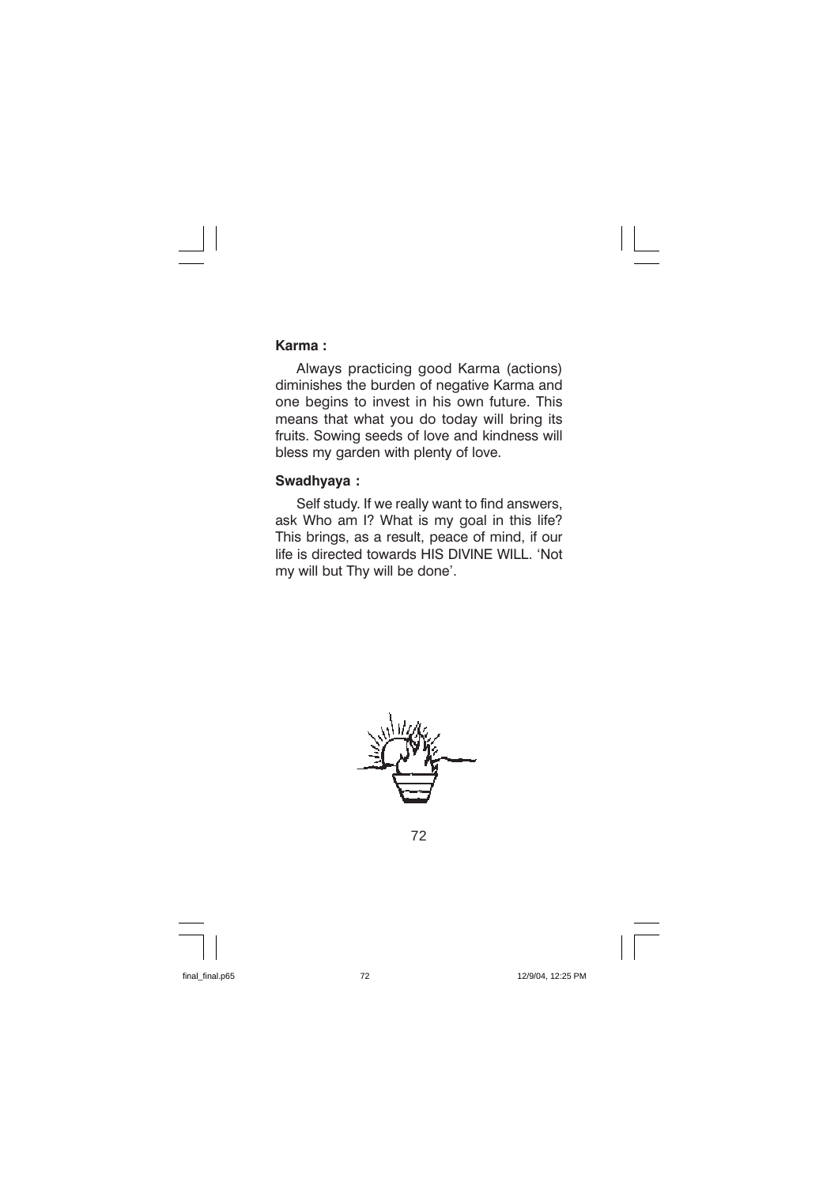**Karma :**

Always practicing good Karma (actions) diminishes the burden of negative Karma and one begins to invest in his own future. This means that what you do today will bring its fruits. Sowing seeds of love and kindness will bless my garden with plenty of love.

**Swadhyaya :**

Self study. If we really want to find answers, ask Who am I? What is my goal in this life? This brings, as a result, peace of mind, if our life is directed towards HIS DIVINE WILL. 'Not my will but Thy will be done'.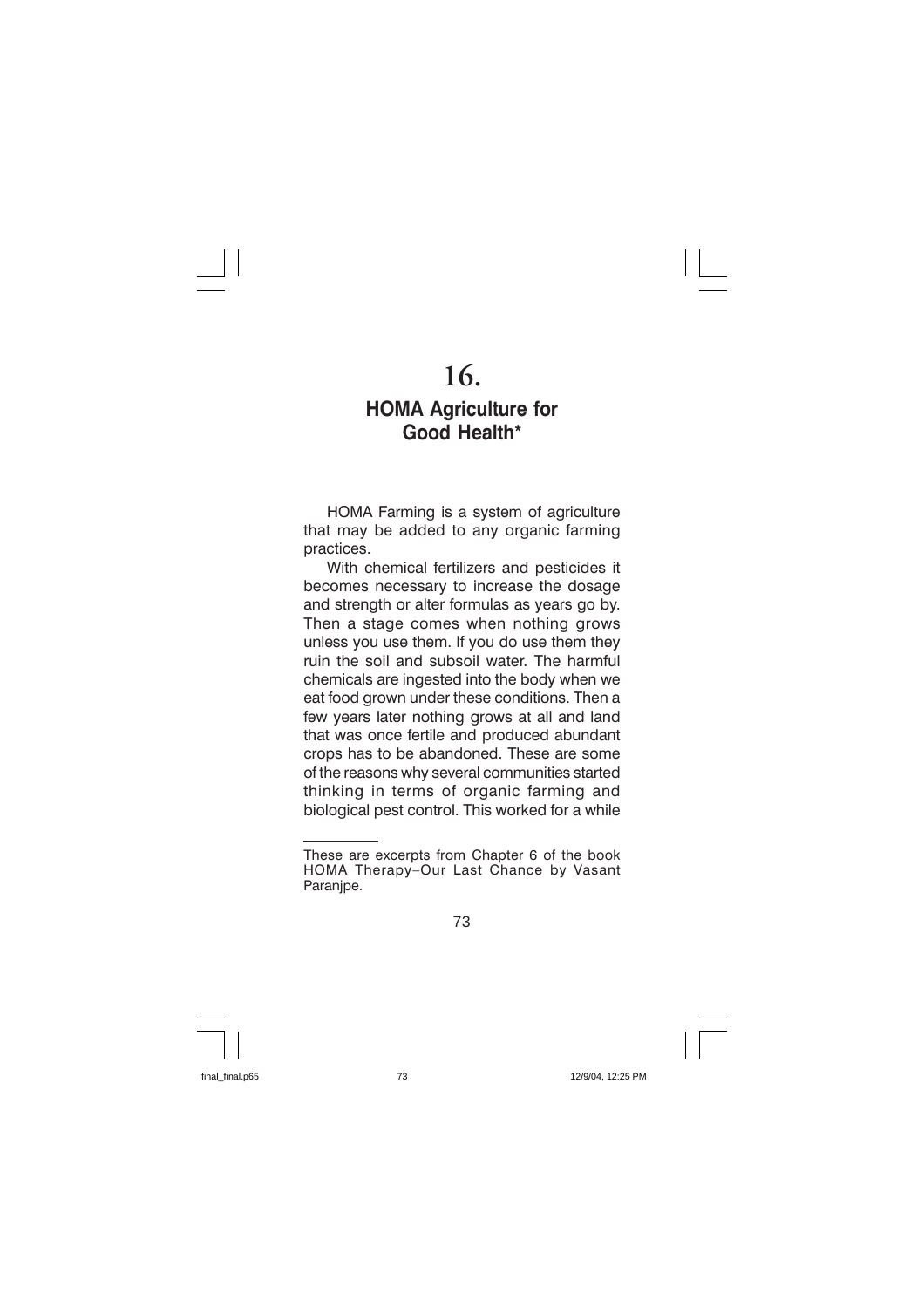# 16.

## HOMA Agriculture for Good Health*

HOMA Farming is a system of agriculture that may be added to any organic farming practices.

With chemical fertilizers and pesticides it becomes necessary to increase the dosage and strength or alter formulas as years go by. Then a stage comes when nothing grows unless you use them. If you do use them they ruin the soil and subsoil water. The harmful chemicals are ingested into the body when we eat food grown under these conditions. Then a few years later nothing grows at all and land that was once fertile and produced abundant crops has to be abandoned. These are some of the reasons why several communities started thinking in terms of organic farming and biological pest control. This worked for a while

---

These are excerpts from Chapter 6 of the book HOMA Therapy–Our Last Chance by Vasant Paranjpe.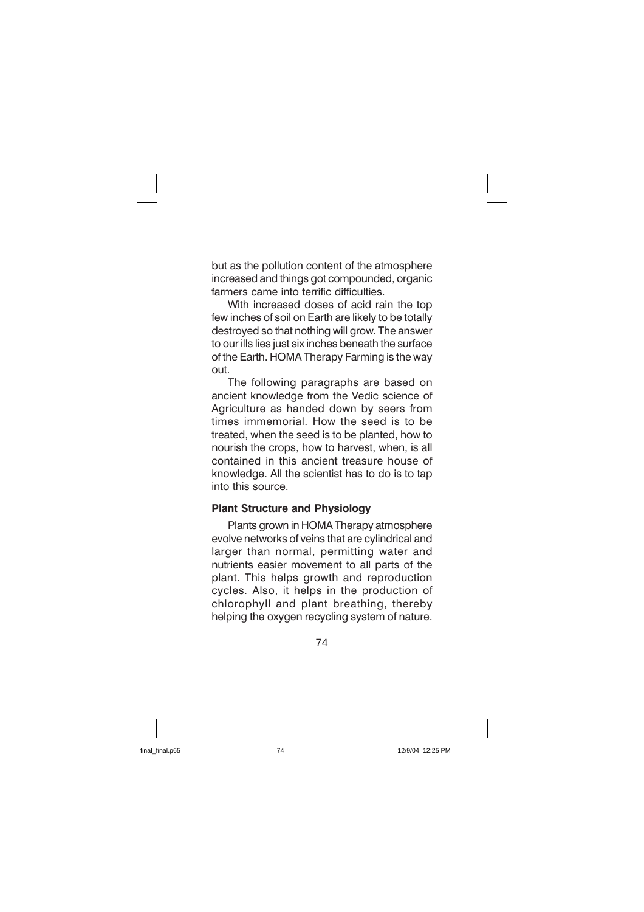but as the pollution content of the atmosphere increased and things got compounded, organic farmers came into terrific difficulties.

With increased doses of acid rain the top few inches of soil on Earth are likely to be totally destroyed so that nothing will grow. The answer to our ills lies just six inches beneath the surface of the Earth. HOMA Therapy Farming is the way out.

The following paragraphs are based on ancient knowledge from the Vedic science of Agriculture as handed down by seers from times immemorial. How the seed is to be treated, when the seed is to be planted, how to nourish the crops, how to harvest, when, is all contained in this ancient treasure house of knowledge. All the scientist has to do is to tap into this source.

**Plant Structure and Physiology**

Plants grown in HOMA Therapy atmosphere evolve networks of veins that are cylindrical and larger than normal, permitting water and nutrients easier movement to all parts of the plant. This helps growth and reproduction cycles. Also, it helps in the production of chlorophyll and plant breathing, thereby helping the oxygen recycling system of nature.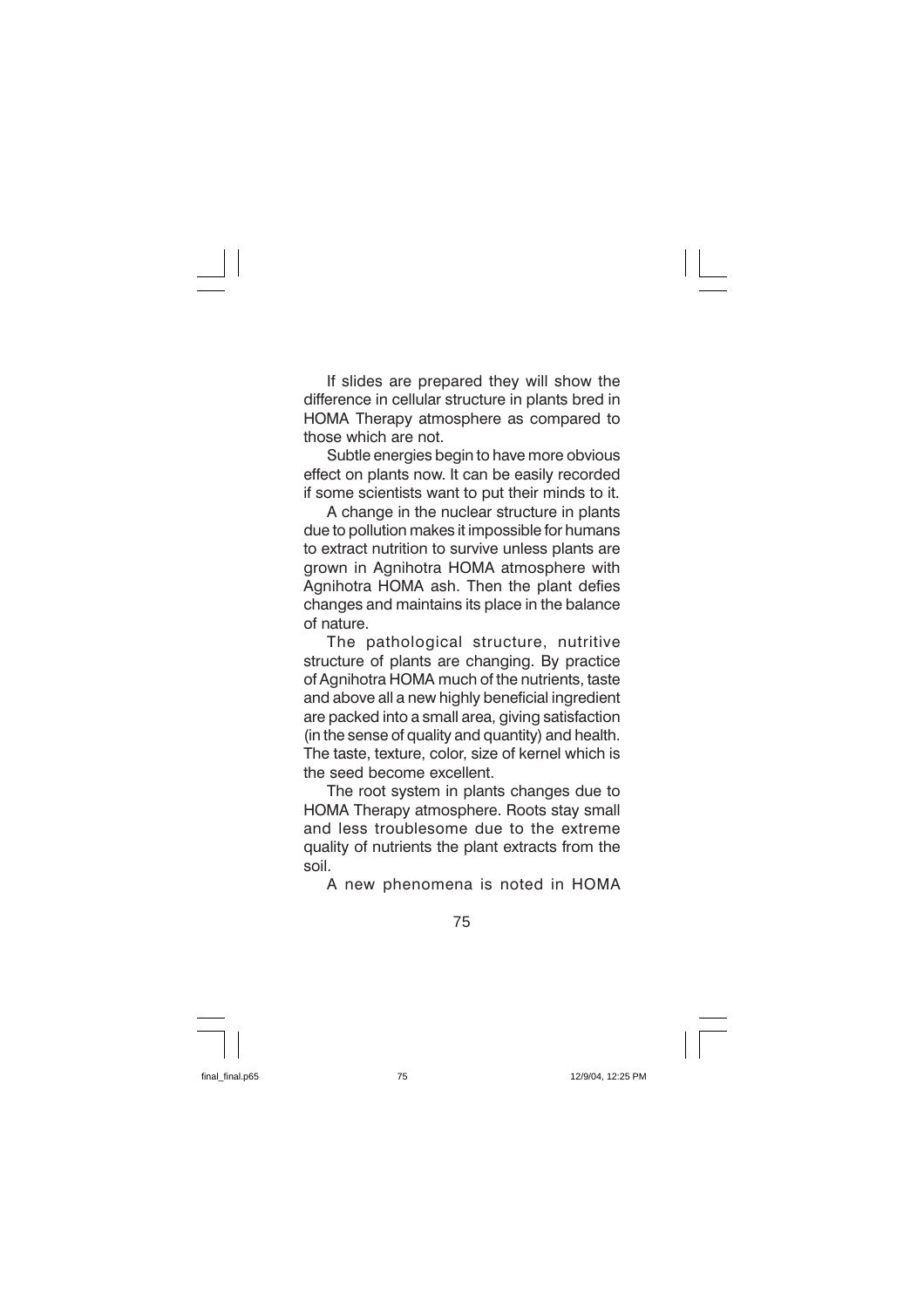If slides are prepared they will show the difference in cellular structure in plants bred in HOMA Therapy atmosphere as compared to those which are not.

Subtle energies begin to have more obvious effect on plants now. It can be easily recorded if some scientists want to put their minds to it.

A change in the nuclear structure in plants due to pollution makes it impossible for humans to extract nutrition to survive unless plants are grown in Agnihotra HOMA atmosphere with Agnihotra HOMA ash. Then the plant defies changes and maintains its place in the balance of nature.

The pathological structure, nutritive structure of plants are changing. By practice of Agnihotra HOMA much of the nutrients, taste and above all a new highly beneficial ingredient are packed into a small area, giving satisfaction (in the sense of quality and quantity) and health. The taste, texture, color, size of kernel which is the seed become excellent.

The root system in plants changes due to HOMA Therapy atmosphere. Roots stay small and less troublesome due to the extreme quality of nutrients the plant extracts from the soil.

A new phenomena is noted in HOMA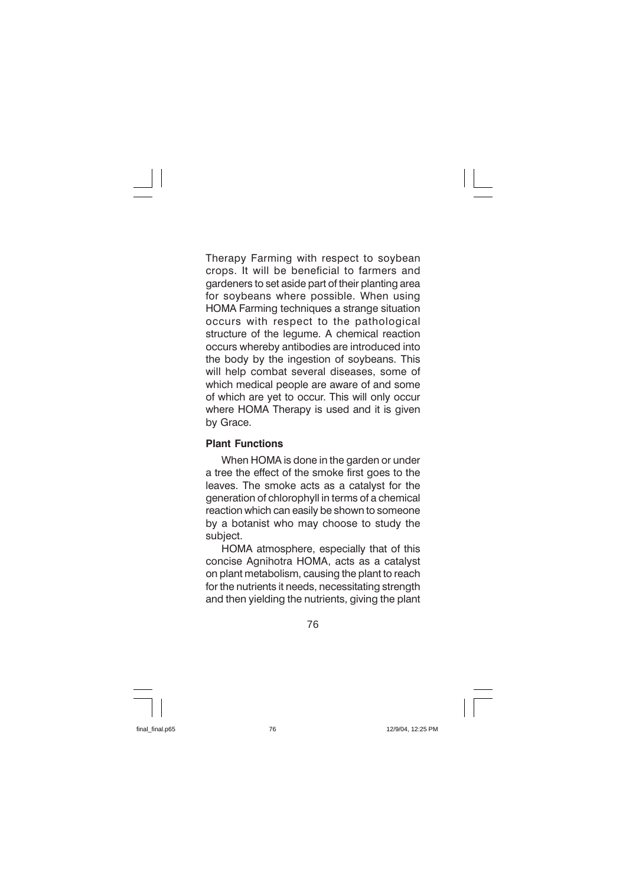Therapy Farming with respect to soybean crops. It will be beneficial to farmers and gardeners to set aside part of their planting area for soybeans where possible. When using HOMA Farming techniques a strange situation occurs with respect to the pathological structure of the legume. A chemical reaction occurs whereby antibodies are introduced into the body by the ingestion of soybeans. This will help combat several diseases, some of which medical people are aware of and some of which are yet to occur. This will only occur where HOMA Therapy is used and it is given by Grace.

**Plant Functions**

When HOMA is done in the garden or under a tree the effect of the smoke first goes to the leaves. The smoke acts as a catalyst for the generation of chlorophyll in terms of a chemical reaction which can easily be shown to someone by a botanist who may choose to study the subject.

HOMA atmosphere, especially that of this concise Agnihotra HOMA, acts as a catalyst on plant metabolism, causing the plant to reach for the nutrients it needs, necessitating strength and then yielding the nutrients, giving the plant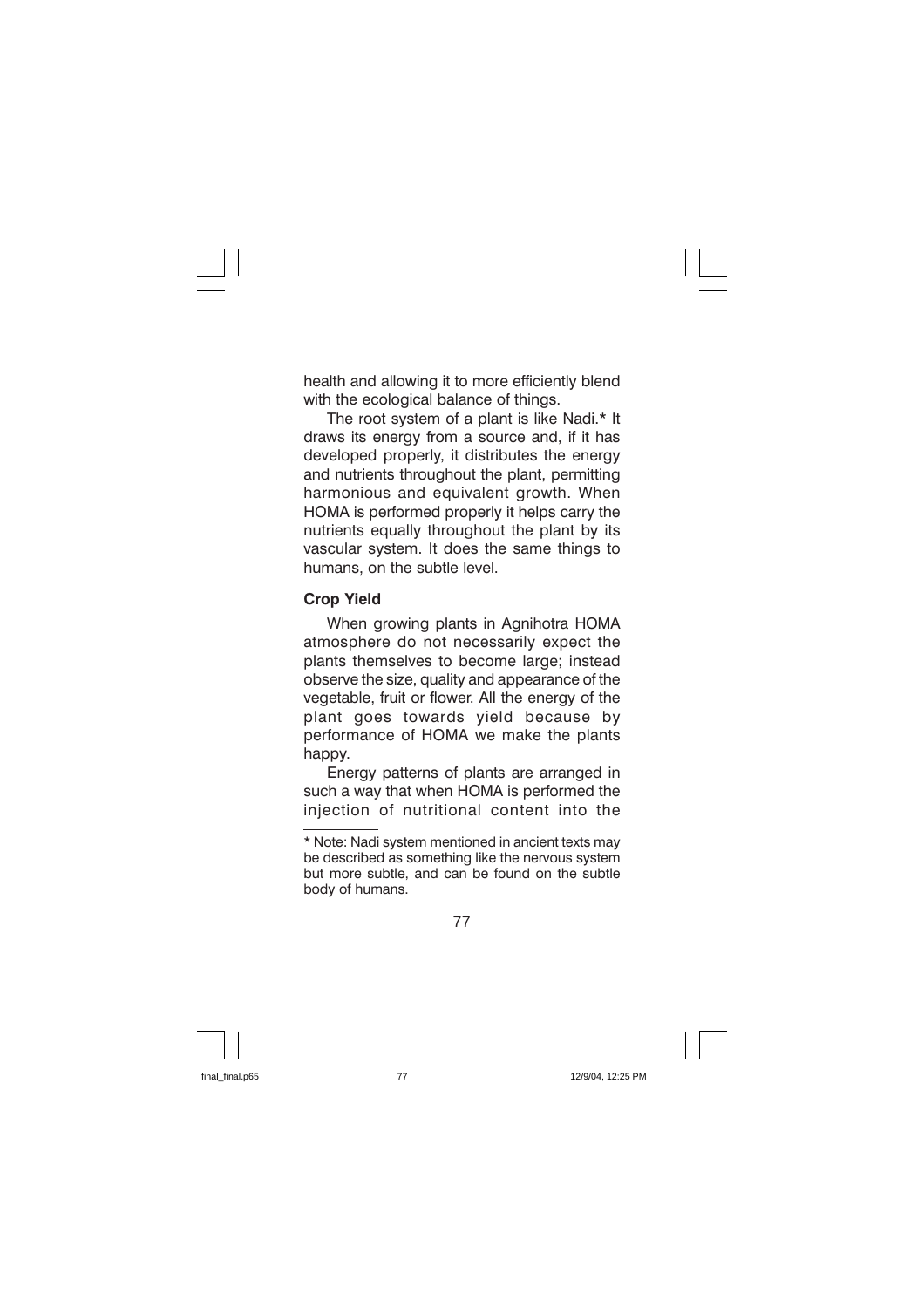health and allowing it to more efficiently blend with the ecological balance of things.

The root system of a plant is like Nadi.* It draws its energy from a source and, if it has developed properly, it distributes the energy and nutrients throughout the plant, permitting harmonious and equivalent growth. When HOMA is performed properly it helps carry the nutrients equally throughout the plant by its vascular system. It does the same things to humans, on the subtle level.

### Crop Yield

When growing plants in Agnihotra HOMA atmosphere do not necessarily expect the plants themselves to become large; instead observe the size, quality and appearance of the vegetable, fruit or flower. All the energy of the plant goes towards yield because by performance of HOMA we make the plants happy.

Energy patterns of plants are arranged in such a way that when HOMA is performed the injection of nutritional content into the

---

* Note: Nadi system mentioned in ancient texts may be described as something like the nervous system but more subtle, and can be found on the subtle body of humans.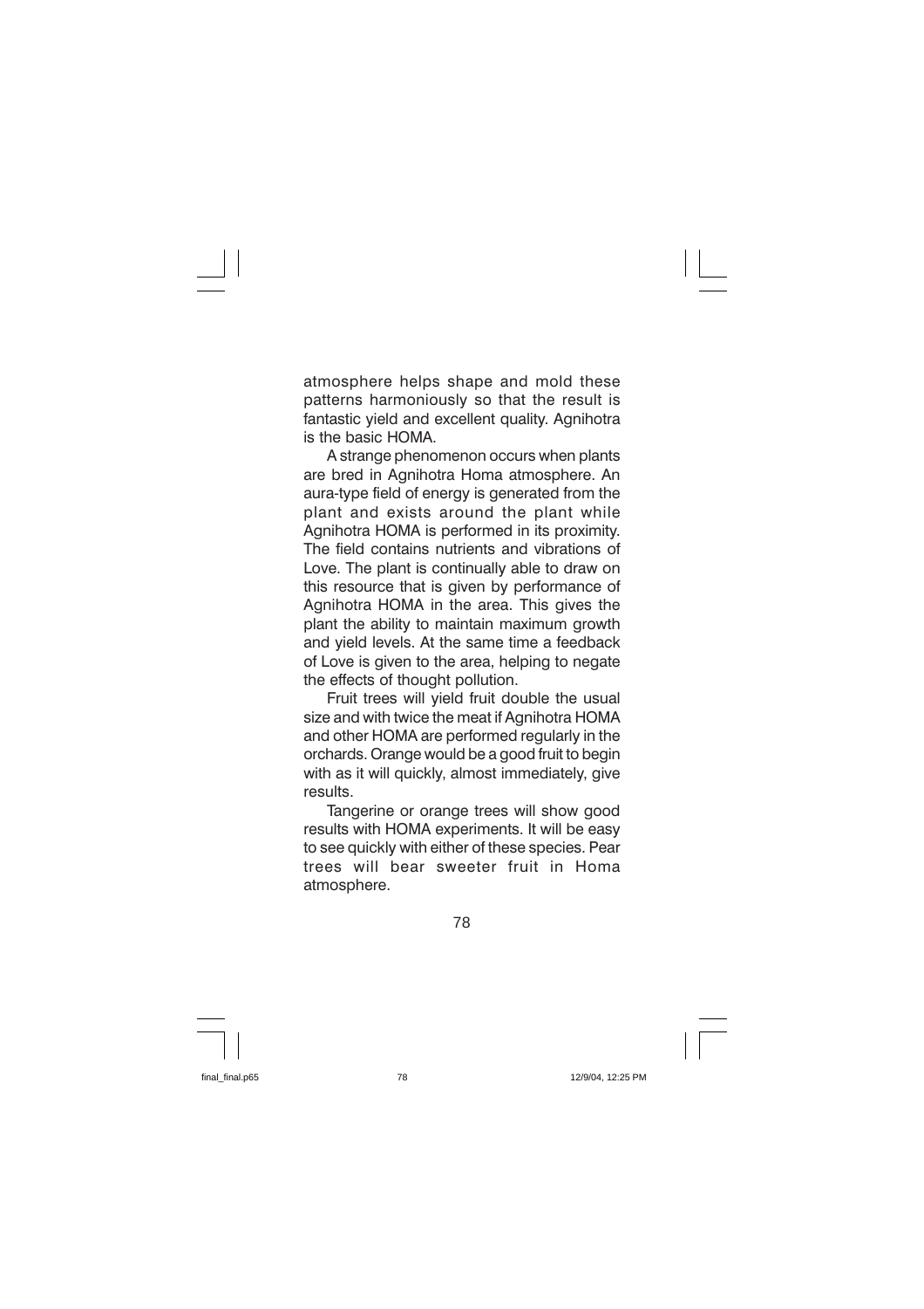atmosphere helps shape and mold these patterns harmoniously so that the result is fantastic yield and excellent quality. Agnihotra is the basic HOMA.

A strange phenomenon occurs when plants are bred in Agnihotra Homa atmosphere. An aura-type field of energy is generated from the plant and exists around the plant while Agnihotra HOMA is performed in its proximity. The field contains nutrients and vibrations of Love. The plant is continually able to draw on this resource that is given by performance of Agnihotra HOMA in the area. This gives the plant the ability to maintain maximum growth and yield levels. At the same time a feedback of Love is given to the area, helping to negate the effects of thought pollution.

Fruit trees will yield fruit double the usual size and with twice the meat if Agnihotra HOMA and other HOMA are performed regularly in the orchards. Orange would be a good fruit to begin with as it will quickly, almost immediately, give results.

Tangerine or orange trees will show good results with HOMA experiments. It will be easy to see quickly with either of these species. Pear trees will bear sweeter fruit in Homa atmosphere.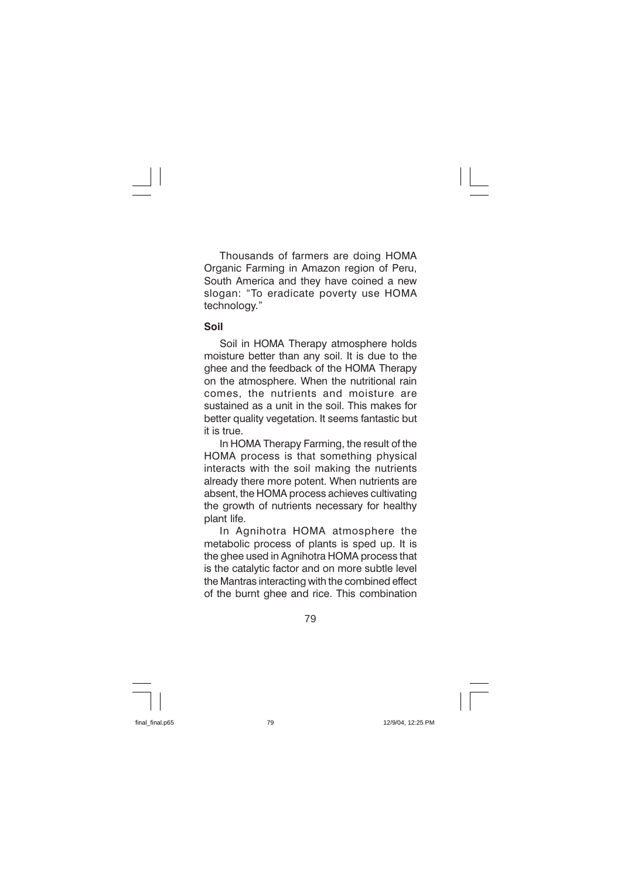Thousands of farmers are doing HOMA Organic Farming in Amazon region of Peru, South America and they have coined a new slogan: "To eradicate poverty use HOMA technology."

**Soil**

Soil in HOMA Therapy atmosphere holds moisture better than any soil. It is due to the ghee and the feedback of the HOMA Therapy on the atmosphere. When the nutritional rain comes, the nutrients and moisture are sustained as a unit in the soil. This makes for better quality vegetation. It seems fantastic but it is true.

In HOMA Therapy Farming, the result of the HOMA process is that something physical interacts with the soil making the nutrients already there more potent. When nutrients are absent, the HOMA process achieves cultivating the growth of nutrients necessary for healthy plant life.

In Agnihotra HOMA atmosphere the metabolic process of plants is sped up. It is the ghee used in Agnihotra HOMA process that is the catalytic factor and on more subtle level the Mantras interacting with the combined effect of the burnt ghee and rice. This combination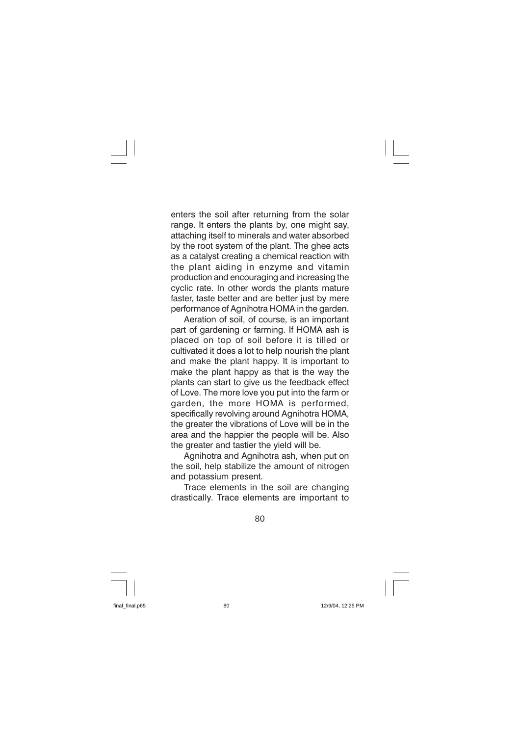enters the soil after returning from the solar range. It enters the plants by, one might say, attaching itself to minerals and water absorbed by the root system of the plant. The ghee acts as a catalyst creating a chemical reaction with the plant aiding in enzyme and vitamin production and encouraging and increasing the cyclic rate. In other words the plants mature faster, taste better and are better just by mere performance of Agnihotra HOMA in the garden.

Aeration of soil, of course, is an important part of gardening or farming. If HOMA ash is placed on top of soil before it is tilled or cultivated it does a lot to help nourish the plant and make the plant happy. It is important to make the plant happy as that is the way the plants can start to give us the feedback effect of Love. The more love you put into the farm or garden, the more HOMA is performed, specifically revolving around Agnihotra HOMA, the greater the vibrations of Love will be in the area and the happier the people will be. Also the greater and tastier the yield will be.

Agnihotra and Agnihotra ash, when put on the soil, help stabilize the amount of nitrogen and potassium present.

Trace elements in the soil are changing drastically. Trace elements are important to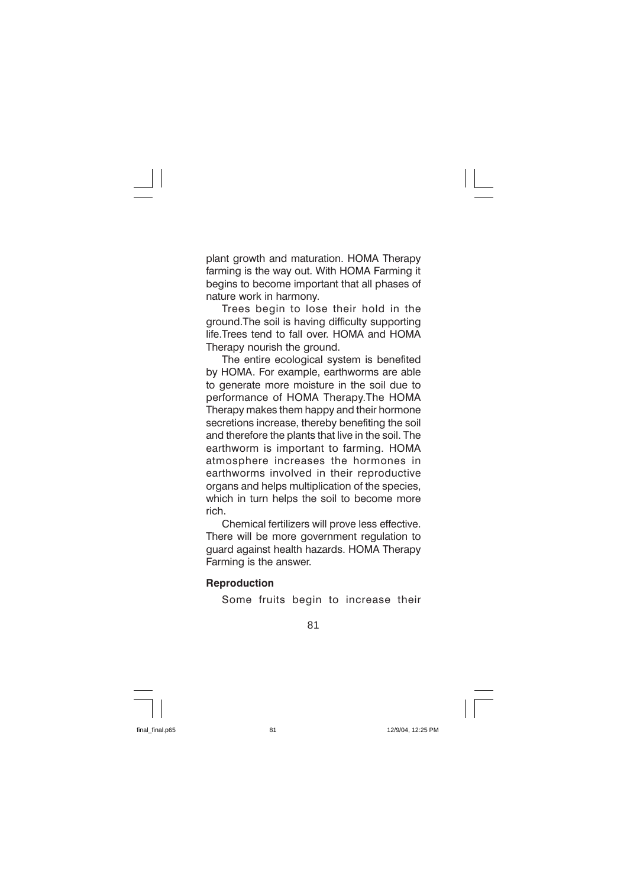plant growth and maturation. HOMA Therapy farming is the way out. With HOMA Farming it begins to become important that all phases of nature work in harmony.

Trees begin to lose their hold in the ground.The soil is having difficulty supporting life.Trees tend to fall over. HOMA and HOMA Therapy nourish the ground.

The entire ecological system is benefited by HOMA. For example, earthworms are able to generate more moisture in the soil due to performance of HOMA Therapy.The HOMA Therapy makes them happy and their hormone secretions increase, thereby benefiting the soil and therefore the plants that live in the soil. The earthworm is important to farming. HOMA atmosphere increases the hormones in earthworms involved in their reproductive organs and helps multiplication of the species, which in turn helps the soil to become more rich.

Chemical fertilizers will prove less effective. There will be more government regulation to guard against health hazards. HOMA Therapy Farming is the answer.

**Reproduction**

Some fruits begin to increase their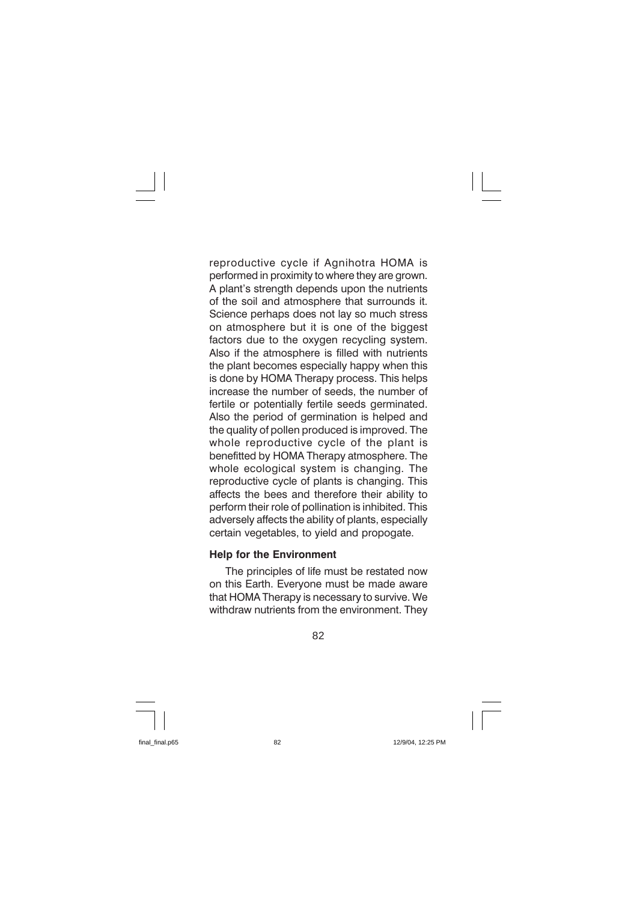reproductive cycle if Agnihotra HOMA is performed in proximity to where they are grown. A plant's strength depends upon the nutrients of the soil and atmosphere that surrounds it. Science perhaps does not lay so much stress on atmosphere but it is one of the biggest factors due to the oxygen recycling system. Also if the atmosphere is filled with nutrients the plant becomes especially happy when this is done by HOMA Therapy process. This helps increase the number of seeds, the number of fertile or potentially fertile seeds germinated. Also the period of germination is helped and the quality of pollen produced is improved. The whole reproductive cycle of the plant is benefitted by HOMA Therapy atmosphere. The whole ecological system is changing. The reproductive cycle of plants is changing. This affects the bees and therefore their ability to perform their role of pollination is inhibited. This adversely affects the ability of plants, especially certain vegetables, to yield and propogate.

**Help for the Environment**

The principles of life must be restated now on this Earth. Everyone must be made aware that HOMA Therapy is necessary to survive. We withdraw nutrients from the environment. They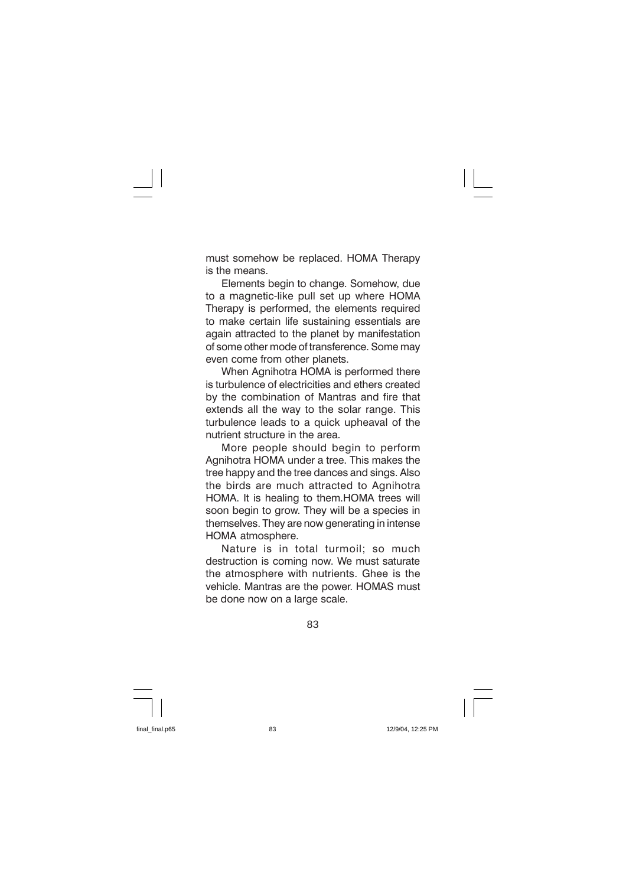must somehow be replaced. HOMA Therapy is the means.

Elements begin to change. Somehow, due to a magnetic-like pull set up where HOMA Therapy is performed, the elements required to make certain life sustaining essentials are again attracted to the planet by manifestation of some other mode of transference. Some may even come from other planets.

When Agnihotra HOMA is performed there is turbulence of electricities and ethers created by the combination of Mantras and fire that extends all the way to the solar range. This turbulence leads to a quick upheaval of the nutrient structure in the area.

More people should begin to perform Agnihotra HOMA under a tree. This makes the tree happy and the tree dances and sings. Also the birds are much attracted to Agnihotra HOMA. It is healing to them.HOMA trees will soon begin to grow. They will be a species in themselves. They are now generating in intense HOMA atmosphere.

Nature is in total turmoil; so much destruction is coming now. We must saturate the atmosphere with nutrients. Ghee is the vehicle. Mantras are the power. HOMAS must be done now on a large scale.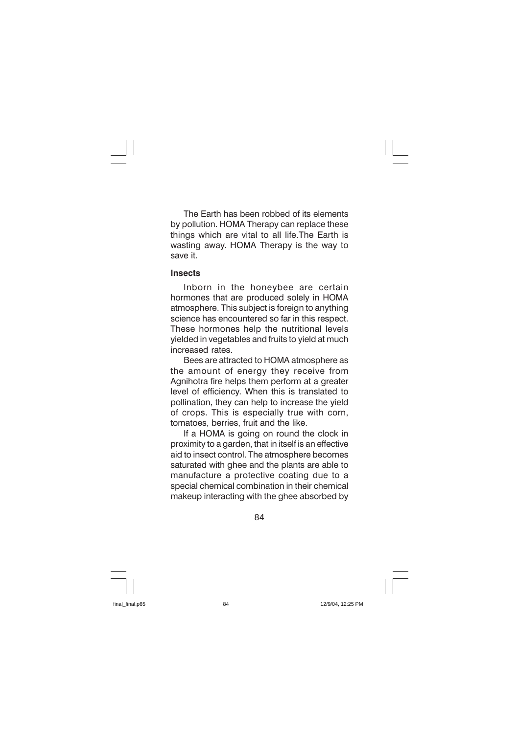The Earth has been robbed of its elements by pollution. HOMA Therapy can replace these things which are vital to all life.The Earth is wasting away. HOMA Therapy is the way to save it.

### Insects

Inborn in the honeybee are certain hormones that are produced solely in HOMA atmosphere. This subject is foreign to anything science has encountered so far in this respect. These hormones help the nutritional levels yielded in vegetables and fruits to yield at much increased rates.

Bees are attracted to HOMA atmosphere as the amount of energy they receive from Agnihotra fire helps them perform at a greater level of efficiency. When this is translated to pollination, they can help to increase the yield of crops. This is especially true with corn, tomatoes, berries, fruit and the like.

If a HOMA is going on round the clock in proximity to a garden, that in itself is an effective aid to insect control. The atmosphere becomes saturated with ghee and the plants are able to manufacture a protective coating due to a special chemical combination in their chemical makeup interacting with the ghee absorbed by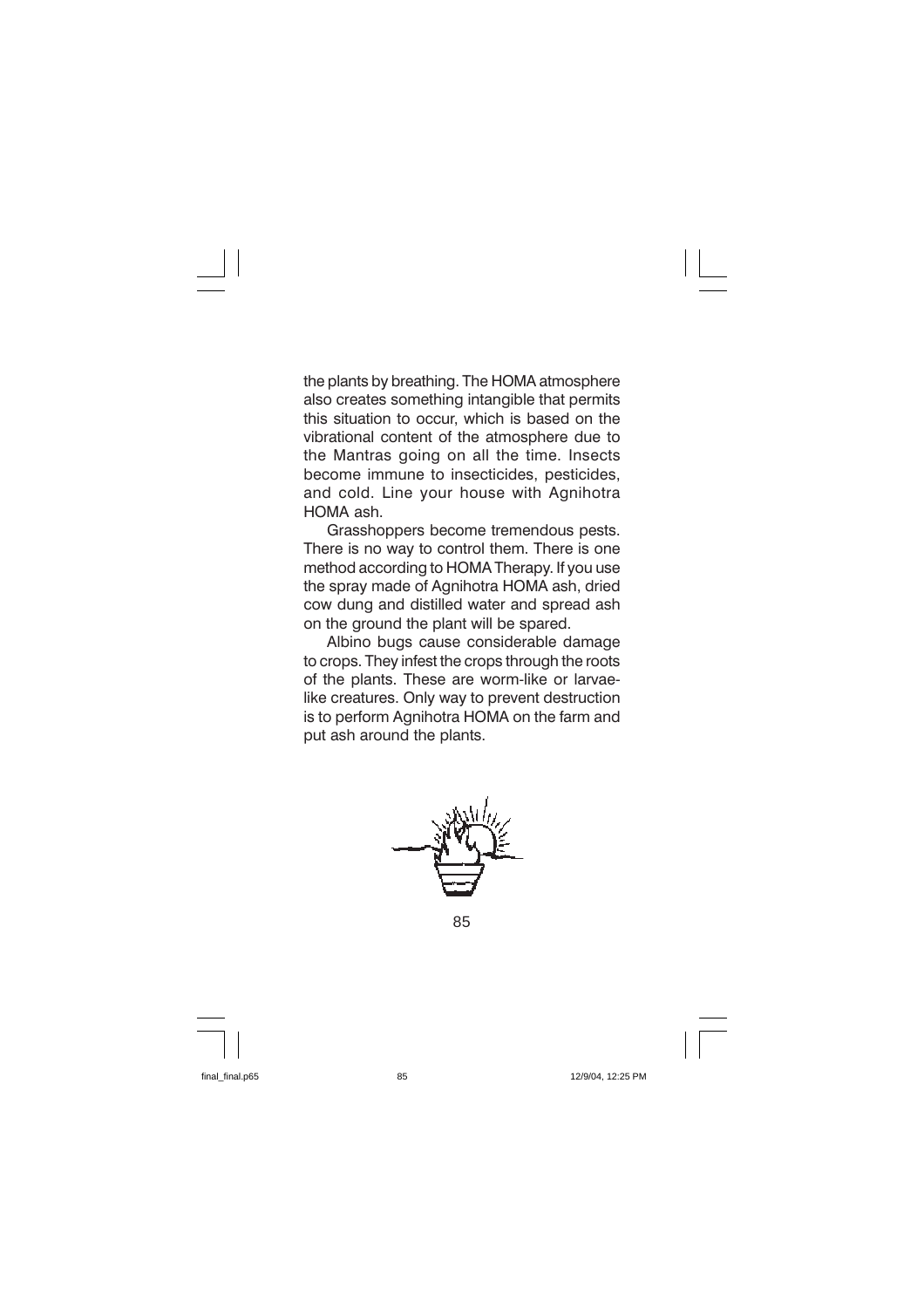the plants by breathing. The HOMA atmosphere also creates something intangible that permits this situation to occur, which is based on the vibrational content of the atmosphere due to the Mantras going on all the time. Insects become immune to insecticides, pesticides, and cold. Line your house with Agnihotra HOMA ash.

Grasshoppers become tremendous pests. There is no way to control them. There is one method according to HOMA Therapy. If you use the spray made of Agnihotra HOMA ash, dried cow dung and distilled water and spread ash on the ground the plant will be spared.

Albino bugs cause considerable damage to crops. They infest the crops through the roots of the plants. These are worm-like or larvae-like creatures. Only way to prevent destruction is to perform Agnihotra HOMA on the farm and put ash around the plants.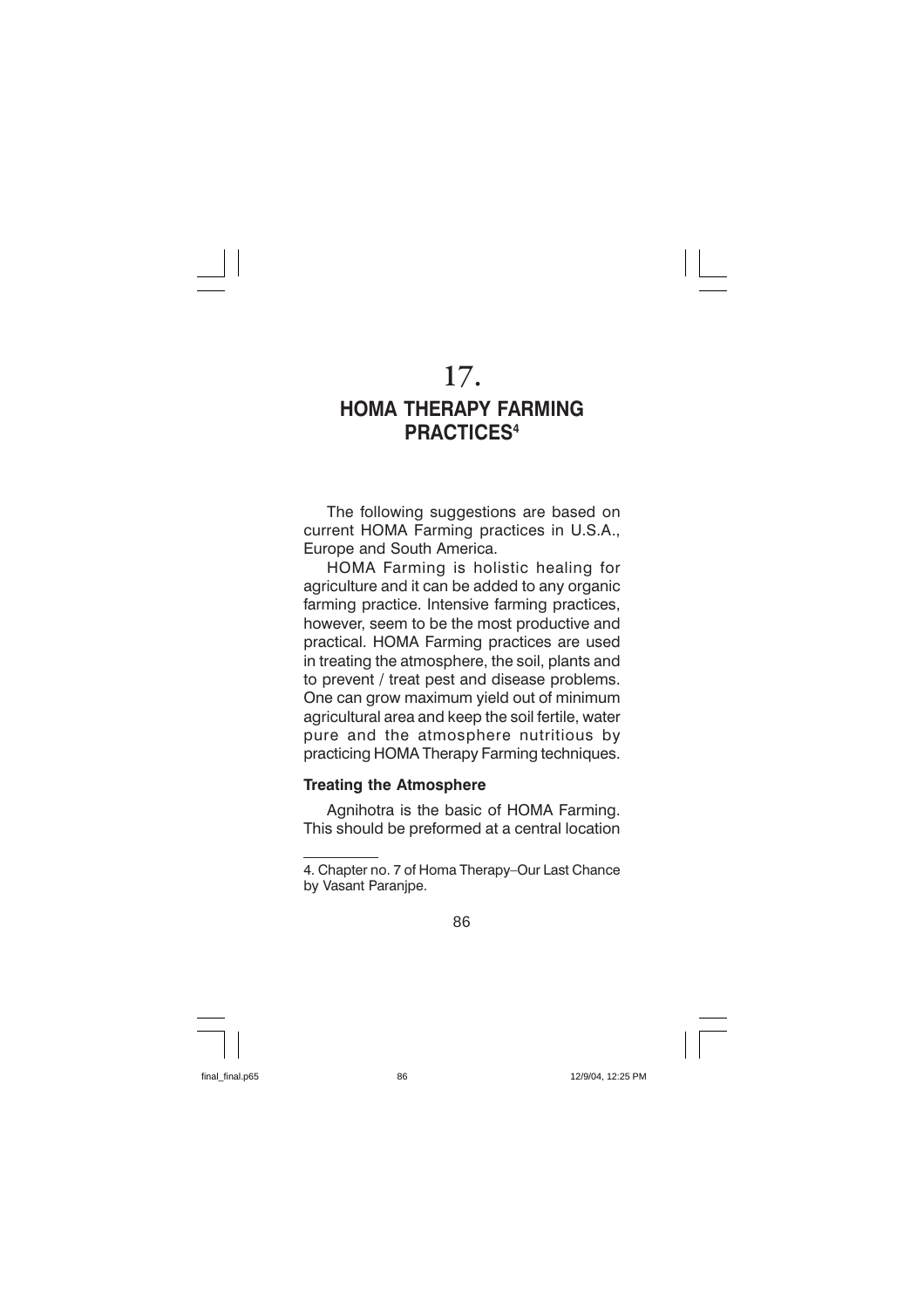# 17.

# HOMA THERAPY FARMING PRACTICES[4]

The following suggestions are based on current HOMA Farming practices in U.S.A., Europe and South America.

HOMA Farming is holistic healing for agriculture and it can be added to any organic farming practice. Intensive farming practices, however, seem to be the most productive and practical. HOMA Farming practices are used in treating the atmosphere, the soil, plants and to prevent / treat pest and disease problems. One can grow maximum yield out of minimum agricultural area and keep the soil fertile, water pure and the atmosphere nutritious by practicing HOMA Therapy Farming techniques.

**Treating the Atmosphere**

Agnihotra is the basic of HOMA Farming. This should be preformed at a central location

---

4. Chapter no. 7 of Homa Therapy–Our Last Chance by Vasant Paranjpe.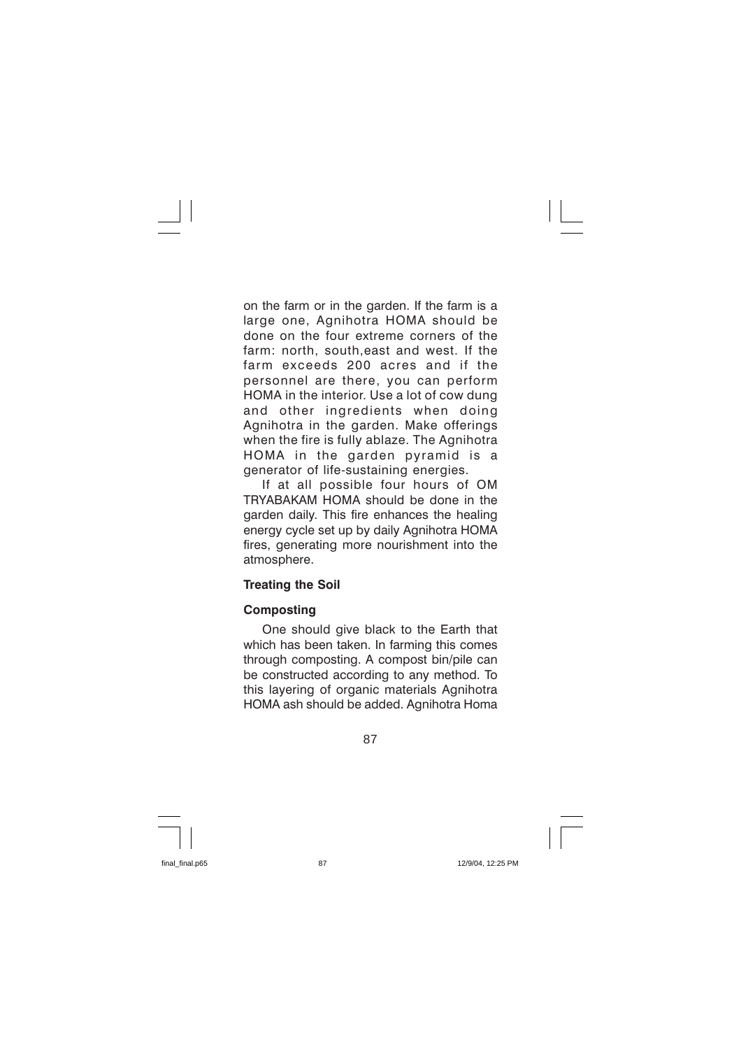on the farm or in the garden. If the farm is a large one, Agnihotra HOMA should be done on the four extreme corners of the farm: north, south,east and west. If the farm exceeds 200 acres and if the personnel are there, you can perform HOMA in the interior. Use a lot of cow dung and other ingredients when doing Agnihotra in the garden. Make offerings when the fire is fully ablaze. The Agnihotra HOMA in the garden pyramid is a generator of life-sustaining energies.

If at all possible four hours of OM TRYABAKAM HOMA should be done in the garden daily. This fire enhances the healing energy cycle set up by daily Agnihotra HOMA fires, generating more nourishment into the atmosphere.

**Treating the Soil**

**Composting**

One should give black to the Earth that which has been taken. In farming this comes through composting. A compost bin/pile can be constructed according to any method. To this layering of organic materials Agnihotra HOMA ash should be added. Agnihotra Homa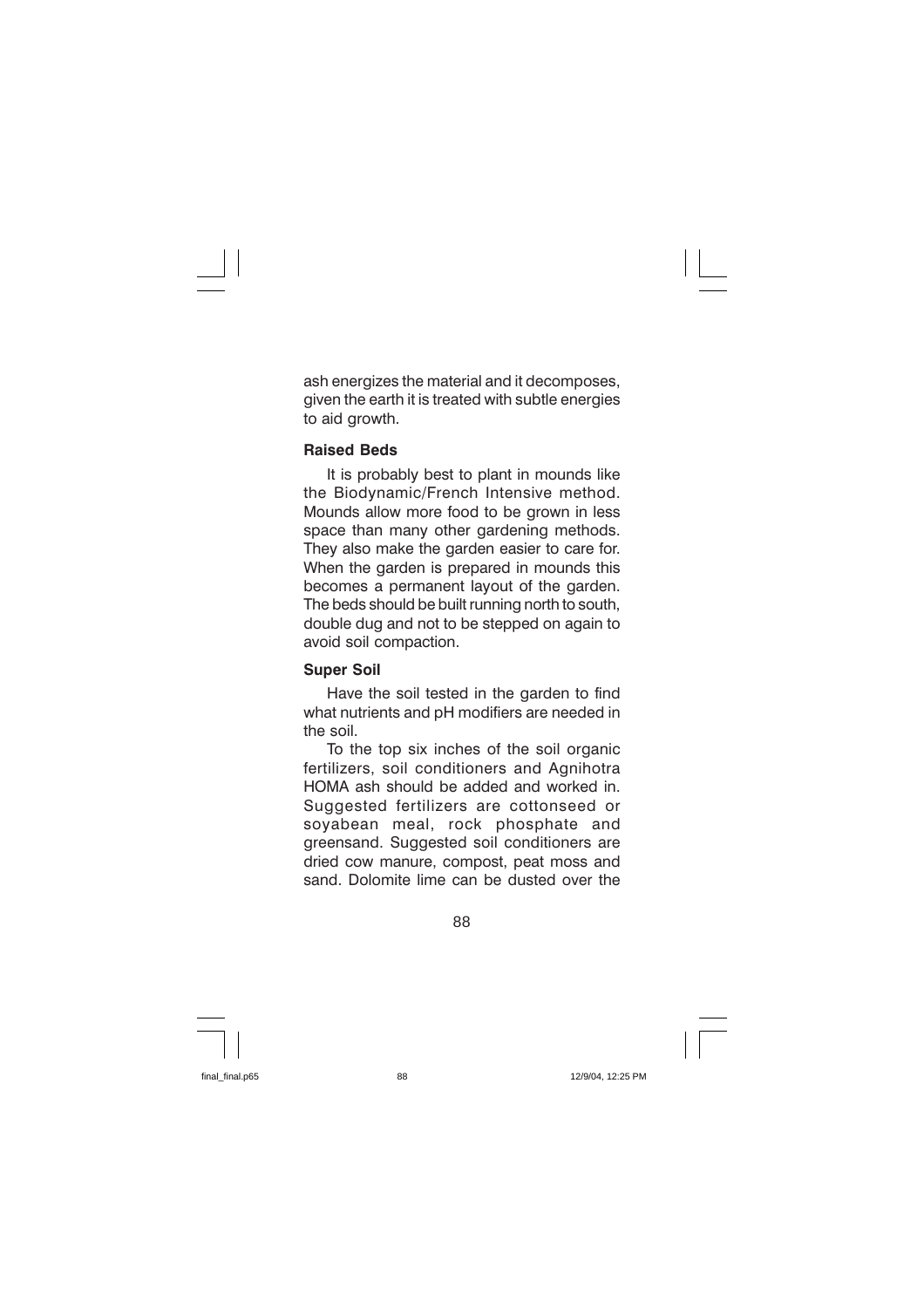ash energizes the material and it decomposes, given the earth it is treated with subtle energies to aid growth.

### Raised Beds

It is probably best to plant in mounds like the Biodynamic/French Intensive method. Mounds allow more food to be grown in less space than many other gardening methods. They also make the garden easier to care for. When the garden is prepared in mounds this becomes a permanent layout of the garden. The beds should be built running north to south, double dug and not to be stepped on again to avoid soil compaction.

### Super Soil

Have the soil tested in the garden to find what nutrients and pH modifiers are needed in the soil.

To the top six inches of the soil organic fertilizers, soil conditioners and Agnihotra HOMA ash should be added and worked in. Suggested fertilizers are cottonseed or soyabean meal, rock phosphate and greensand. Suggested soil conditioners are dried cow manure, compost, peat moss and sand. Dolomite lime can be dusted over the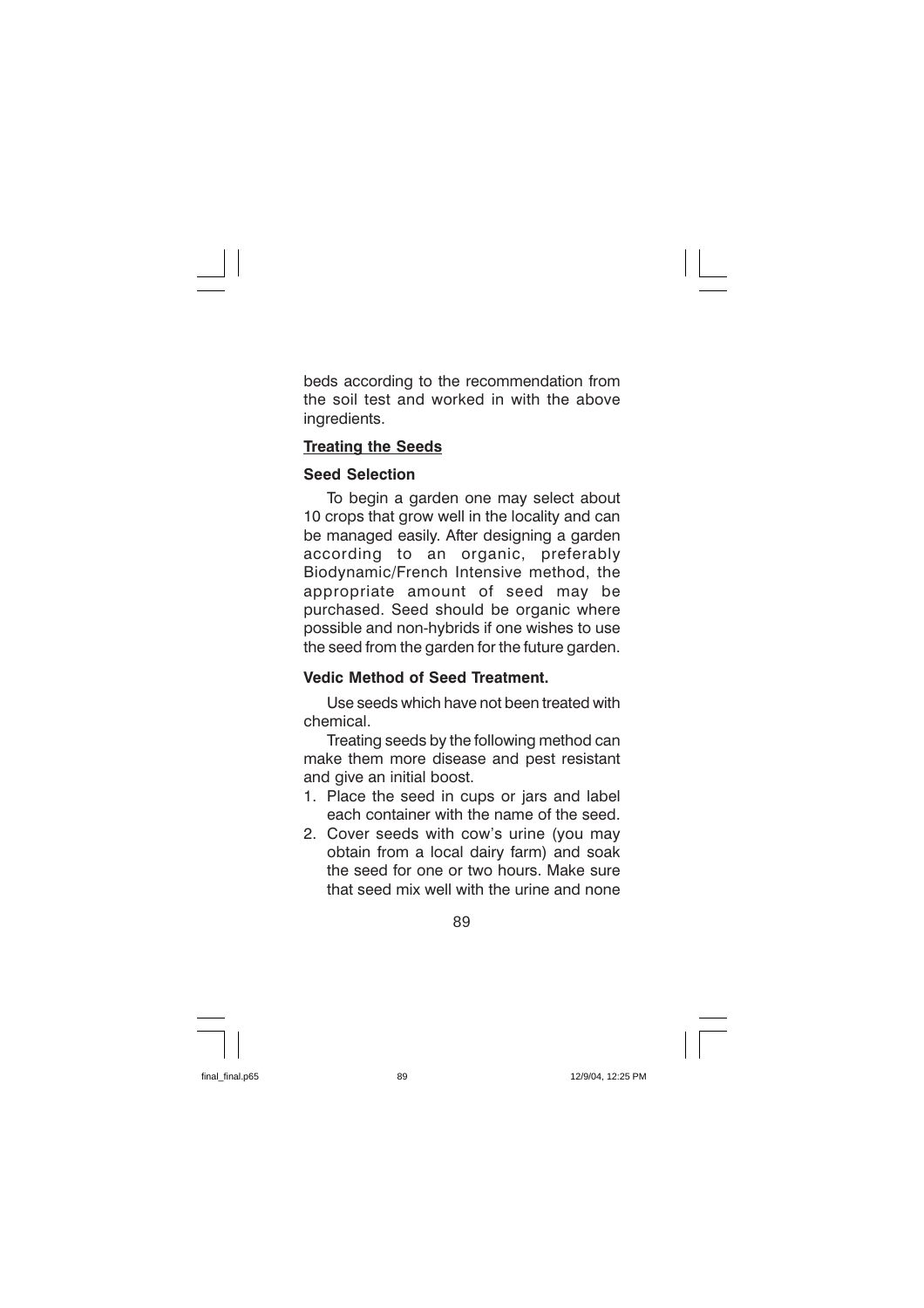beds according to the recommendation from the soil test and worked in with the above ingredients.

## Treating the Seeds

### Seed Selection

To begin a garden one may select about 10 crops that grow well in the locality and can be managed easily. After designing a garden according to an organic, preferably Biodynamic/French Intensive method, the appropriate amount of seed may be purchased. Seed should be organic where possible and non-hybrids if one wishes to use the seed from the garden for the future garden.

### Vedic Method of Seed Treatment.

Use seeds which have not been treated with chemical.

Treating seeds by the following method can make them more disease and pest resistant and give an initial boost.

1. Place the seed in cups or jars and label each container with the name of the seed.
2. Cover seeds with cow's urine (you may obtain from a local dairy farm) and soak the seed for one or two hours. Make sure that seed mix well with the urine and none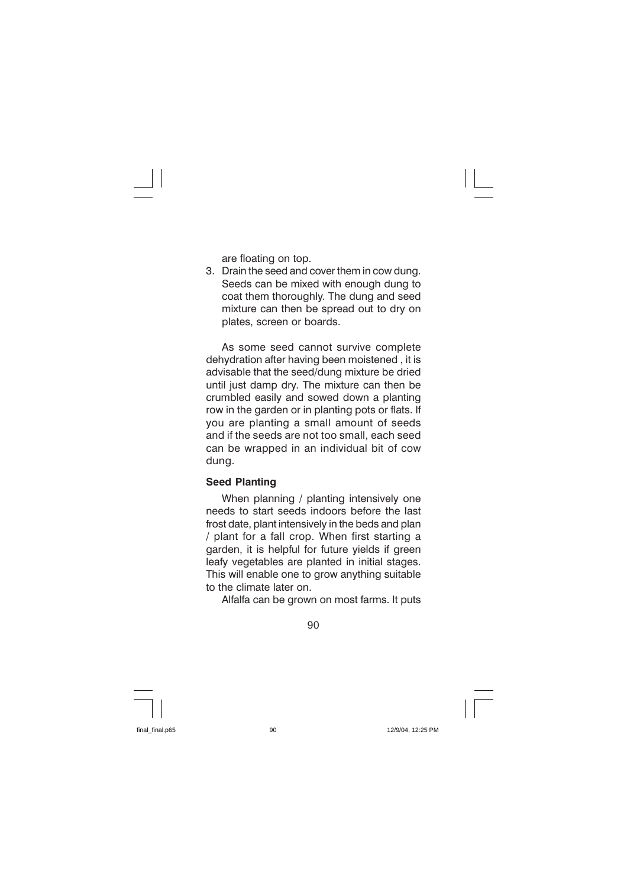are floating on top.

3. Drain the seed and cover them in cow dung. Seeds can be mixed with enough dung to coat them thoroughly. The dung and seed mixture can then be spread out to dry on plates, screen or boards.

As some seed cannot survive complete dehydration after having been moistened , it is advisable that the seed/dung mixture be dried until just damp dry. The mixture can then be crumbled easily and sowed down a planting row in the garden or in planting pots or flats. If you are planting a small amount of seeds and if the seeds are not too small, each seed can be wrapped in an individual bit of cow dung.

**Seed Planting**

When planning / planting intensively one needs to start seeds indoors before the last frost date, plant intensively in the beds and plan / plant for a fall crop. When first starting a garden, it is helpful for future yields if green leafy vegetables are planted in initial stages. This will enable one to grow anything suitable to the climate later on.

Alfalfa can be grown on most farms. It puts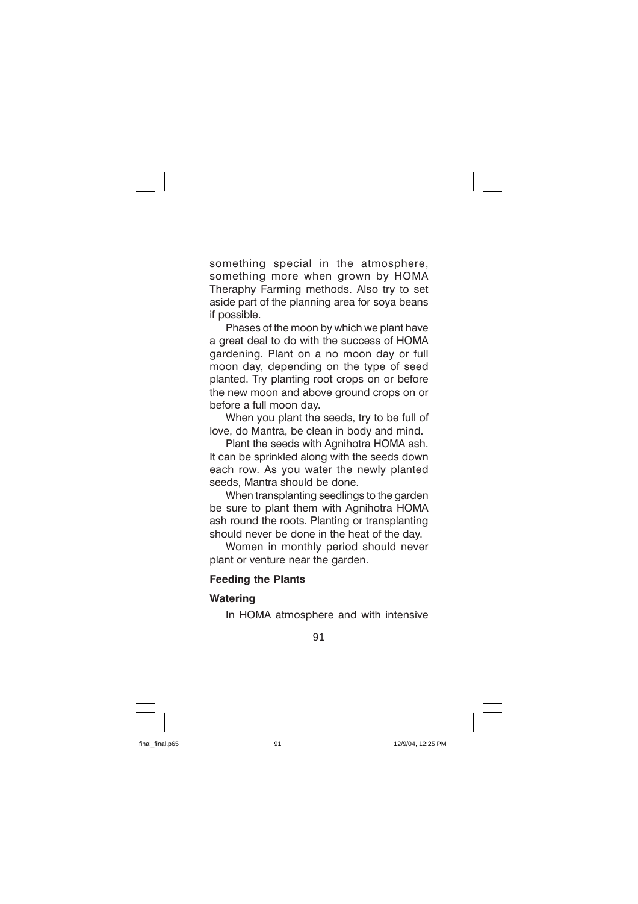something special in the atmosphere, something more when grown by HOMA Theraphy Farming methods. Also try to set aside part of the planning area for soya beans if possible.

Phases of the moon by which we plant have a great deal to do with the success of HOMA gardening. Plant on a no moon day or full moon day, depending on the type of seed planted. Try planting root crops on or before the new moon and above ground crops on or before a full moon day.

When you plant the seeds, try to be full of love, do Mantra, be clean in body and mind.

Plant the seeds with Agnihotra HOMA ash. It can be sprinkled along with the seeds down each row. As you water the newly planted seeds, Mantra should be done.

When transplanting seedlings to the garden be sure to plant them with Agnihotra HOMA ash round the roots. Planting or transplanting should never be done in the heat of the day.

Women in monthly period should never plant or venture near the garden.

**Feeding the Plants**

**Watering**

In HOMA atmosphere and with intensive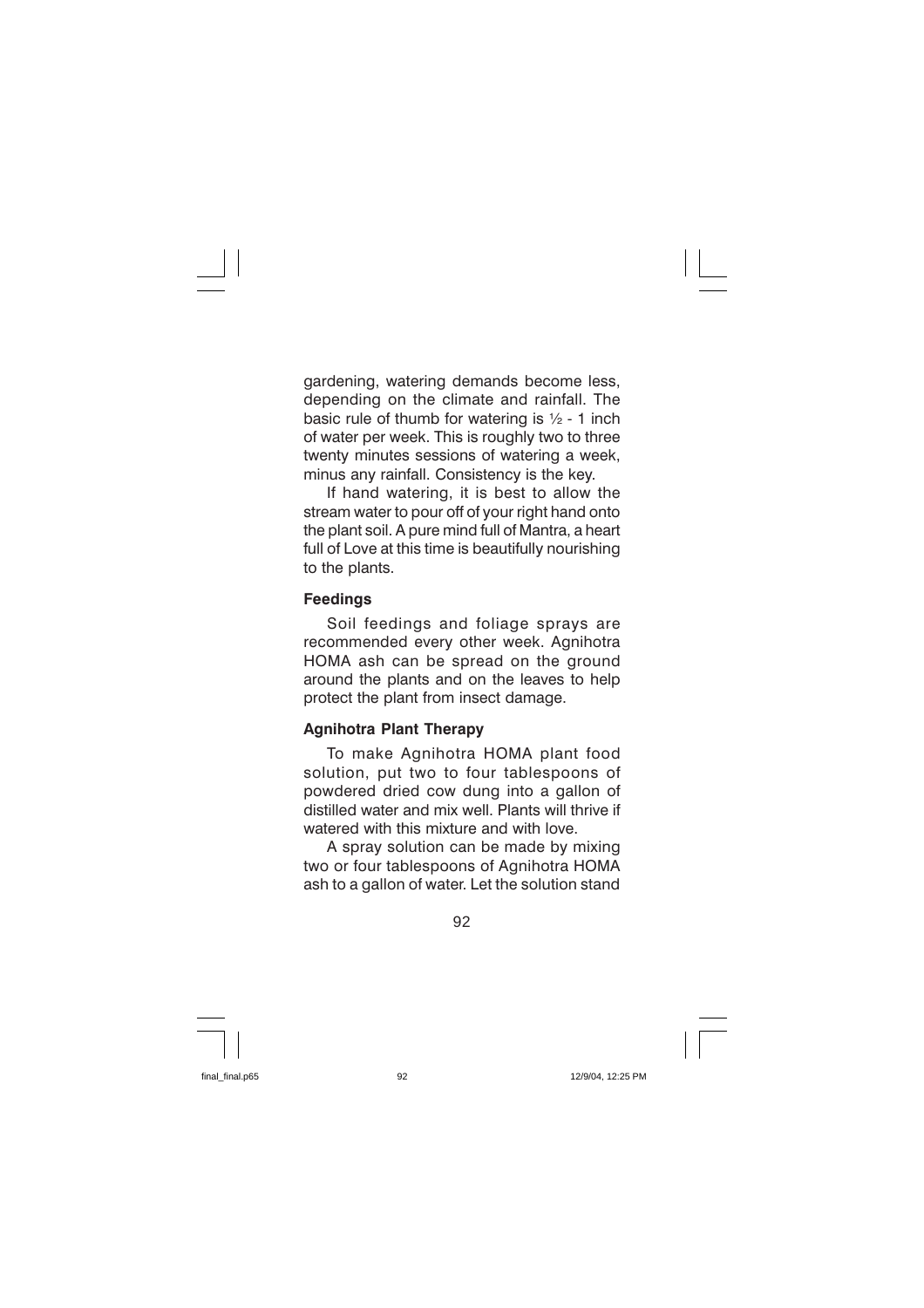gardening, watering demands become less, depending on the climate and rainfall. The basic rule of thumb for watering is ½ - 1 inch of water per week. This is roughly two to three twenty minutes sessions of watering a week, minus any rainfall. Consistency is the key.

If hand watering, it is best to allow the stream water to pour off of your right hand onto the plant soil. A pure mind full of Mantra, a heart full of Love at this time is beautifully nourishing to the plants.

### Feedings

Soil feedings and foliage sprays are recommended every other week. Agnihotra HOMA ash can be spread on the ground around the plants and on the leaves to help protect the plant from insect damage.

### Agnihotra Plant Therapy

To make Agnihotra HOMA plant food solution, put two to four tablespoons of powdered dried cow dung into a gallon of distilled water and mix well. Plants will thrive if watered with this mixture and with love.

A spray solution can be made by mixing two or four tablespoons of Agnihotra HOMA ash to a gallon of water. Let the solution stand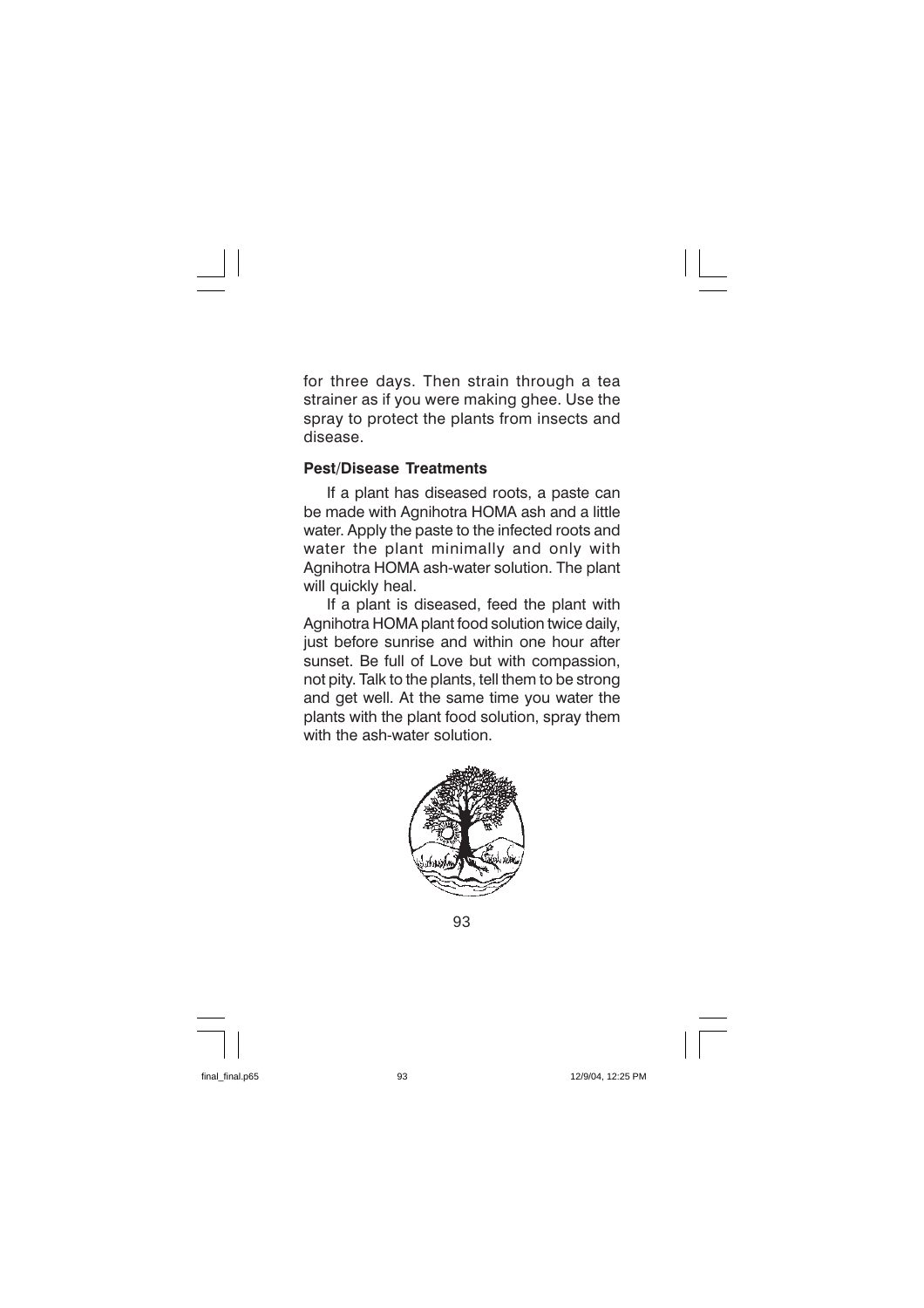for three days. Then strain through a tea strainer as if you were making ghee. Use the spray to protect the plants from insects and disease.

### Pest/Disease Treatments

If a plant has diseased roots, a paste can be made with Agnihotra HOMA ash and a little water. Apply the paste to the infected roots and water the plant minimally and only with Agnihotra HOMA ash-water solution. The plant will quickly heal.

If a plant is diseased, feed the plant with Agnihotra HOMA plant food solution twice daily, just before sunrise and within one hour after sunset. Be full of Love but with compassion, not pity. Talk to the plants, tell them to be strong and get well. At the same time you water the plants with the plant food solution, spray them with the ash-water solution.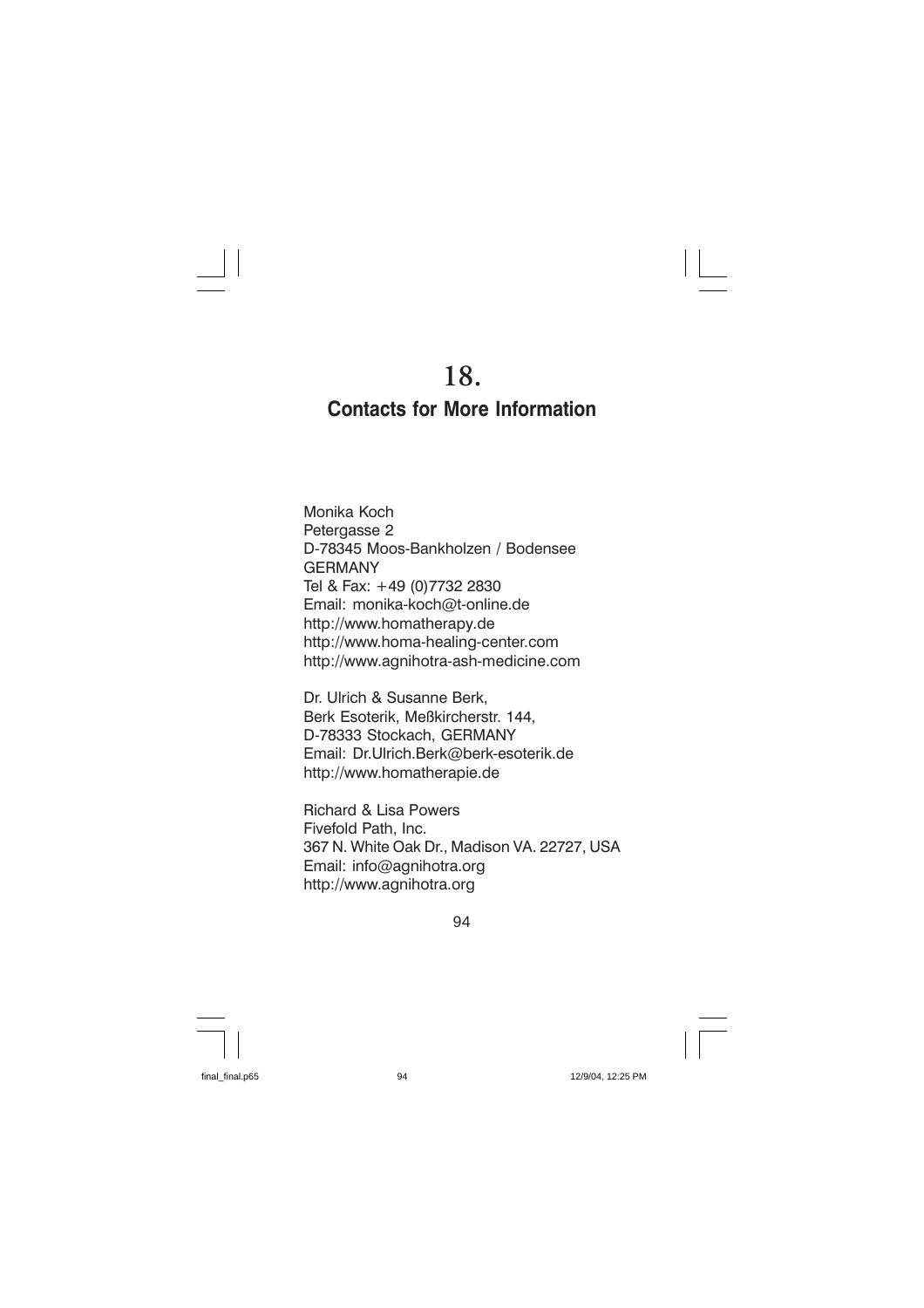# 18.

## Contacts for More Information

Monika Koch
Petergasse 2
D-78345 Moos-Bankholzen / Bodensee
GERMANY
Tel & Fax: +49 (0)7732 2830
Email: monika-koch@t-online.de
http://www.homatherapy.de
http://www.homa-healing-center.com
http://www.agnihotra-ash-medicine.com

Dr. Ulrich & Susanne Berk,
Berk Esoterik, Meßkircherstr. 144,
D-78333 Stockach, GERMANY
Email: Dr.Ulrich.Berk@berk-esoterik.de
http://www.homatherapie.de

Richard & Lisa Powers
Fivefold Path, Inc.
367 N. White Oak Dr., Madison VA. 22727, USA
Email: info@agnihotra.org
http://www.agnihotra.org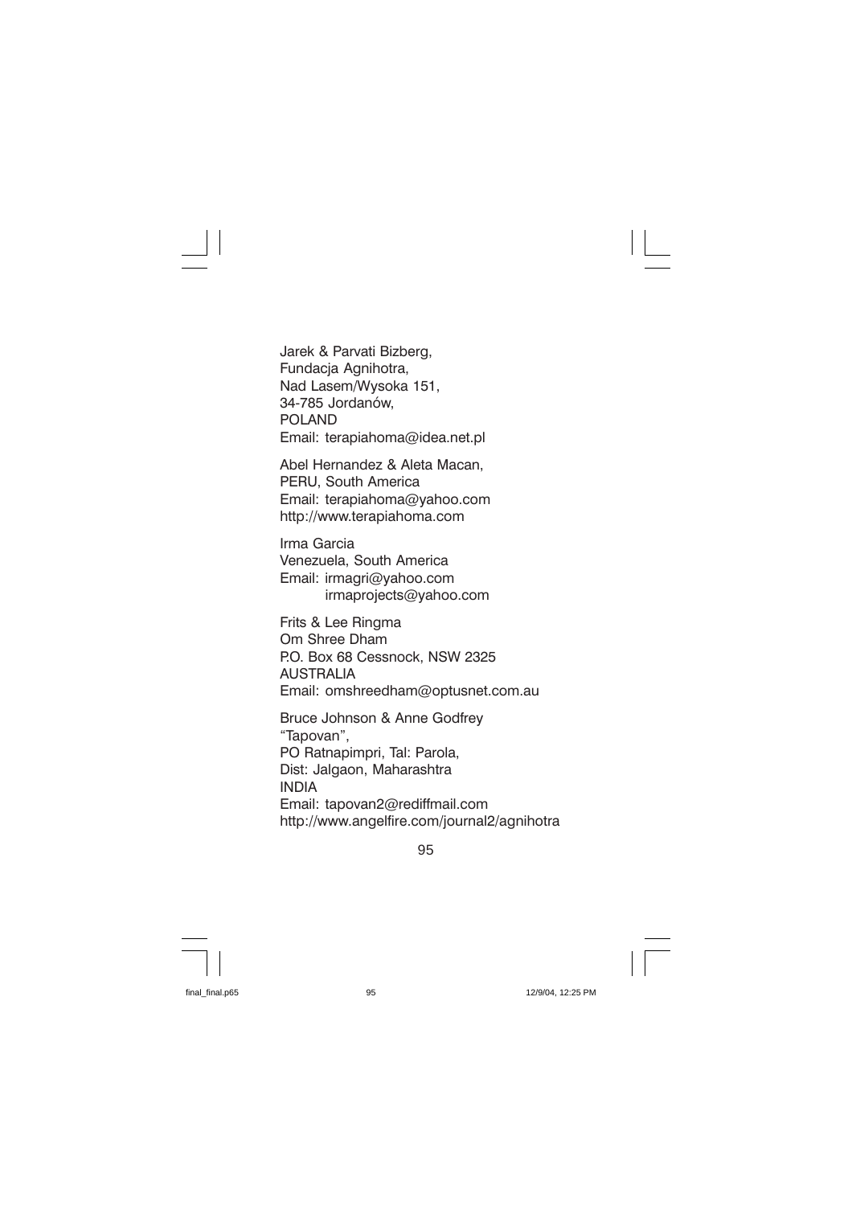Jarek & Parvati Bizberg,
Fundacja Agnihotra,
Nad Lasem/Wysoka 151,
34-785 Jordanów,
POLAND
Email: terapiahoma@idea.net.pl

Abel Hernandez & Aleta Macan,
PERU, South America
Email: terapiahoma@yahoo.com
http://www.terapiahoma.com

Irma Garcia
Venezuela, South America
Email: irmagri@yahoo.com
irmaprojects@yahoo.com

Frits & Lee Ringma
Om Shree Dham
P.O. Box 68 Cessnock, NSW 2325
AUSTRALIA
Email: omshreedham@optusnet.com.au

Bruce Johnson & Anne Godfrey
"Tapovan",
PO Ratnapimpri, Tal: Parola,
Dist: Jalgaon, Maharashtra
INDIA
Email: tapovan2@rediffmail.com
http://www.angelfire.com/journal2/agnihotra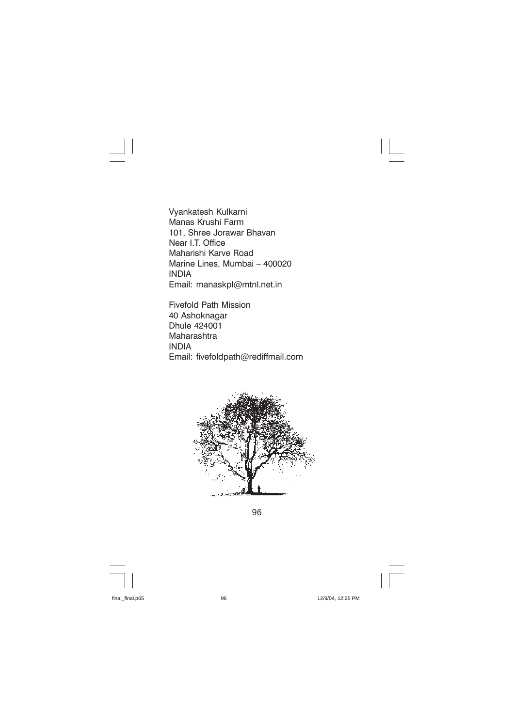Vyankatesh Kulkarni
Manas Krushi Farm
101, Shree Jorawar Bhavan
Near I.T. Office
Maharishi Karve Road
Marine Lines, Mumbai – 400020
INDIA
Email: manaskpl@mtnl.net.in

Fivefold Path Mission
40 Ashoknagar
Dhule 424001
Maharashtra
INDIA
Email: fivefoldpath@rediffmail.com